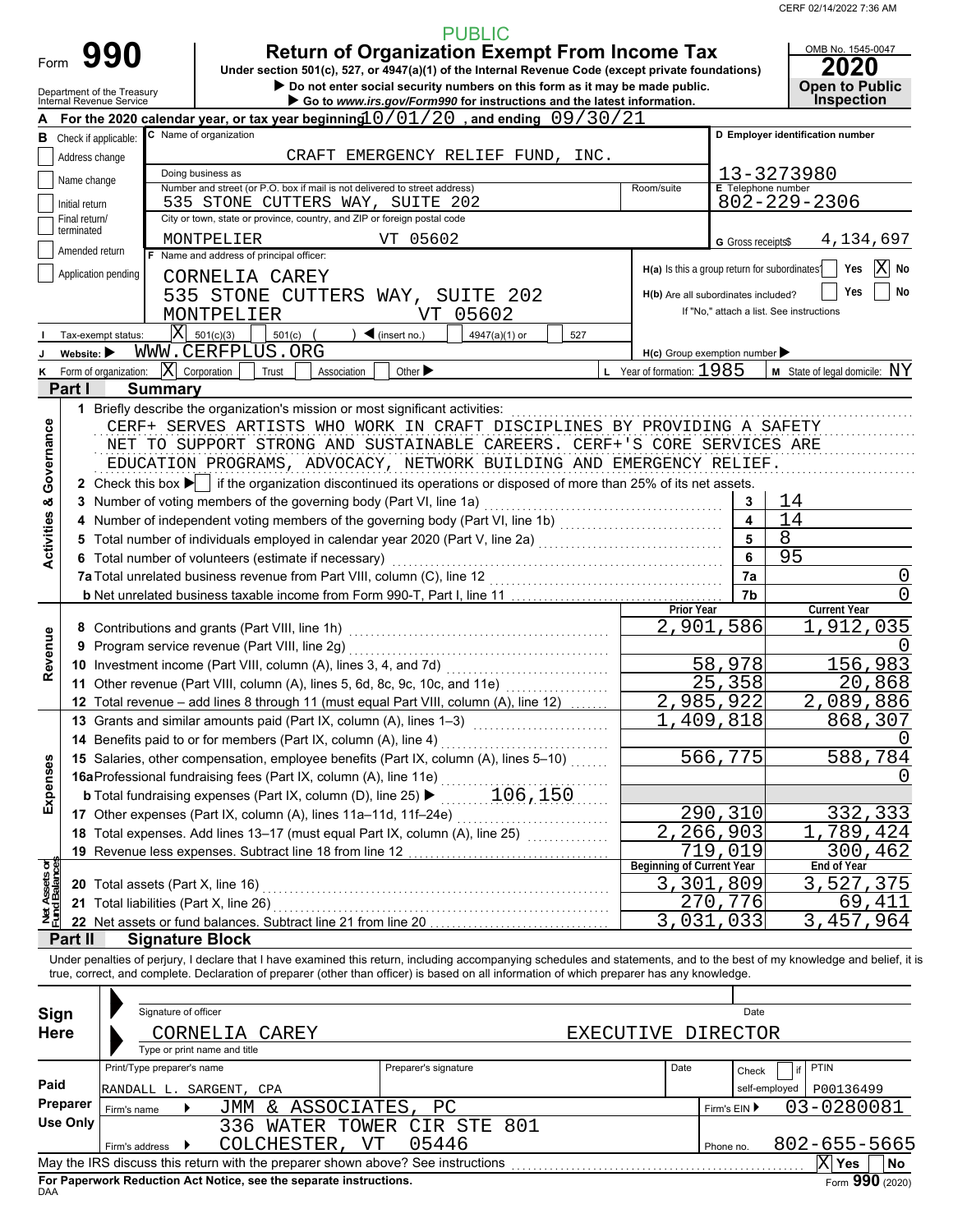CERF 02/14/2022 7:36 AM

PUBLIC

# Form 990 — Return of Organization Exempt From Income Tax

Under section 501(c), 527, or 4947(a)(1) of the Internal Revenue Code (except private foundations)

▶ Do not enter social security numbers on this form as it may be made public.

▶ Go to *www.irs.gov/Form990* for instructions and the latest information.

Department of the Treasury
Internal Revenue Service

OMB No. 1545-0047

**2020**

**Open to Public Inspection**

**A** For the 2020 calendar year, or tax year beginning 10/01/20, and ending 09/30/21

**B** Check if applicable:
- [ ] Address change
- [ ] Name change
- [ ] Initial return
- [ ] Final return/terminated
- [ ] Amended return
- [ ] Application pending

**C** Name of organization: CRAFT EMERGENCY RELIEF FUND, INC.

Doing business as:

Number and street (or P.O. box if mail is not delivered to street address): 535 STONE CUTTERS WAY, SUITE 202 — Room/suite:

City or town, state or province, country, and ZIP or foreign postal code: MONTPELIER VT 05602

**D** Employer identification number: 13-3273980

**E** Telephone number: 802-229-2306

**G** Gross receipts $ 4,134,697

**F** Name and address of principal officer:
CORNELIA CAREY
535 STONE CUTTERS WAY, SUITE 202
MONTPELIER VT 05602

**H(a)** Is this a group return for subordinates? [ ] Yes [X] No

**H(b)** Are all subordinates included? [ ] Yes [ ] No
If "No," attach a list. See instructions

**I** Tax-exempt status: [X] 501(c)(3) [ ] 501(c) ( ) ◀ (insert no.) [ ] 4947(a)(1) or [ ] 527

**J** Website: ▶ WWW.CERFPLUS.ORG

**H(c)** Group exemption number ▶

**K** Form of organization: [X] Corporation [ ] Trust [ ] Association [ ] Other ▶

**L** Year of formation: 1985

**M** State of legal domicile: NY

## Part I Summary

**Activities & Governance**

1 Briefly describe the organization's mission or most significant activities:
CERF+ SERVES ARTISTS WHO WORK IN CRAFT DISCIPLINES BY PROVIDING A SAFETY NET TO SUPPORT STRONG AND SUSTAINABLE CAREERS. CERF+'S CORE SERVICES ARE EDUCATION PROGRAMS, ADVOCACY, NETWORK BUILDING AND EMERGENCY RELIEF.

2 Check this box ▶ [ ] if the organization discontinued its operations or disposed of more than 25% of its net assets.

| | Line | Value |
|---|---|---|
| 3 Number of voting members of the governing body (Part VI, line 1a) | 3 | 14 |
| 4 Number of independent voting members of the governing body (Part VI, line 1b) | 4 | 14 |
| 5 Total number of individuals employed in calendar year 2020 (Part V, line 2a) | 5 | 8 |
| 6 Total number of volunteers (estimate if necessary) | 6 | 95 |
| 7a Total unrelated business revenue from Part VIII, column (C), line 12 | 7a | 0 |
| b Net unrelated business taxable income from Form 990-T, Part I, line 11 | 7b | 0 |

| | Prior Year | Current Year |
|---|---|---|
| **Revenue** | | |
| 8 Contributions and grants (Part VIII, line 1h) | 2,901,586 | 1,912,035 |
| 9 Program service revenue (Part VIII, line 2g) | | 0 |
| 10 Investment income (Part VIII, column (A), lines 3, 4, and 7d) | 58,978 | 156,983 |
| 11 Other revenue (Part VIII, column (A), lines 5, 6d, 8c, 9c, 10c, and 11e) | 25,358 | 20,868 |
| 12 Total revenue – add lines 8 through 11 (must equal Part VIII, column (A), line 12) | 2,985,922 | 2,089,886 |
| **Expenses** | | |
| 13 Grants and similar amounts paid (Part IX, column (A), lines 1–3) | 1,409,818 | 868,307 |
| 14 Benefits paid to or for members (Part IX, column (A), line 4) | | 0 |
| 15 Salaries, other compensation, employee benefits (Part IX, column (A), lines 5–10) | 566,775 | 588,784 |
| 16a Professional fundraising fees (Part IX, column (A), line 11e) | | 0 |
| b Total fundraising expenses (Part IX, column (D), line 25) ▶ 106,150 | | |
| 17 Other expenses (Part IX, column (A), lines 11a–11d, 11f–24e) | 290,310 | 332,333 |
| 18 Total expenses. Add lines 13–17 (must equal Part IX, column (A), line 25) | 2,266,903 | 1,789,424 |
| 19 Revenue less expenses. Subtract line 18 from line 12 | 719,019 | 300,462 |

| **Net Assets or Fund Balances** | Beginning of Current Year | End of Year |
|---|---|---|
| 20 Total assets (Part X, line 16) | 3,301,809 | 3,527,375 |
| 21 Total liabilities (Part X, line 26) | 270,776 | 69,411 |
| 22 Net assets or fund balances. Subtract line 21 from line 20 | 3,031,033 | 3,457,964 |

## Part II Signature Block

Under penalties of perjury, I declare that I have examined this return, including accompanying schedules and statements, and to the best of my knowledge and belief, it is true, correct, and complete. Declaration of preparer (other than officer) is based on all information of which preparer has any knowledge.

**Sign Here**

Signature of officer — Date

CORNELIA CAREY — EXECUTIVE DIRECTOR
Type or print name and title

**Paid Preparer Use Only**

| Print/Type preparer's name | Preparer's signature | Date | Check [ ] if self-employed | PTIN |
|---|---|---|---|---|
| RANDALL L. SARGENT, CPA | | | | P00136499 |

Firm's name ▶ JMM & ASSOCIATES, PC — Firm's EIN ▶ 03-0280081

Firm's address ▶ 336 WATER TOWER CIR STE 801, COLCHESTER, VT 05446 — Phone no. 802-655-5665

May the IRS discuss this return with the preparer shown above? See instructions [X] Yes [ ] No

**For Paperwork Reduction Act Notice, see the separate instructions.**

DAA — Form **990** (2020)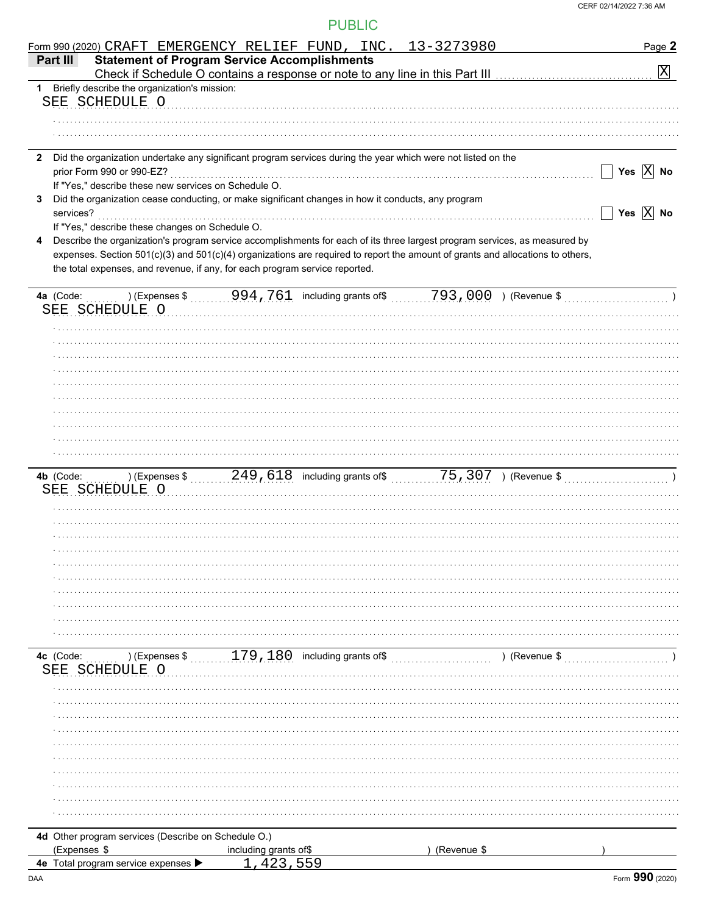PUBLIC

Form 990 (2020) CRAFT EMERGENCY RELIEF FUND, INC. 13-3273980

## Part III Statement of Program Service Accomplishments

Check if Schedule O contains a response or note to any line in this Part III [X]

**1** Briefly describe the organization's mission:

SEE SCHEDULE O

**2** Did the organization undertake any significant program services during the year which were not listed on the prior Form 990 or 990-EZ? [ ] Yes [X] No

If "Yes," describe these new services on Schedule O.

**3** Did the organization cease conducting, or make significant changes in how it conducts, any program services? [ ] Yes [X] No

If "Yes," describe these changes on Schedule O.

**4** Describe the organization's program service accomplishments for each of its three largest program services, as measured by expenses. Section 501(c)(3) and 501(c)(4) organizations are required to report the amount of grants and allocations to others, the total expenses, and revenue, if any, for each program service reported.

**4a** (Code: ) (Expenses $ 994,761 including grants of$ 793,000 ) (Revenue $ )

SEE SCHEDULE O

**4b** (Code: ) (Expenses $ 249,618 including grants of$ 75,307 ) (Revenue $ )

SEE SCHEDULE O

**4c** (Code: ) (Expenses $ 179,180 including grants of$ ) (Revenue $ )

SEE SCHEDULE O

**4d** Other program services (Describe on Schedule O.)

(Expenses $ including grants of$ ) (Revenue $ )

**4e** Total program service expenses ▶ 1,423,559

Form **990** (2020)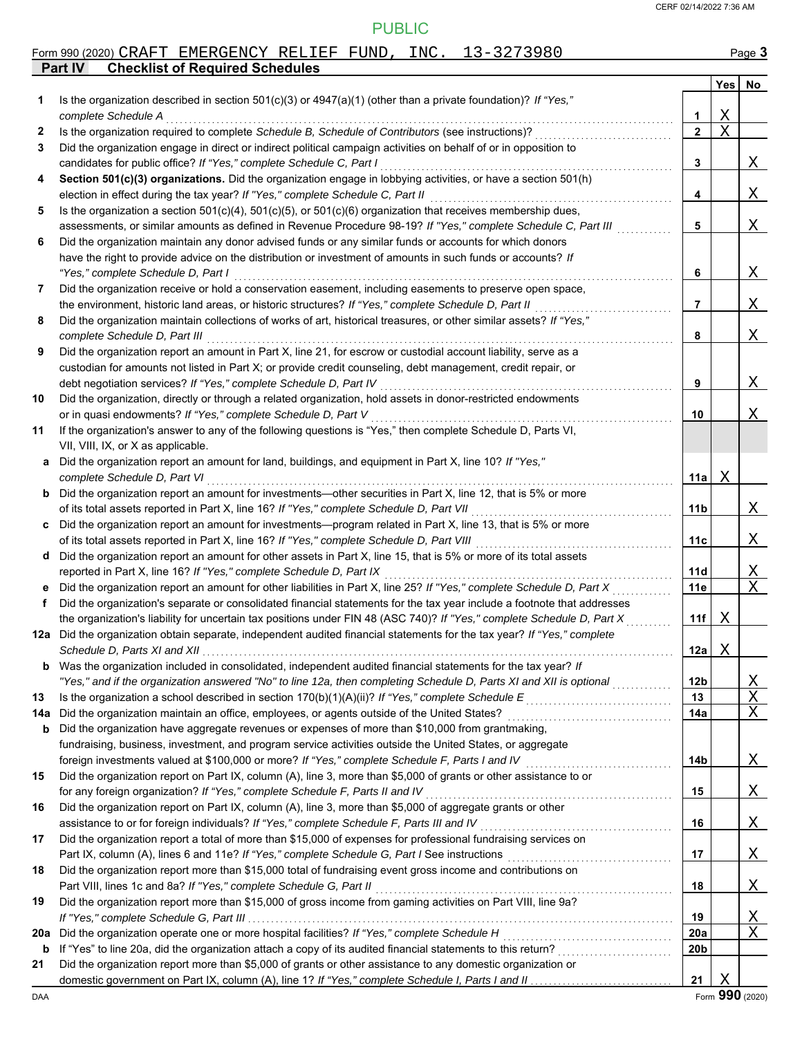PUBLIC

Form 990 (2020) CRAFT EMERGENCY RELIEF FUND, INC. 13-3273980 Page 3

## Part IV Checklist of Required Schedules

| | | | Yes | No |
|---|---|---|---|---|
| 1 | Is the organization described in section 501(c)(3) or 4947(a)(1) (other than a private foundation)? *If "Yes," complete Schedule A* | 1 | X | |
| 2 | Is the organization required to complete *Schedule B, Schedule of Contributors* (see instructions)? | 2 | X | |
| 3 | Did the organization engage in direct or indirect political campaign activities on behalf of or in opposition to candidates for public office? *If "Yes," complete Schedule C, Part I* | 3 | | X |
| 4 | **Section 501(c)(3) organizations.** Did the organization engage in lobbying activities, or have a section 501(h) election in effect during the tax year? *If "Yes," complete Schedule C, Part II* | 4 | | X |
| 5 | Is the organization a section 501(c)(4), 501(c)(5), or 501(c)(6) organization that receives membership dues, assessments, or similar amounts as defined in Revenue Procedure 98-19? *If "Yes," complete Schedule C, Part III* | 5 | | X |
| 6 | Did the organization maintain any donor advised funds or any similar funds or accounts for which donors have the right to provide advice on the distribution or investment of amounts in such funds or accounts? *If "Yes," complete Schedule D, Part I* | 6 | | X |
| 7 | Did the organization receive or hold a conservation easement, including easements to preserve open space, the environment, historic land areas, or historic structures? *If "Yes," complete Schedule D, Part II* | 7 | | X |
| 8 | Did the organization maintain collections of works of art, historical treasures, or other similar assets? *If "Yes," complete Schedule D, Part III* | 8 | | X |
| 9 | Did the organization report an amount in Part X, line 21, for escrow or custodial account liability, serve as a custodian for amounts not listed in Part X; or provide credit counseling, debt management, credit repair, or debt negotiation services? *If "Yes," complete Schedule D, Part IV* | 9 | | X |
| 10 | Did the organization, directly or through a related organization, hold assets in donor-restricted endowments or in quasi endowments? *If "Yes," complete Schedule D, Part V* | 10 | | X |
| 11 | If the organization's answer to any of the following questions is "Yes," then complete Schedule D, Parts VI, VII, VIII, IX, or X as applicable. | | | |
| a | Did the organization report an amount for land, buildings, and equipment in Part X, line 10? *If "Yes," complete Schedule D, Part VI* | 11a | X | |
| b | Did the organization report an amount for investments—other securities in Part X, line 12, that is 5% or more of its total assets reported in Part X, line 16? *If "Yes," complete Schedule D, Part VII* | 11b | | X |
| c | Did the organization report an amount for investments—program related in Part X, line 13, that is 5% or more of its total assets reported in Part X, line 16? *If "Yes," complete Schedule D, Part VIII* | 11c | | X |
| d | Did the organization report an amount for other assets in Part X, line 15, that is 5% or more of its total assets reported in Part X, line 16? *If "Yes," complete Schedule D, Part IX* | 11d | | X |
| e | Did the organization report an amount for other liabilities in Part X, line 25? *If "Yes," complete Schedule D, Part X* | 11e | | X |
| f | Did the organization's separate or consolidated financial statements for the tax year include a footnote that addresses the organization's liability for uncertain tax positions under FIN 48 (ASC 740)? *If "Yes," complete Schedule D, Part X* | 11f | X | |
| 12a | Did the organization obtain separate, independent audited financial statements for the tax year? *If "Yes," complete Schedule D, Parts XI and XII* | 12a | X | |
| b | Was the organization included in consolidated, independent audited financial statements for the tax year? *If "Yes," and if the organization answered "No" to line 12a, then completing Schedule D, Parts XI and XII is optional* | 12b | | X |
| 13 | Is the organization a school described in section 170(b)(1)(A)(ii)? *If "Yes," complete Schedule E* | 13 | | X |
| 14a | Did the organization maintain an office, employees, or agents outside of the United States? | 14a | | X |
| b | Did the organization have aggregate revenues or expenses of more than $10,000 from grantmaking, fundraising, business, investment, and program service activities outside the United States, or aggregate foreign investments valued at $100,000 or more? *If "Yes," complete Schedule F, Parts I and IV* | 14b | | X |
| 15 | Did the organization report on Part IX, column (A), line 3, more than $5,000 of grants or other assistance to or for any foreign organization? *If "Yes," complete Schedule F, Parts II and IV* | 15 | | X |
| 16 | Did the organization report on Part IX, column (A), line 3, more than $5,000 of aggregate grants or other assistance to or for foreign individuals? *If "Yes," complete Schedule F, Parts III and IV* | 16 | | X |
| 17 | Did the organization report a total of more than $15,000 of expenses for professional fundraising services on Part IX, column (A), lines 6 and 11e? *If "Yes," complete Schedule G, Part I* See instructions | 17 | | X |
| 18 | Did the organization report more than $15,000 total of fundraising event gross income and contributions on Part VIII, lines 1c and 8a? *If "Yes," complete Schedule G, Part II* | 18 | | X |
| 19 | Did the organization report more than $15,000 of gross income from gaming activities on Part VIII, line 9a? *If "Yes," complete Schedule G, Part III* | 19 | | X |
| 20a | Did the organization operate one or more hospital facilities? *If "Yes," complete Schedule H* | 20a | | X |
| b | If "Yes" to line 20a, did the organization attach a copy of its audited financial statements to this return? | 20b | | |
| 21 | Did the organization report more than $5,000 of grants or other assistance to any domestic organization or domestic government on Part IX, column (A), line 1? *If "Yes," complete Schedule I, Parts I and II* | 21 | X | |

DAA Form **990** (2020)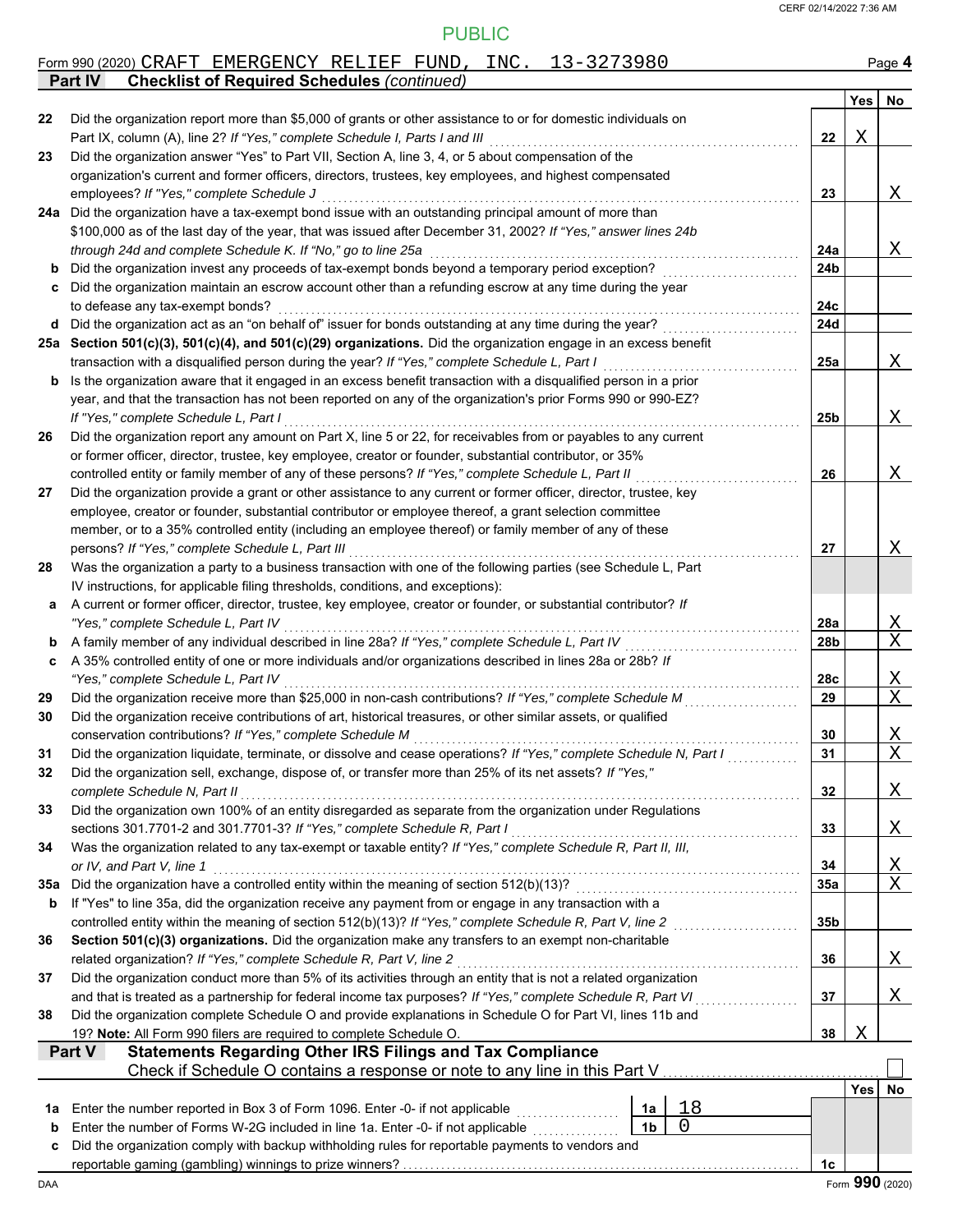PUBLIC

Form 990 (2020) CRAFT EMERGENCY RELIEF FUND, INC. 13-3273980 Page **4**

**Part IV Checklist of Required Schedules** *(continued)*

| | | | Yes | No |
|---|---|---|---|---|
| **22** | Did the organization report more than $5,000 of grants or other assistance to or for domestic individuals on Part IX, column (A), line 2? *If "Yes," complete Schedule I, Parts I and III* | 22 | X | |
| **23** | Did the organization answer "Yes" to Part VII, Section A, line 3, 4, or 5 about compensation of the organization's current and former officers, directors, trustees, key employees, and highest compensated employees? *If "Yes," complete Schedule J* | 23 | | X |
| **24a** | Did the organization have a tax-exempt bond issue with an outstanding principal amount of more than $100,000 as of the last day of the year, that was issued after December 31, 2002? *If "Yes," answer lines 24b through 24d and complete Schedule K. If "No," go to line 25a* | 24a | | X |
| **b** | Did the organization invest any proceeds of tax-exempt bonds beyond a temporary period exception? | 24b | | |
| **c** | Did the organization maintain an escrow account other than a refunding escrow at any time during the year to defease any tax-exempt bonds? | 24c | | |
| **d** | Did the organization act as an "on behalf of" issuer for bonds outstanding at any time during the year? | 24d | | |
| **25a** | **Section 501(c)(3), 501(c)(4), and 501(c)(29) organizations.** Did the organization engage in an excess benefit transaction with a disqualified person during the year? *If "Yes," complete Schedule L, Part I* | 25a | | X |
| **b** | Is the organization aware that it engaged in an excess benefit transaction with a disqualified person in a prior year, and that the transaction has not been reported on any of the organization's prior Forms 990 or 990-EZ? *If "Yes," complete Schedule L, Part I* | 25b | | X |
| **26** | Did the organization report any amount on Part X, line 5 or 22, for receivables from or payables to any current or former officer, director, trustee, key employee, creator or founder, substantial contributor, or 35% controlled entity or family member of any of these persons? *If "Yes," complete Schedule L, Part II* | 26 | | X |
| **27** | Did the organization provide a grant or other assistance to any current or former officer, director, trustee, key employee, creator or founder, substantial contributor or employee thereof, a grant selection committee member, or to a 35% controlled entity (including an employee thereof) or family member of any of these persons? *If "Yes," complete Schedule L, Part III* | 27 | | X |
| **28** | Was the organization a party to a business transaction with one of the following parties (see Schedule L, Part IV instructions, for applicable filing thresholds, conditions, and exceptions): | | | |
| **a** | A current or former officer, director, trustee, key employee, creator or founder, or substantial contributor? *If "Yes," complete Schedule L, Part IV* | 28a | | X |
| **b** | A family member of any individual described in line 28a? *If "Yes," complete Schedule L, Part IV* | 28b | | X |
| **c** | A 35% controlled entity of one or more individuals and/or organizations described in lines 28a or 28b? *If "Yes," complete Schedule L, Part IV* | 28c | | X |
| **29** | Did the organization receive more than $25,000 in non-cash contributions? *If "Yes," complete Schedule M* | 29 | | X |
| **30** | Did the organization receive contributions of art, historical treasures, or other similar assets, or qualified conservation contributions? *If "Yes," complete Schedule M* | 30 | | X |
| **31** | Did the organization liquidate, terminate, or dissolve and cease operations? *If "Yes," complete Schedule N, Part I* | 31 | | X |
| **32** | Did the organization sell, exchange, dispose of, or transfer more than 25% of its net assets? *If "Yes," complete Schedule N, Part II* | 32 | | X |
| **33** | Did the organization own 100% of an entity disregarded as separate from the organization under Regulations sections 301.7701-2 and 301.7701-3? *If "Yes," complete Schedule R, Part I* | 33 | | X |
| **34** | Was the organization related to any tax-exempt or taxable entity? *If "Yes," complete Schedule R, Part II, III, or IV, and Part V, line 1* | 34 | | X |
| **35a** | Did the organization have a controlled entity within the meaning of section 512(b)(13)? | 35a | | X |
| **b** | If "Yes" to line 35a, did the organization receive any payment from or engage in any transaction with a controlled entity within the meaning of section 512(b)(13)? *If "Yes," complete Schedule R, Part V, line 2* | 35b | | |
| **36** | **Section 501(c)(3) organizations.** Did the organization make any transfers to an exempt non-charitable related organization? *If "Yes," complete Schedule R, Part V, line 2* | 36 | | X |
| **37** | Did the organization conduct more than 5% of its activities through an entity that is not a related organization and that is treated as a partnership for federal income tax purposes? *If "Yes," complete Schedule R, Part VI* | 37 | | X |
| **38** | Did the organization complete Schedule O and provide explanations in Schedule O for Part VI, lines 11b and 19? **Note:** All Form 990 filers are required to complete Schedule O. | 38 | X | |

**Part V Statements Regarding Other IRS Filings and Tax Compliance**

Check if Schedule O contains a response or note to any line in this Part V ☐

| | | | | | Yes | No |
|---|---|---|---|---|---|---|
| **1a** | Enter the number reported in Box 3 of Form 1096. Enter -0- if not applicable | 1a | 18 | | | |
| **b** | Enter the number of Forms W-2G included in line 1a. Enter -0- if not applicable | 1b | 0 | | | |
| **c** | Did the organization comply with backup withholding rules for reportable payments to vendors and reportable gaming (gambling) winnings to prize winners? | | | 1c | | |

DAA Form **990** (2020)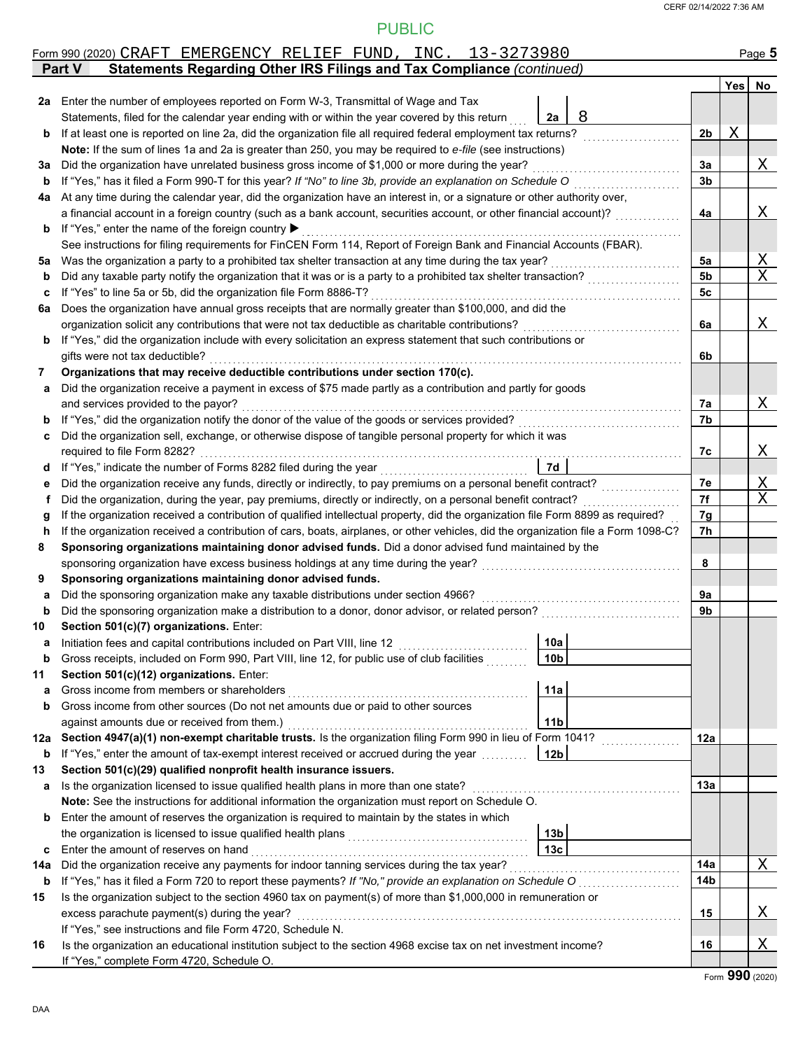PUBLIC

Form 990 (2020) CRAFT EMERGENCY RELIEF FUND, INC. 13-3273980

## Part V Statements Regarding Other IRS Filings and Tax Compliance *(continued)*

| | | | | Yes | No |
|---|---|---|---|---|---|
| **2a** | Enter the number of employees reported on Form W-3, Transmittal of Wage and Tax Statements, filed for the calendar year ending with or within the year covered by this return | 2a 8 | | | |
| **b** | If at least one is reported on line 2a, did the organization file all required federal employment tax returns? | | 2b | X | |
| | **Note:** If the sum of lines 1a and 2a is greater than 250, you may be required to *e-file* (see instructions) | | | | |
| **3a** | Did the organization have unrelated business gross income of $1,000 or more during the year? | | 3a | | X |
| **b** | If "Yes," has it filed a Form 990-T for this year? *If "No" to line 3b, provide an explanation on Schedule O* | | 3b | | |
| **4a** | At any time during the calendar year, did the organization have an interest in, or a signature or other authority over, a financial account in a foreign country (such as a bank account, securities account, or other financial account)? | | 4a | | X |
| **b** | If "Yes," enter the name of the foreign country ▶ | | | | |
| | See instructions for filing requirements for FinCEN Form 114, Report of Foreign Bank and Financial Accounts (FBAR). | | | | |
| **5a** | Was the organization a party to a prohibited tax shelter transaction at any time during the tax year? | | 5a | | X |
| **b** | Did any taxable party notify the organization that it was or is a party to a prohibited tax shelter transaction? | | 5b | | X |
| **c** | If "Yes" to line 5a or 5b, did the organization file Form 8886-T? | | 5c | | |
| **6a** | Does the organization have annual gross receipts that are normally greater than $100,000, and did the organization solicit any contributions that were not tax deductible as charitable contributions? | | 6a | | X |
| **b** | If "Yes," did the organization include with every solicitation an express statement that such contributions or gifts were not tax deductible? | | 6b | | |
| **7** | **Organizations that may receive deductible contributions under section 170(c).** | | | | |
| **a** | Did the organization receive a payment in excess of $75 made partly as a contribution and partly for goods and services provided to the payor? | | 7a | | X |
| **b** | If "Yes," did the organization notify the donor of the value of the goods or services provided? | | 7b | | |
| **c** | Did the organization sell, exchange, or otherwise dispose of tangible personal property for which it was required to file Form 8282? | | 7c | | X |
| **d** | If "Yes," indicate the number of Forms 8282 filed during the year | 7d | | | |
| **e** | Did the organization receive any funds, directly or indirectly, to pay premiums on a personal benefit contract? | | 7e | | X |
| **f** | Did the organization, during the year, pay premiums, directly or indirectly, on a personal benefit contract? | | 7f | | X |
| **g** | If the organization received a contribution of qualified intellectual property, did the organization file Form 8899 as required? | | 7g | | |
| **h** | If the organization received a contribution of cars, boats, airplanes, or other vehicles, did the organization file a Form 1098-C? | | 7h | | |
| **8** | **Sponsoring organizations maintaining donor advised funds.** Did a donor advised fund maintained by the sponsoring organization have excess business holdings at any time during the year? | | 8 | | |
| **9** | **Sponsoring organizations maintaining donor advised funds.** | | | | |
| **a** | Did the sponsoring organization make any taxable distributions under section 4966? | | 9a | | |
| **b** | Did the sponsoring organization make a distribution to a donor, donor advisor, or related person? | | 9b | | |
| **10** | **Section 501(c)(7) organizations.** Enter: | | | | |
| **a** | Initiation fees and capital contributions included on Part VIII, line 12 | 10a | | | |
| **b** | Gross receipts, included on Form 990, Part VIII, line 12, for public use of club facilities | 10b | | | |
| **11** | **Section 501(c)(12) organizations.** Enter: | | | | |
| **a** | Gross income from members or shareholders | 11a | | | |
| **b** | Gross income from other sources (Do not net amounts due or paid to other sources against amounts due or received from them.) | 11b | | | |
| **12a** | **Section 4947(a)(1) non-exempt charitable trusts.** Is the organization filing Form 990 in lieu of Form 1041? | | 12a | | |
| **b** | If "Yes," enter the amount of tax-exempt interest received or accrued during the year | 12b | | | |
| **13** | **Section 501(c)(29) qualified nonprofit health insurance issuers.** | | | | |
| **a** | Is the organization licensed to issue qualified health plans in more than one state? | | 13a | | |
| | **Note:** See the instructions for additional information the organization must report on Schedule O. | | | | |
| **b** | Enter the amount of reserves the organization is required to maintain by the states in which the organization is licensed to issue qualified health plans | 13b | | | |
| **c** | Enter the amount of reserves on hand | 13c | | | |
| **14a** | Did the organization receive any payments for indoor tanning services during the tax year? | | 14a | | X |
| **b** | If "Yes," has it filed a Form 720 to report these payments? *If "No," provide an explanation on Schedule O* | | 14b | | |
| **15** | Is the organization subject to the section 4960 tax on payment(s) of more than $1,000,000 in remuneration or excess parachute payment(s) during the year? | | 15 | | X |
| | If "Yes," see instructions and file Form 4720, Schedule N. | | | | |
| **16** | Is the organization an educational institution subject to the section 4968 excise tax on net investment income? | | 16 | | X |
| | If "Yes," complete Form 4720, Schedule O. | | | | |

Form **990** (2020)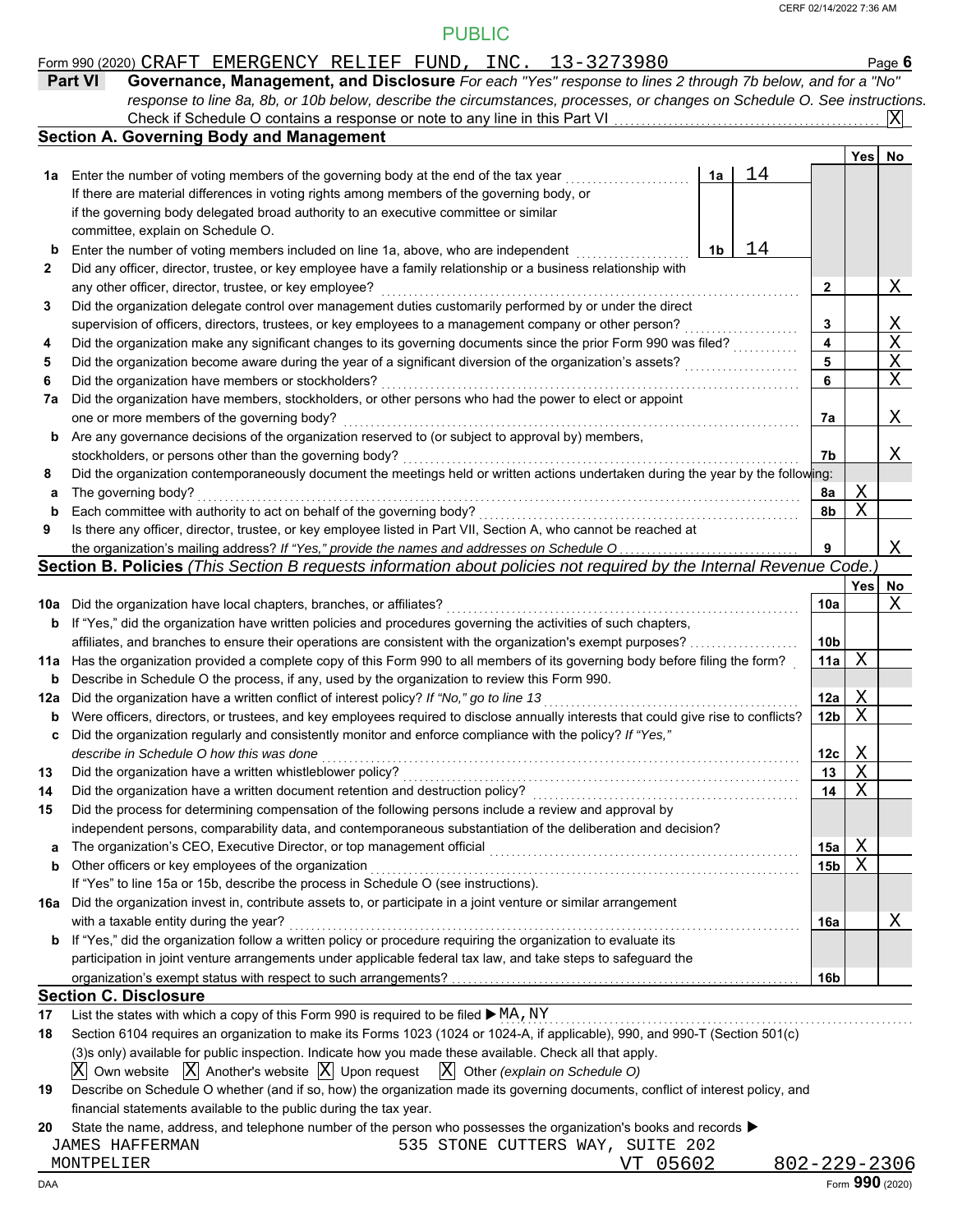Form 990 (2020) CRAFT EMERGENCY RELIEF FUND, INC. 13-3273980

## Part VI Governance, Management, and Disclosure

*For each "Yes" response to lines 2 through 7b below, and for a "No" response to line 8a, 8b, or 10b below, describe the circumstances, processes, or changes on Schedule O. See instructions.*

Check if Schedule O contains a response or note to any line in this Part VI .......... [X]

### Section A. Governing Body and Management

| | | | | Yes | No |
|---|---|---|---|---|---|
| 1a | Enter the number of voting members of the governing body at the end of the tax year | 1a | 14 | | |
| | If there are material differences in voting rights among members of the governing body, or if the governing body delegated broad authority to an executive committee or similar committee, explain on Schedule O. | | | | |
| b | Enter the number of voting members included on line 1a, above, who are independent | 1b | 14 | | |
| 2 | Did any officer, director, trustee, or key employee have a family relationship or a business relationship with any other officer, director, trustee, or key employee? | 2 | | | X |
| 3 | Did the organization delegate control over management duties customarily performed by or under the direct supervision of officers, directors, trustees, or key employees to a management company or other person? | 3 | | | X |
| 4 | Did the organization make any significant changes to its governing documents since the prior Form 990 was filed? | 4 | | | X |
| 5 | Did the organization become aware during the year of a significant diversion of the organization's assets? | 5 | | | X |
| 6 | Did the organization have members or stockholders? | 6 | | | X |
| 7a | Did the organization have members, stockholders, or other persons who had the power to elect or appoint one or more members of the governing body? | 7a | | | X |
| b | Are any governance decisions of the organization reserved to (or subject to approval by) members, stockholders, or persons other than the governing body? | 7b | | | X |
| 8 | Did the organization contemporaneously document the meetings held or written actions undertaken during the year by the following: | | | | |
| a | The governing body? | 8a | | X | |
| b | Each committee with authority to act on behalf of the governing body? | 8b | | X | |
| 9 | Is there any officer, director, trustee, or key employee listed in Part VII, Section A, who cannot be reached at the organization's mailing address? *If "Yes," provide the names and addresses on Schedule O* | 9 | | | X |

### Section B. Policies *(This Section B requests information about policies not required by the Internal Revenue Code.)*

| | | | Yes | No |
|---|---|---|---|---|
| 10a | Did the organization have local chapters, branches, or affiliates? | 10a | | X |
| b | If "Yes," did the organization have written policies and procedures governing the activities of such chapters, affiliates, and branches to ensure their operations are consistent with the organization's exempt purposes? | 10b | | |
| 11a | Has the organization provided a complete copy of this Form 990 to all members of its governing body before filing the form? | 11a | X | |
| b | Describe in Schedule O the process, if any, used by the organization to review this Form 990. | | | |
| 12a | Did the organization have a written conflict of interest policy? *If "No," go to line 13* | 12a | X | |
| b | Were officers, directors, or trustees, and key employees required to disclose annually interests that could give rise to conflicts? | 12b | X | |
| c | Did the organization regularly and consistently monitor and enforce compliance with the policy? *If "Yes," describe in Schedule O how this was done* | 12c | X | |
| 13 | Did the organization have a written whistleblower policy? | 13 | X | |
| 14 | Did the organization have a written document retention and destruction policy? | 14 | X | |
| 15 | Did the process for determining compensation of the following persons include a review and approval by independent persons, comparability data, and contemporaneous substantiation of the deliberation and decision? | | | |
| a | The organization's CEO, Executive Director, or top management official | 15a | X | |
| b | Other officers or key employees of the organization | 15b | X | |
| | If "Yes" to line 15a or 15b, describe the process in Schedule O (see instructions). | | | |
| 16a | Did the organization invest in, contribute assets to, or participate in a joint venture or similar arrangement with a taxable entity during the year? | 16a | | X |
| b | If "Yes," did the organization follow a written policy or procedure requiring the organization to evaluate its participation in joint venture arrangements under applicable federal tax law, and take steps to safeguard the organization's exempt status with respect to such arrangements? | 16b | | |

### Section C. Disclosure

17 List the states with which a copy of this Form 990 is required to be filed ▶ MA, NY

18 Section 6104 requires an organization to make its Forms 1023 (1024 or 1024-A, if applicable), 990, and 990-T (Section 501(c)(3)s only) available for public inspection. Indicate how you made these available. Check all that apply.

[X] Own website [X] Another's website [X] Upon request [X] Other *(explain on Schedule O)*

19 Describe on Schedule O whether (and if so, how) the organization made its governing documents, conflict of interest policy, and financial statements available to the public during the tax year.

20 State the name, address, and telephone number of the person who possesses the organization's books and records ▶

JAMES HAFFERMAN
535 STONE CUTTERS WAY, SUITE 202
MONTPELIER VT 05602 802-229-2306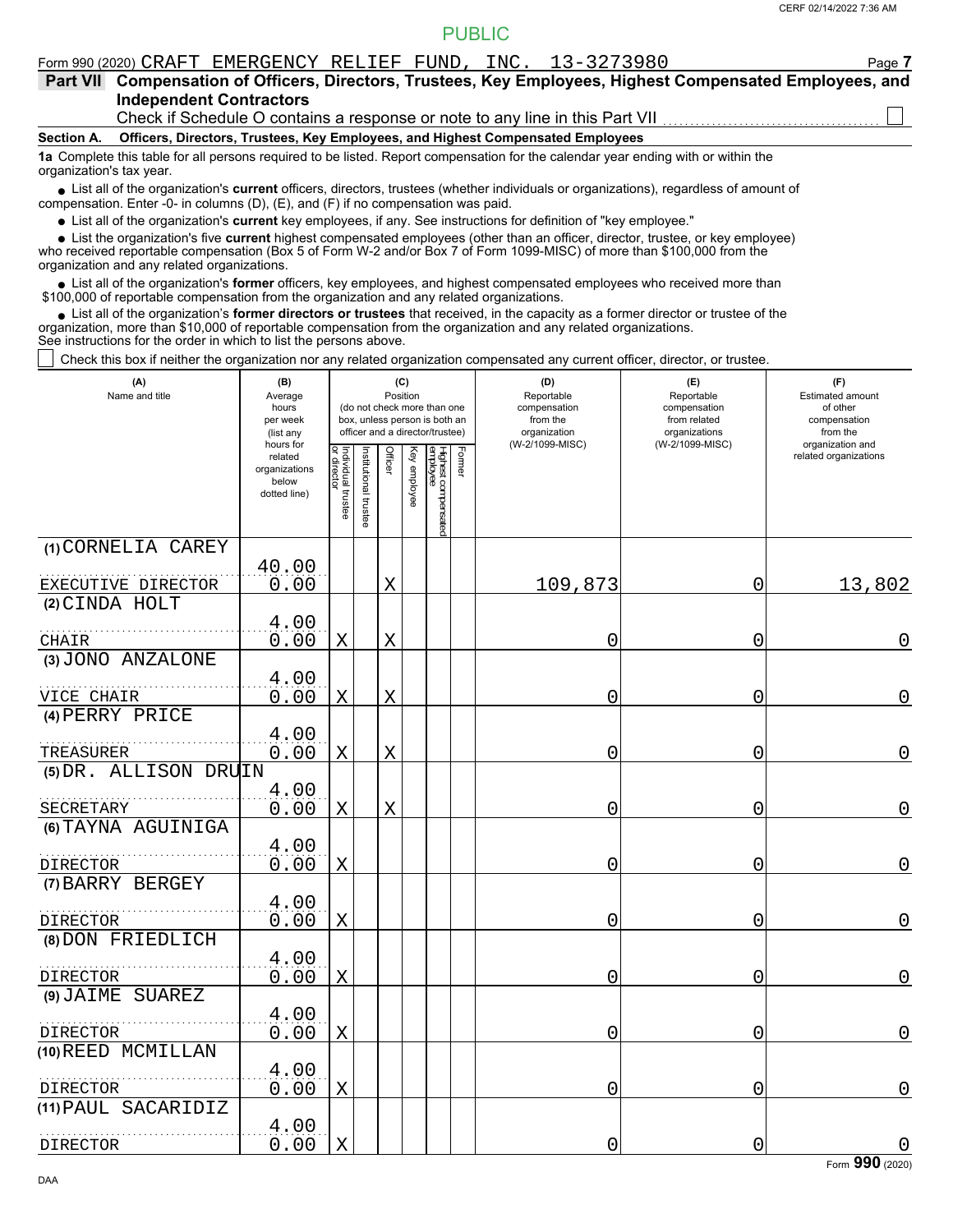PUBLIC

Form 990 (2020) CRAFT EMERGENCY RELIEF FUND, INC. 13-3273980

**Part VII Compensation of Officers, Directors, Trustees, Key Employees, Highest Compensated Employees, and Independent Contractors**

Check if Schedule O contains a response or note to any line in this Part VII ☐

**Section A. Officers, Directors, Trustees, Key Employees, and Highest Compensated Employees**

**1a** Complete this table for all persons required to be listed. Report compensation for the calendar year ending with or within the organization's tax year.

- List all of the organization's **current** officers, directors, trustees (whether individuals or organizations), regardless of amount of compensation. Enter -0- in columns (D), (E), and (F) if no compensation was paid.
- List all of the organization's **current** key employees, if any. See instructions for definition of "key employee."
- List the organization's five **current** highest compensated employees (other than an officer, director, trustee, or key employee) who received reportable compensation (Box 5 of Form W-2 and/or Box 7 of Form 1099-MISC) of more than $100,000 from the organization and any related organizations.
- List all of the organization's **former** officers, key employees, and highest compensated employees who received more than $100,000 of reportable compensation from the organization and any related organizations.
- List all of the organization's **former directors or trustees** that received, in the capacity as a former director or trustee of the organization, more than $10,000 of reportable compensation from the organization and any related organizations.

See instructions for the order in which to list the persons above.

☐ Check this box if neither the organization nor any related organization compensated any current officer, director, or trustee.

| (A) Name and title | (B) Average hours per week (list any hours for related organizations below dotted line) | (C) Position (do not check more than one box, unless person is both an officer and a director/trustee) | | | | | | (D) Reportable compensation from the organization (W-2/1099-MISC) | (E) Reportable compensation from related organizations (W-2/1099-MISC) | (F) Estimated amount of other compensation from the organization and related organizations |
|---|---|---|---|---|---|---|---|---|---|---|
| | | Individual trustee or director | Institutional trustee | Officer | Key employee | Highest compensated employee | Former | | | |
| (1) CORNELIA CAREY<br>EXECUTIVE DIRECTOR | 40.00<br>0.00 | | | X | | | | 109,873 | 0 | 13,802 |
| (2) CINDA HOLT<br>CHAIR | 4.00<br>0.00 | X | | X | | | | 0 | 0 | 0 |
| (3) JONO ANZALONE<br>VICE CHAIR | 4.00<br>0.00 | X | | X | | | | 0 | 0 | 0 |
| (4) PERRY PRICE<br>TREASURER | 4.00<br>0.00 | X | | X | | | | 0 | 0 | 0 |
| (5) DR. ALLISON DRUIN<br>SECRETARY | 4.00<br>0.00 | X | | X | | | | 0 | 0 | 0 |
| (6) TAYNA AGUINIGA<br>DIRECTOR | 4.00<br>0.00 | X | | | | | | 0 | 0 | 0 |
| (7) BARRY BERGEY<br>DIRECTOR | 4.00<br>0.00 | X | | | | | | 0 | 0 | 0 |
| (8) DON FRIEDLICH<br>DIRECTOR | 4.00<br>0.00 | X | | | | | | 0 | 0 | 0 |
| (9) JAIME SUAREZ<br>DIRECTOR | 4.00<br>0.00 | X | | | | | | 0 | 0 | 0 |
| (10) REED MCMILLAN<br>DIRECTOR | 4.00<br>0.00 | X | | | | | | 0 | 0 | 0 |
| (11) PAUL SACARIDIZ<br>DIRECTOR | 4.00<br>0.00 | X | | | | | | 0 | 0 | 0 |

Form **990** (2020)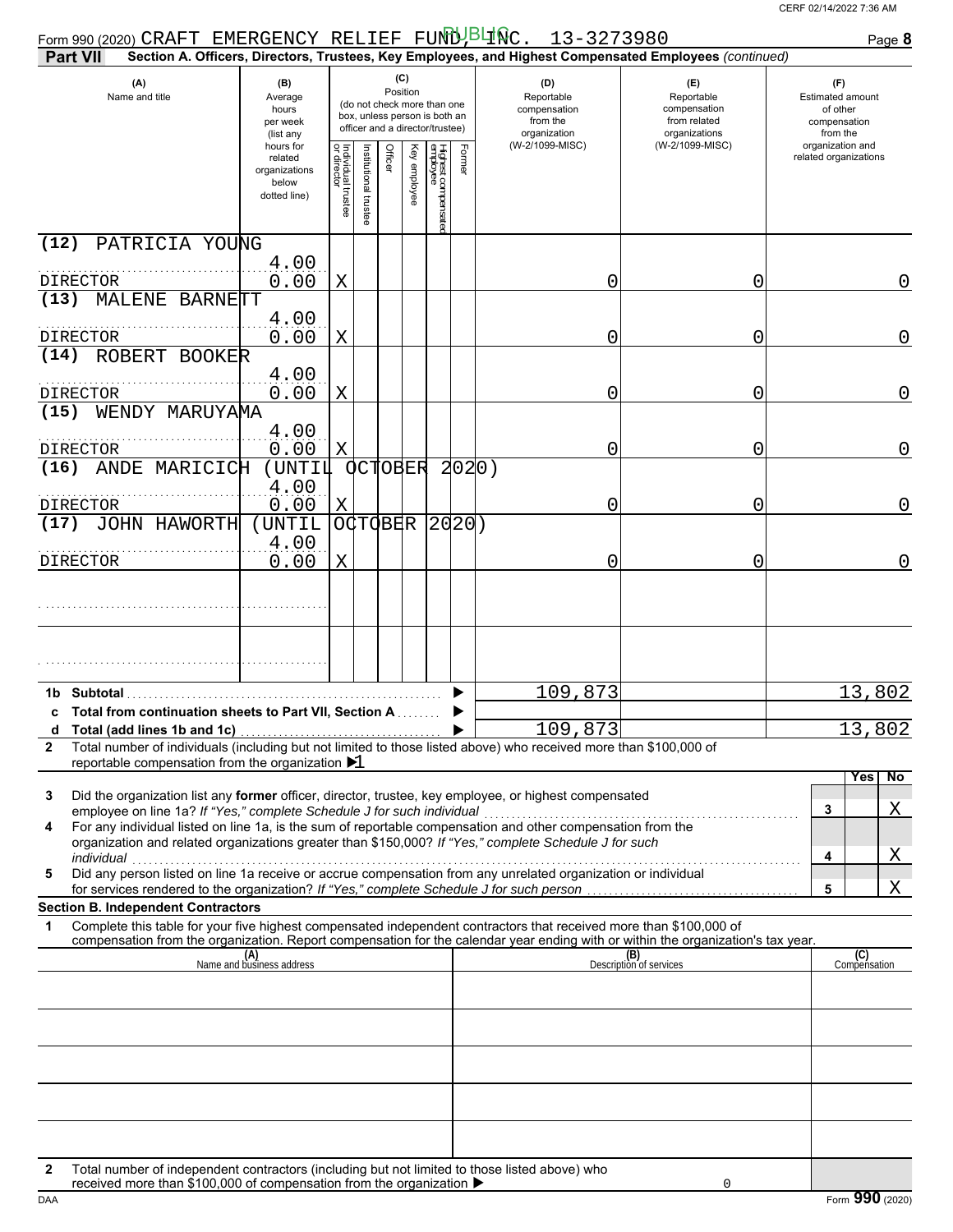Form 990 (2020) CRAFT EMERGENCY RELIEF FUND, INC. 13-3273980 Page 8

PUBLIC

**Part VII** **Section A. Officers, Directors, Trustees, Key Employees, and Highest Compensated Employees** *(continued)*

| (A) Name and title | (B) Average hours per week (list any hours for related organizations below dotted line) | (C) Position: Individual trustee or director | Institutional trustee | Officer | Key employee | Highest compensated employee | Former | (D) Reportable compensation from the organization (W-2/1099-MISC) | (E) Reportable compensation from related organizations (W-2/1099-MISC) | (F) Estimated amount of other compensation from the organization and related organizations |
|---|---|---|---|---|---|---|---|---|---|---|
| (12) PATRICIA YOUNG<br>DIRECTOR | 4.00<br>0.00 | X | | | | | | 0 | 0 | 0 |
| (13) MALENE BARNETT<br>DIRECTOR | 4.00<br>0.00 | X | | | | | | 0 | 0 | 0 |
| (14) ROBERT BOOKER<br>DIRECTOR | 4.00<br>0.00 | X | | | | | | 0 | 0 | 0 |
| (15) WENDY MARUYAMA<br>DIRECTOR | 4.00<br>0.00 | X | | | | | | 0 | 0 | 0 |
| (16) ANDE MARICICH (UNTIL OCTOBER 2020)<br>DIRECTOR | 4.00<br>0.00 | X | | | | | | 0 | 0 | 0 |
| (17) JOHN HAWORTH (UNTIL OCTOBER 2020)<br>DIRECTOR | 4.00<br>0.00 | X | | | | | | 0 | 0 | 0 |
| | | | | | | | | | | |
| | | | | | | | | | | |

| | | (D) | (E) | (F) |
|---|---|---|---|---|
| 1b | Subtotal | 109,873 | | 13,802 |
| c | Total from continuation sheets to Part VII, Section A | | | |
| d | Total (add lines 1b and 1c) | 109,873 | | 13,802 |

**2** Total number of individuals (including but not limited to those listed above) who received more than $100,000 of reportable compensation from the organization ▶ 1

| | | | Yes | No |
|---|---|---|---|---|
| 3 | Did the organization list any **former** officer, director, trustee, key employee, or highest compensated employee on line 1a? *If "Yes," complete Schedule J for such individual* | 3 | | X |
| 4 | For any individual listed on line 1a, is the sum of reportable compensation and other compensation from the organization and related organizations greater than $150,000? *If "Yes," complete Schedule J for such individual* | 4 | | X |
| 5 | Did any person listed on line 1a receive or accrue compensation from any unrelated organization or individual for services rendered to the organization? *If "Yes," complete Schedule J for such person* | 5 | | X |

**Section B. Independent Contractors**

**1** Complete this table for your five highest compensated independent contractors that received more than $100,000 of compensation from the organization. Report compensation for the calendar year ending with or within the organization's tax year.

| (A) Name and business address | (B) Description of services | (C) Compensation |
|---|---|---|
| | | |
| | | |
| | | |
| | | |
| | | |

**2** Total number of independent contractors (including but not limited to those listed above) who received more than $100,000 of compensation from the organization ▶ 0

Form **990** (2020)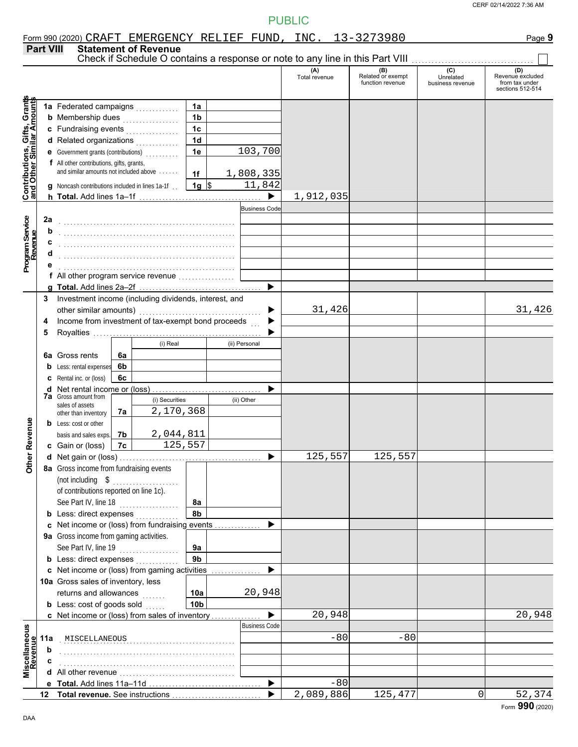PUBLIC

Form 990 (2020) CRAFT EMERGENCY RELIEF FUND, INC. 13-3273980

## Part VIII Statement of Revenue

Check if Schedule O contains a response or note to any line in this Part VIII

| | | | (A) Total revenue | (B) Related or exempt function revenue | (C) Unrelated business revenue | (D) Revenue excluded from tax under sections 512-514 |
|---|---|---|---|---|---|---|
| **Contributions, Gifts, Grants and Other Similar Amounts** | | | | | | |
| 1a Federated campaigns | 1a | | | | | |
| b Membership dues | 1b | | | | | |
| c Fundraising events | 1c | | | | | |
| d Related organizations | 1d | | | | | |
| e Government grants (contributions) | 1e | 103,700 | | | | |
| f All other contributions, gifts, grants, and similar amounts not included above | 1f | 1,808,335 | | | | |
| g Noncash contributions included in lines 1a-1f | 1g | $ 11,842 | | | | |
| h **Total.** Add lines 1a–1f | | | 1,912,035 | | | |
| **Program Service Revenue** | | Business Code | | | | |
| 2a | | | | | | |
| b | | | | | | |
| c | | | | | | |
| d | | | | | | |
| e | | | | | | |
| f All other program service revenue | | | | | | |
| g **Total.** Add lines 2a–2f | | | | | | |
| **Other Revenue** | | | | | | |
| 3 Investment income (including dividends, interest, and other similar amounts) | | | 31,426 | | | 31,426 |
| 4 Income from investment of tax-exempt bond proceeds | | | | | | |
| 5 Royalties | | | | | | |
| | | (i) Real / (ii) Personal | | | | |
| 6a Gross rents | 6a | | | | | |
| b Less: rental expenses | 6b | | | | | |
| c Rental inc. or (loss) | 6c | | | | | |
| d Net rental income or (loss) | | | | | | |
| 7a Gross amount from sales of assets other than inventory | 7a | (i) Securities: 2,170,368 / (ii) Other: | | | | |
| b Less: cost or other basis and sales exps. | 7b | (i) Securities: 2,044,811 / (ii) Other: | | | | |
| c Gain or (loss) | 7c | (i) Securities: 125,557 / (ii) Other: | | | | |
| d Net gain or (loss) | | | 125,557 | 125,557 | | |
| 8a Gross income from fundraising events (not including $ of contributions reported on line 1c). See Part IV, line 18 | 8a | | | | | |
| b Less: direct expenses | 8b | | | | | |
| c Net income or (loss) from fundraising events | | | | | | |
| 9a Gross income from gaming activities. See Part IV, line 19 | 9a | | | | | |
| b Less: direct expenses | 9b | | | | | |
| c Net income or (loss) from gaming activities | | | | | | |
| 10a Gross sales of inventory, less returns and allowances | 10a | 20,948 | | | | |
| b Less: cost of goods sold | 10b | | | | | |
| c Net income or (loss) from sales of inventory | | | 20,948 | | | 20,948 |
| **Miscellaneous Revenue** | | Business Code | | | | |
| 11a MISCELLANEOUS | | | -80 | -80 | | |
| b | | | | | | |
| c | | | | | | |
| d All other revenue | | | | | | |
| e **Total.** Add lines 11a–11d | | | -80 | | | |
| 12 **Total revenue.** See instructions | | | 2,089,886 | 125,477 | 0 | 52,374 |

Form **990** (2020)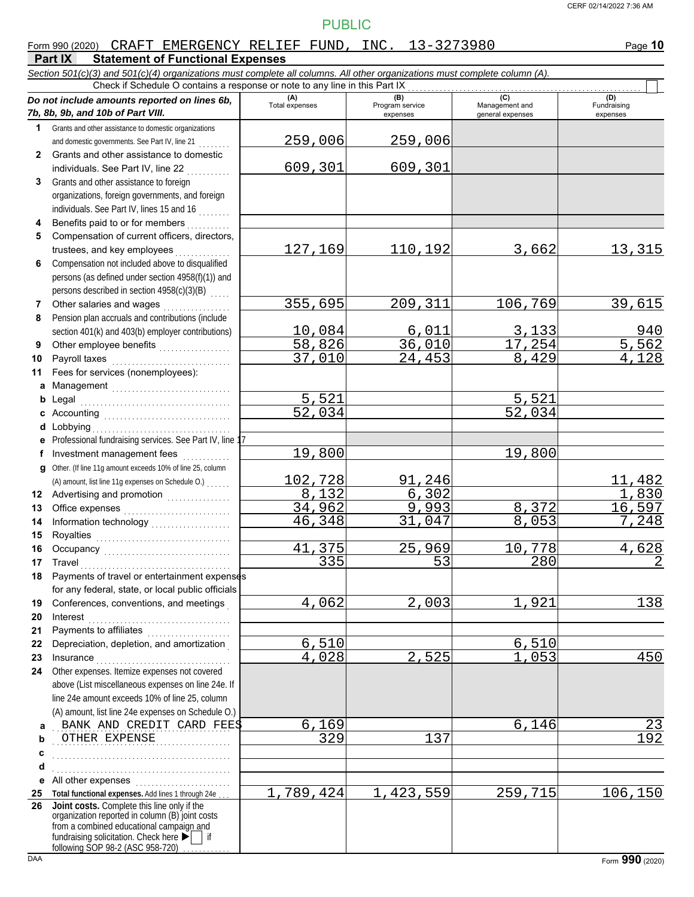PUBLIC

Form 990 (2020) CRAFT EMERGENCY RELIEF FUND, INC. 13-3273980

## Part IX Statement of Functional Expenses

*Section 501(c)(3) and 501(c)(4) organizations must complete all columns. All other organizations must complete column (A).*

Check if Schedule O contains a response or note to any line in this Part IX

| *Do not include amounts reported on lines 6b, 7b, 8b, 9b, and 10b of Part VIII.* | (A) Total expenses | (B) Program service expenses | (C) Management and general expenses | (D) Fundraising expenses |
|---|---|---|---|---|
| 1 Grants and other assistance to domestic organizations and domestic governments. See Part IV, line 21 | 259,006 | 259,006 | | |
| 2 Grants and other assistance to domestic individuals. See Part IV, line 22 | 609,301 | 609,301 | | |
| 3 Grants and other assistance to foreign organizations, foreign governments, and foreign individuals. See Part IV, lines 15 and 16 | | | | |
| 4 Benefits paid to or for members | | | | |
| 5 Compensation of current officers, directors, trustees, and key employees | 127,169 | 110,192 | 3,662 | 13,315 |
| 6 Compensation not included above to disqualified persons (as defined under section 4958(f)(1)) and persons described in section 4958(c)(3)(B) | | | | |
| 7 Other salaries and wages | 355,695 | 209,311 | 106,769 | 39,615 |
| 8 Pension plan accruals and contributions (include section 401(k) and 403(b) employer contributions) | 10,084 | 6,011 | 3,133 | 940 |
| 9 Other employee benefits | 58,826 | 36,010 | 17,254 | 5,562 |
| 10 Payroll taxes | 37,010 | 24,453 | 8,429 | 4,128 |
| 11 Fees for services (nonemployees): | | | | |
| a Management | | | | |
| b Legal | 5,521 | | 5,521 | |
| c Accounting | 52,034 | | 52,034 | |
| d Lobbying | | | | |
| e Professional fundraising services. See Part IV, line 17 | | | | |
| f Investment management fees | 19,800 | | 19,800 | |
| g Other. (If line 11g amount exceeds 10% of line 25, column (A) amount, list line 11g expenses on Schedule O.) | 102,728 | 91,246 | | 11,482 |
| 12 Advertising and promotion | 8,132 | 6,302 | | 1,830 |
| 13 Office expenses | 34,962 | 9,993 | 8,372 | 16,597 |
| 14 Information technology | 46,348 | 31,047 | 8,053 | 7,248 |
| 15 Royalties | | | | |
| 16 Occupancy | 41,375 | 25,969 | 10,778 | 4,628 |
| 17 Travel | 335 | 53 | 280 | 2 |
| 18 Payments of travel or entertainment expenses for any federal, state, or local public officials | | | | |
| 19 Conferences, conventions, and meetings | 4,062 | 2,003 | 1,921 | 138 |
| 20 Interest | | | | |
| 21 Payments to affiliates | | | | |
| 22 Depreciation, depletion, and amortization | 6,510 | | 6,510 | |
| 23 Insurance | 4,028 | 2,525 | 1,053 | 450 |
| 24 Other expenses. Itemize expenses not covered above (List miscellaneous expenses on line 24e. If line 24e amount exceeds 10% of line 25, column (A) amount, list line 24e expenses on Schedule O.) | | | | |
| a BANK AND CREDIT CARD FEES | 6,169 | | 6,146 | 23 |
| b OTHER EXPENSE | 329 | 137 | | 192 |
| c | | | | |
| d | | | | |
| e All other expenses | | | | |
| 25 **Total functional expenses.** Add lines 1 through 24e | 1,789,424 | 1,423,559 | 259,715 | 106,150 |
| 26 **Joint costs.** Complete this line only if the organization reported in column (B) joint costs from a combined educational campaign and fundraising solicitation. Check here ▶ ☐ if following SOP 98-2 (ASC 958-720) | | | | |

Form **990** (2020)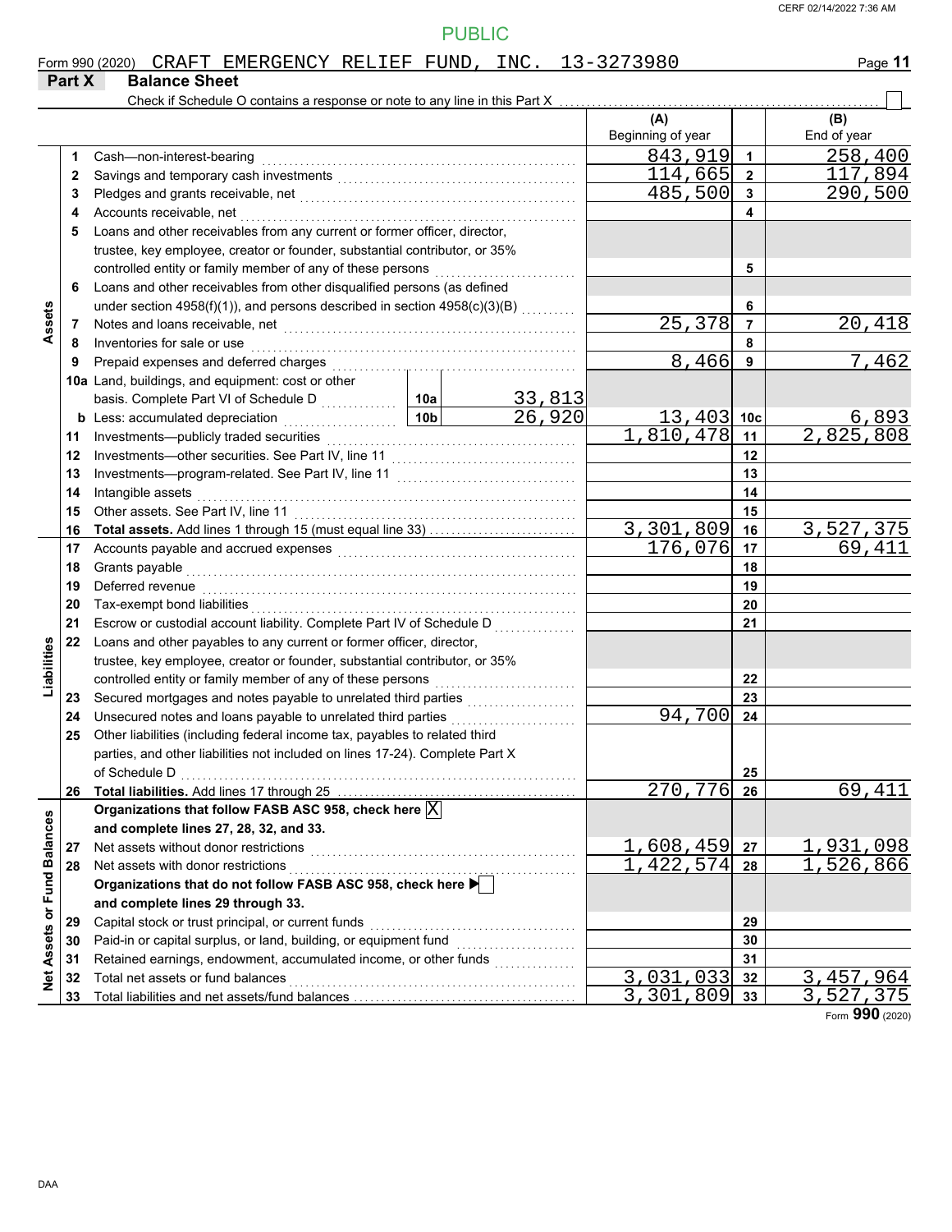PUBLIC

Form 990 (2020) CRAFT EMERGENCY RELIEF FUND, INC. 13-3273980

## Part X Balance Sheet

Check if Schedule O contains a response or note to any line in this Part X ☐

| Section | Line | Description | | | (A) Beginning of year | Line | (B) End of year |
|---|---|---|---|---|---|---|---|
| Assets | 1 | Cash—non-interest-bearing | | | 843,919 | 1 | 258,400 |
| | 2 | Savings and temporary cash investments | | | 114,665 | 2 | 117,894 |
| | 3 | Pledges and grants receivable, net | | | 485,500 | 3 | 290,500 |
| | 4 | Accounts receivable, net | | | | 4 | |
| | 5 | Loans and other receivables from any current or former officer, director, trustee, key employee, creator or founder, substantial contributor, or 35% controlled entity or family member of any of these persons | | | | 5 | |
| | 6 | Loans and other receivables from other disqualified persons (as defined under section 4958(f)(1)), and persons described in section 4958(c)(3)(B) | | | | 6 | |
| | 7 | Notes and loans receivable, net | | | 25,378 | 7 | 20,418 |
| | 8 | Inventories for sale or use | | | | 8 | |
| | 9 | Prepaid expenses and deferred charges | | | 8,466 | 9 | 7,462 |
| | 10a | Land, buildings, and equipment: cost or other basis. Complete Part VI of Schedule D | 10a | 33,813 | | | |
| | b | Less: accumulated depreciation | 10b | 26,920 | 13,403 | 10c | 6,893 |
| | 11 | Investments—publicly traded securities | | | 1,810,478 | 11 | 2,825,808 |
| | 12 | Investments—other securities. See Part IV, line 11 | | | | 12 | |
| | 13 | Investments—program-related. See Part IV, line 11 | | | | 13 | |
| | 14 | Intangible assets | | | | 14 | |
| | 15 | Other assets. See Part IV, line 11 | | | | 15 | |
| | 16 | **Total assets.** Add lines 1 through 15 (must equal line 33) | | | 3,301,809 | 16 | 3,527,375 |
| Liabilities | 17 | Accounts payable and accrued expenses | | | 176,076 | 17 | 69,411 |
| | 18 | Grants payable | | | | 18 | |
| | 19 | Deferred revenue | | | | 19 | |
| | 20 | Tax-exempt bond liabilities | | | | 20 | |
| | 21 | Escrow or custodial account liability. Complete Part IV of Schedule D | | | | 21 | |
| | 22 | Loans and other payables to any current or former officer, director, trustee, key employee, creator or founder, substantial contributor, or 35% controlled entity or family member of any of these persons | | | | 22 | |
| | 23 | Secured mortgages and notes payable to unrelated third parties | | | | 23 | |
| | 24 | Unsecured notes and loans payable to unrelated third parties | | | 94,700 | 24 | |
| | 25 | Other liabilities (including federal income tax, payables to related third parties, and other liabilities not included on lines 17-24). Complete Part X of Schedule D | | | | 25 | |
| | 26 | **Total liabilities.** Add lines 17 through 25 | | | 270,776 | 26 | 69,411 |
| Net Assets or Fund Balances | | **Organizations that follow FASB ASC 958, check here ☒ and complete lines 27, 28, 32, and 33.** | | | | | |
| | 27 | Net assets without donor restrictions | | | 1,608,459 | 27 | 1,931,098 |
| | 28 | Net assets with donor restrictions | | | 1,422,574 | 28 | 1,526,866 |
| | | **Organizations that do not follow FASB ASC 958, check here ☐ and complete lines 29 through 33.** | | | | | |
| | 29 | Capital stock or trust principal, or current funds | | | | 29 | |
| | 30 | Paid-in or capital surplus, or land, building, or equipment fund | | | | 30 | |
| | 31 | Retained earnings, endowment, accumulated income, or other funds | | | | 31 | |
| | 32 | Total net assets or fund balances | | | 3,031,033 | 32 | 3,457,964 |
| | 33 | Total liabilities and net assets/fund balances | | | 3,301,809 | 33 | 3,527,375 |

Form **990** (2020)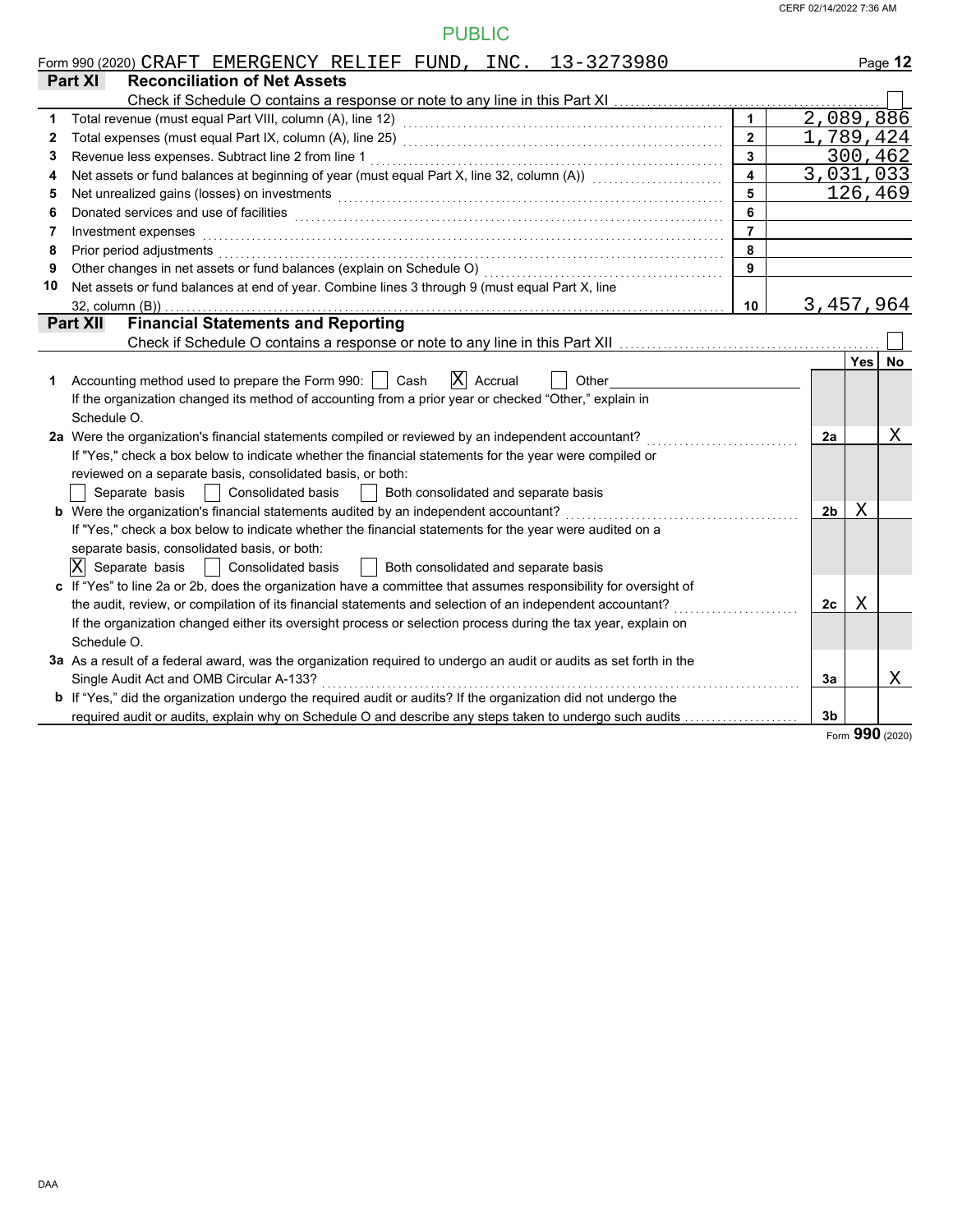PUBLIC

Form 990 (2020) CRAFT EMERGENCY RELIEF FUND, INC. 13-3273980

## Part XI Reconciliation of Net Assets

Check if Schedule O contains a response or note to any line in this Part XI ☐

| | | | |
|---|---|---|---|
| 1 | Total revenue (must equal Part VIII, column (A), line 12) | 1 | 2,089,886 |
| 2 | Total expenses (must equal Part IX, column (A), line 25) | 2 | 1,789,424 |
| 3 | Revenue less expenses. Subtract line 2 from line 1 | 3 | 300,462 |
| 4 | Net assets or fund balances at beginning of year (must equal Part X, line 32, column (A)) | 4 | 3,031,033 |
| 5 | Net unrealized gains (losses) on investments | 5 | 126,469 |
| 6 | Donated services and use of facilities | 6 | |
| 7 | Investment expenses | 7 | |
| 8 | Prior period adjustments | 8 | |
| 9 | Other changes in net assets or fund balances (explain on Schedule O) | 9 | |
| 10 | Net assets or fund balances at end of year. Combine lines 3 through 9 (must equal Part X, line 32, column (B)) | 10 | 3,457,964 |

## Part XII Financial Statements and Reporting

Check if Schedule O contains a response or note to any line in this Part XII ☐

| | | | Yes | No |
|---|---|---|---|---|
| 1 | Accounting method used to prepare the Form 990: ☐ Cash ☒ Accrual ☐ Other<br>If the organization changed its method of accounting from a prior year or checked "Other," explain in Schedule O. | | | |
| 2a | Were the organization's financial statements compiled or reviewed by an independent accountant?<br>If "Yes," check a box below to indicate whether the financial statements for the year were compiled or reviewed on a separate basis, consolidated basis, or both:<br>☐ Separate basis ☐ Consolidated basis ☐ Both consolidated and separate basis | 2a | | X |
| b | Were the organization's financial statements audited by an independent accountant?<br>If "Yes," check a box below to indicate whether the financial statements for the year were audited on a separate basis, consolidated basis, or both:<br>☒ Separate basis ☐ Consolidated basis ☐ Both consolidated and separate basis | 2b | X | |
| c | If "Yes" to line 2a or 2b, does the organization have a committee that assumes responsibility for oversight of the audit, review, or compilation of its financial statements and selection of an independent accountant?<br>If the organization changed either its oversight process or selection process during the tax year, explain on Schedule O. | 2c | X | |
| 3a | As a result of a federal award, was the organization required to undergo an audit or audits as set forth in the Single Audit Act and OMB Circular A-133? | 3a | | X |
| b | If "Yes," did the organization undergo the required audit or audits? If the organization did not undergo the required audit or audits, explain why on Schedule O and describe any steps taken to undergo such audits | 3b | | |

Form 990 (2020)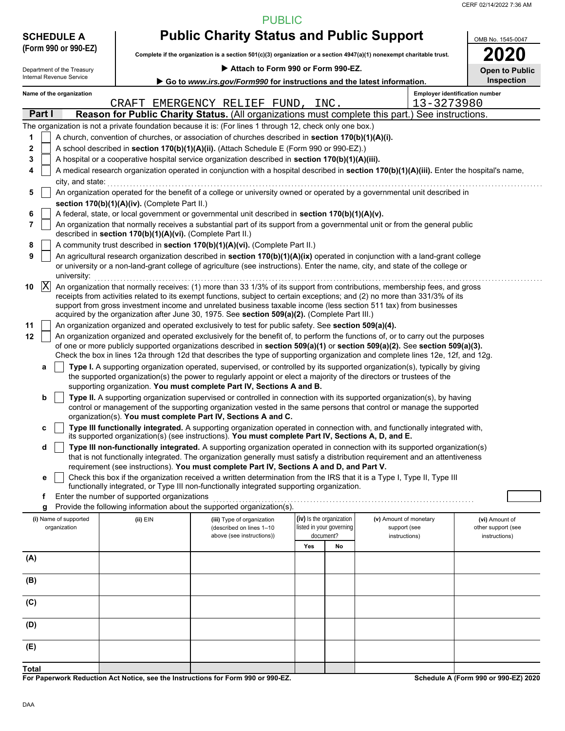CERF 02/14/2022 7:36 AM

PUBLIC

**SCHEDULE A (Form 990 or 990-EZ)**

Department of the Treasury
Internal Revenue Service

# Public Charity Status and Public Support

**Complete if the organization is a section 501(c)(3) organization or a section 4947(a)(1) nonexempt charitable trust.**

**▶ Attach to Form 990 or Form 990-EZ.**

**▶ Go to *www.irs.gov/Form990* for instructions and the latest information.**

OMB No. 1545-0047

**2020**

**Open to Public Inspection**

**Name of the organization:** CRAFT EMERGENCY RELIEF FUND, INC.

**Employer identification number:** 13-3273980

## Part I — Reason for Public Charity Status. (All organizations must complete this part.) See instructions.

The organization is not a private foundation because it is: (For lines 1 through 12, check only one box.)

1. [ ] A church, convention of churches, or association of churches described in **section 170(b)(1)(A)(i).**
2. [ ] A school described in **section 170(b)(1)(A)(ii).** (Attach Schedule E (Form 990 or 990-EZ).)
3. [ ] A hospital or a cooperative hospital service organization described in **section 170(b)(1)(A)(iii).**
4. [ ] A medical research organization operated in conjunction with a hospital described in **section 170(b)(1)(A)(iii).** Enter the hospital's name, city, and state:
5. [ ] An organization operated for the benefit of a college or university owned or operated by a governmental unit described in **section 170(b)(1)(A)(iv).** (Complete Part II.)
6. [ ] A federal, state, or local government or governmental unit described in **section 170(b)(1)(A)(v).**
7. [ ] An organization that normally receives a substantial part of its support from a governmental unit or from the general public described in **section 170(b)(1)(A)(vi).** (Complete Part II.)
8. [ ] A community trust described in **section 170(b)(1)(A)(vi).** (Complete Part II.)
9. [ ] An agricultural research organization described in **section 170(b)(1)(A)(ix)** operated in conjunction with a land-grant college or university or a non-land-grant college of agriculture (see instructions). Enter the name, city, and state of the college or university:
10. [X] An organization that normally receives: (1) more than 33 1/3% of its support from contributions, membership fees, and gross receipts from activities related to its exempt functions, subject to certain exceptions; and (2) no more than 331/3% of its support from gross investment income and unrelated business taxable income (less section 511 tax) from businesses acquired by the organization after June 30, 1975. See **section 509(a)(2).** (Complete Part III.)
11. [ ] An organization organized and operated exclusively to test for public safety. See **section 509(a)(4).**
12. [ ] An organization organized and operated exclusively for the benefit of, to perform the functions of, or to carry out the purposes of one or more publicly supported organizations described in **section 509(a)(1)** or **section 509(a)(2).** See **section 509(a)(3).** Check the box in lines 12a through 12d that describes the type of supporting organization and complete lines 12e, 12f, and 12g.
   - **a** [ ] **Type I.** A supporting organization operated, supervised, or controlled by its supported organization(s), typically by giving the supported organization(s) the power to regularly appoint or elect a majority of the directors or trustees of the supporting organization. **You must complete Part IV, Sections A and B.**
   - **b** [ ] **Type II.** A supporting organization supervised or controlled in connection with its supported organization(s), by having control or management of the supporting organization vested in the same persons that control or manage the supported organization(s). **You must complete Part IV, Sections A and C.**
   - **c** [ ] **Type III functionally integrated.** A supporting organization operated in connection with, and functionally integrated with, its supported organization(s) (see instructions). **You must complete Part IV, Sections A, D, and E.**
   - **d** [ ] **Type III non-functionally integrated.** A supporting organization operated in connection with its supported organization(s) that is not functionally integrated. The organization generally must satisfy a distribution requirement and an attentiveness requirement (see instructions). **You must complete Part IV, Sections A and D, and Part V.**
   - **e** [ ] Check this box if the organization received a written determination from the IRS that it is a Type I, Type II, Type III functionally integrated, or Type III non-functionally integrated supporting organization.
   - **f** Enter the number of supported organizations
   - **g** Provide the following information about the supported organization(s).

| (i) Name of supported organization | (ii) EIN | (iii) Type of organization (described on lines 1–10 above (see instructions)) | (iv) Is the organization listed in your governing document? | | (v) Amount of monetary support (see instructions) | (vi) Amount of other support (see instructions) |
|---|---|---|---|---|---|---|
| | | | Yes | No | | |
| (A) | | | | | | |
| (B) | | | | | | |
| (C) | | | | | | |
| (D) | | | | | | |
| (E) | | | | | | |
| Total | | | | | | |

**For Paperwork Reduction Act Notice, see the Instructions for Form 990 or 990-EZ.**

**Schedule A (Form 990 or 990-EZ) 2020**

DAA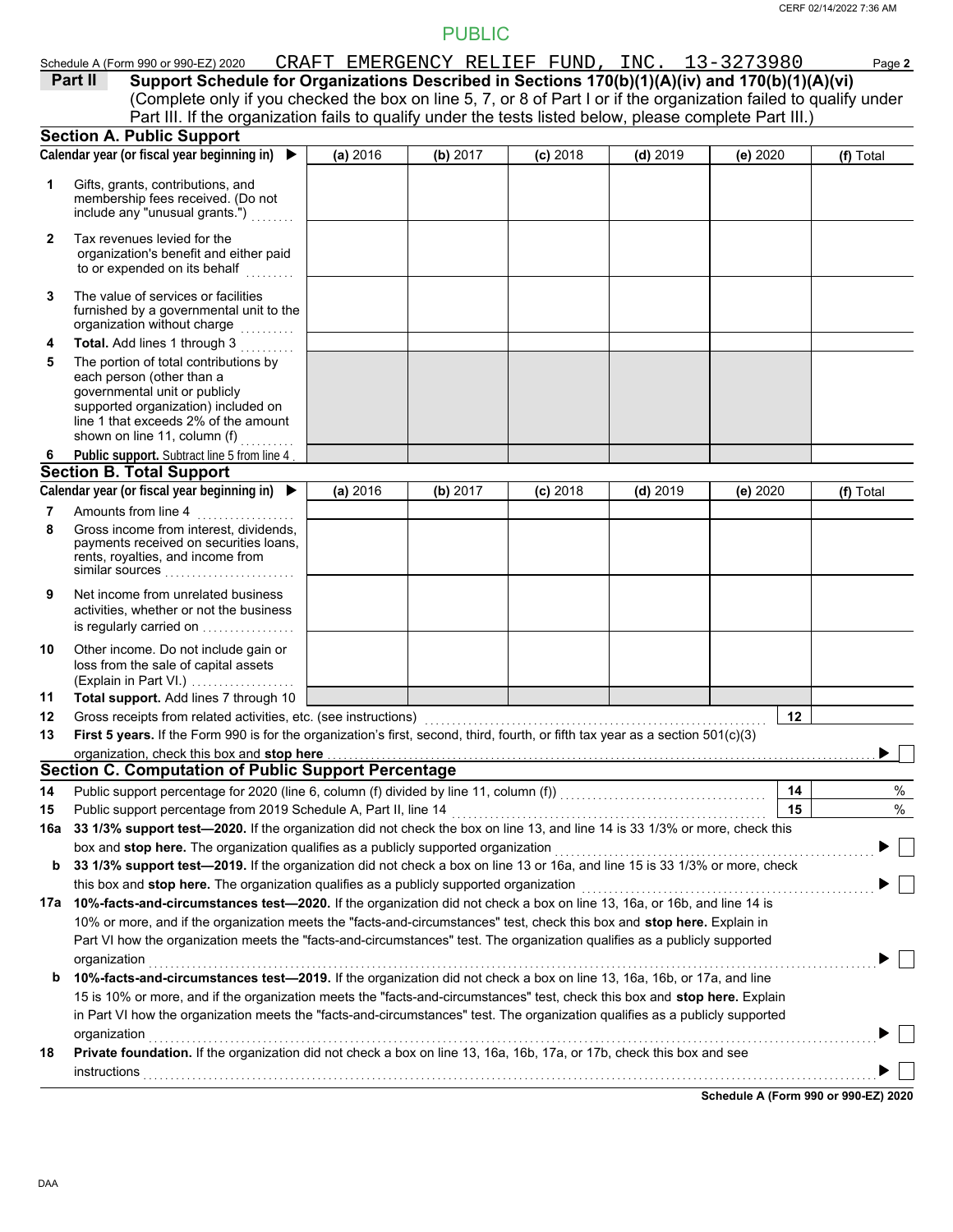PUBLIC

Schedule A (Form 990 or 990-EZ) 2020 CRAFT EMERGENCY RELIEF FUND, INC. 13-3273980 Page **2**

**Part II Support Schedule for Organizations Described in Sections 170(b)(1)(A)(iv) and 170(b)(1)(A)(vi)**
(Complete only if you checked the box on line 5, 7, or 8 of Part I or if the organization failed to qualify under Part III. If the organization fails to qualify under the tests listed below, please complete Part III.)

## Section A. Public Support

| Calendar year (or fiscal year beginning in) ▶ | (a) 2016 | (b) 2017 | (c) 2018 | (d) 2019 | (e) 2020 | (f) Total |
|---|---|---|---|---|---|---|
| 1 Gifts, grants, contributions, and membership fees received. (Do not include any "unusual grants.") | | | | | | |
| 2 Tax revenues levied for the organization's benefit and either paid to or expended on its behalf | | | | | | |
| 3 The value of services or facilities furnished by a governmental unit to the organization without charge | | | | | | |
| 4 **Total.** Add lines 1 through 3 | | | | | | |
| 5 The portion of total contributions by each person (other than a governmental unit or publicly supported organization) included on line 1 that exceeds 2% of the amount shown on line 11, column (f) | | | | | | |
| 6 **Public support.** Subtract line 5 from line 4 | | | | | | |

## Section B. Total Support

| Calendar year (or fiscal year beginning in) ▶ | (a) 2016 | (b) 2017 | (c) 2018 | (d) 2019 | (e) 2020 | (f) Total |
|---|---|---|---|---|---|---|
| 7 Amounts from line 4 | | | | | | |
| 8 Gross income from interest, dividends, payments received on securities loans, rents, royalties, and income from similar sources | | | | | | |
| 9 Net income from unrelated business activities, whether or not the business is regularly carried on | | | | | | |
| 10 Other income. Do not include gain or loss from the sale of capital assets (Explain in Part VI.) | | | | | | |
| 11 **Total support.** Add lines 7 through 10 | | | | | | |

12 Gross receipts from related activities, etc. (see instructions) | 12 |

13 **First 5 years.** If the Form 990 is for the organization's first, second, third, fourth, or fifth tax year as a section 501(c)(3) organization, check this box and **stop here** ▶ ☐

## Section C. Computation of Public Support Percentage

14 Public support percentage for 2020 (line 6, column (f) divided by line 11, column (f)) | 14 | %

15 Public support percentage from 2019 Schedule A, Part II, line 14 | 15 | %

16a **33 1/3% support test—2020.** If the organization did not check the box on line 13, and line 14 is 33 1/3% or more, check this box and **stop here.** The organization qualifies as a publicly supported organization ▶ ☐

b **33 1/3% support test—2019.** If the organization did not check a box on line 13 or 16a, and line 15 is 33 1/3% or more, check this box and **stop here.** The organization qualifies as a publicly supported organization ▶ ☐

17a **10%-facts-and-circumstances test—2020.** If the organization did not check a box on line 13, 16a, or 16b, and line 14 is 10% or more, and if the organization meets the "facts-and-circumstances" test, check this box and **stop here.** Explain in Part VI how the organization meets the "facts-and-circumstances" test. The organization qualifies as a publicly supported organization ▶ ☐

b **10%-facts-and-circumstances test—2019.** If the organization did not check a box on line 13, 16a, 16b, or 17a, and line 15 is 10% or more, and if the organization meets the "facts-and-circumstances" test, check this box and **stop here.** Explain in Part VI how the organization meets the "facts-and-circumstances" test. The organization qualifies as a publicly supported organization ▶ ☐

18 **Private foundation.** If the organization did not check a box on line 13, 16a, 16b, 17a, or 17b, check this box and see instructions ▶ ☐

**Schedule A (Form 990 or 990-EZ) 2020**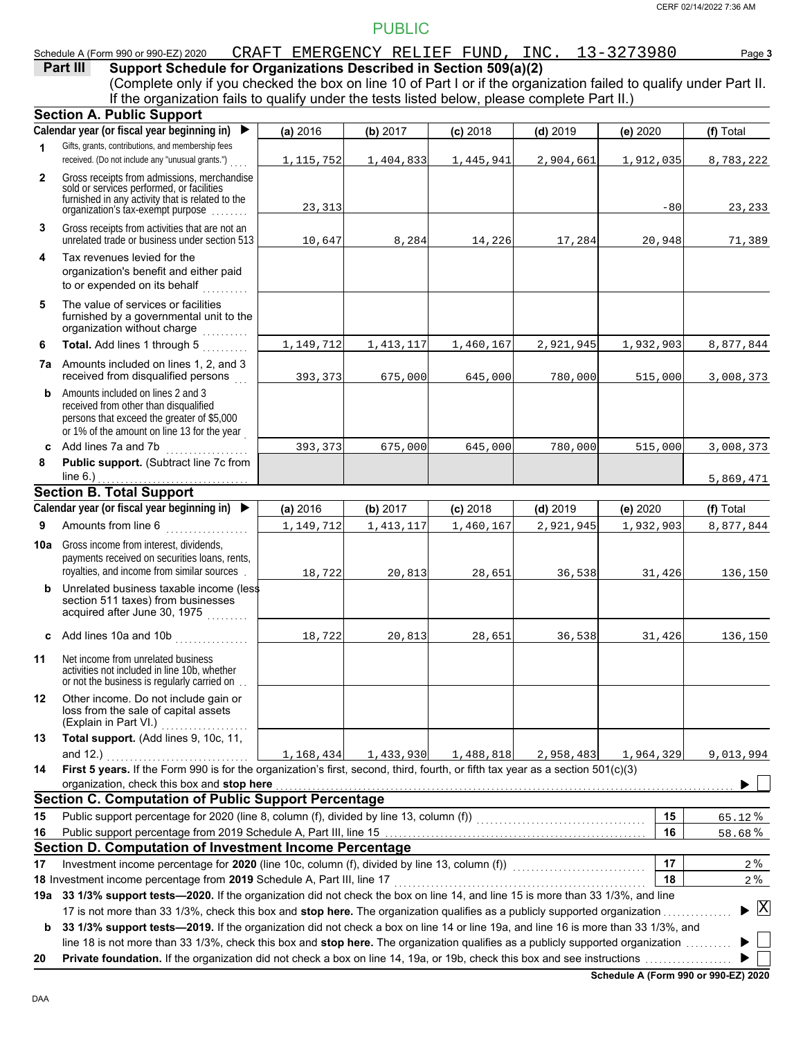PUBLIC

Schedule A (Form 990 or 990-EZ) 2020 CRAFT EMERGENCY RELIEF FUND, INC. 13-3273980

## Part III Support Schedule for Organizations Described in Section 509(a)(2)

(Complete only if you checked the box on line 10 of Part I or if the organization failed to qualify under Part II. If the organization fails to qualify under the tests listed below, please complete Part II.)

### Section A. Public Support

| | Calendar year (or fiscal year beginning in) ▶ | (a) 2016 | (b) 2017 | (c) 2018 | (d) 2019 | (e) 2020 | (f) Total |
|---|---|---|---|---|---|---|---|
| 1 | Gifts, grants, contributions, and membership fees received. (Do not include any "unusual grants.") | 1,115,752 | 1,404,833 | 1,445,941 | 2,904,661 | 1,912,035 | 8,783,222 |
| 2 | Gross receipts from admissions, merchandise sold or services performed, or facilities furnished in any activity that is related to the organization's tax-exempt purpose | 23,313 | | | | -80 | 23,233 |
| 3 | Gross receipts from activities that are not an unrelated trade or business under section 513 | 10,647 | 8,284 | 14,226 | 17,284 | 20,948 | 71,389 |
| 4 | Tax revenues levied for the organization's benefit and either paid to or expended on its behalf | | | | | | |
| 5 | The value of services or facilities furnished by a governmental unit to the organization without charge | | | | | | |
| 6 | **Total.** Add lines 1 through 5 | 1,149,712 | 1,413,117 | 1,460,167 | 2,921,945 | 1,932,903 | 8,877,844 |
| 7a | Amounts included on lines 1, 2, and 3 received from disqualified persons | 393,373 | 675,000 | 645,000 | 780,000 | 515,000 | 3,008,373 |
| b | Amounts included on lines 2 and 3 received from other than disqualified persons that exceed the greater of $5,000 or 1% of the amount on line 13 for the year | | | | | | |
| c | Add lines 7a and 7b | 393,373 | 675,000 | 645,000 | 780,000 | 515,000 | 3,008,373 |
| 8 | **Public support.** (Subtract line 7c from line 6.) | | | | | | 5,869,471 |

### Section B. Total Support

| | Calendar year (or fiscal year beginning in) ▶ | (a) 2016 | (b) 2017 | (c) 2018 | (d) 2019 | (e) 2020 | (f) Total |
|---|---|---|---|---|---|---|---|
| 9 | Amounts from line 6 | 1,149,712 | 1,413,117 | 1,460,167 | 2,921,945 | 1,932,903 | 8,877,844 |
| 10a | Gross income from interest, dividends, payments received on securities loans, rents, royalties, and income from similar sources | 18,722 | 20,813 | 28,651 | 36,538 | 31,426 | 136,150 |
| b | Unrelated business taxable income (less section 511 taxes) from businesses acquired after June 30, 1975 | | | | | | |
| c | Add lines 10a and 10b | 18,722 | 20,813 | 28,651 | 36,538 | 31,426 | 136,150 |
| 11 | Net income from unrelated business activities not included in line 10b, whether or not the business is regularly carried on | | | | | | |
| 12 | Other income. Do not include gain or loss from the sale of capital assets (Explain in Part VI.) | | | | | | |
| 13 | **Total support.** (Add lines 9, 10c, 11, and 12.) | 1,168,434 | 1,433,930 | 1,488,818 | 2,958,483 | 1,964,329 | 9,013,994 |

14 **First 5 years.** If the Form 990 is for the organization's first, second, third, fourth, or fifth tax year as a section 501(c)(3) organization, check this box and **stop here** ▶ ☐

### Section C. Computation of Public Support Percentage

| | | | |
|---|---|---|---|
| 15 | Public support percentage for 2020 (line 8, column (f), divided by line 13, column (f)) | 15 | 65.12 % |
| 16 | Public support percentage from 2019 Schedule A, Part III, line 15 | 16 | 58.68 % |

### Section D. Computation of Investment Income Percentage

| | | | |
|---|---|---|---|
| 17 | Investment income percentage for **2020** (line 10c, column (f), divided by line 13, column (f)) | 17 | 2 % |
| 18 | Investment income percentage from **2019** Schedule A, Part III, line 17 | 18 | 2 % |

**19a 33 1/3% support tests—2020.** If the organization did not check the box on line 14, and line 15 is more than 33 1/3%, and line 17 is not more than 33 1/3%, check this box and **stop here.** The organization qualifies as a publicly supported organization ▶ ☒

**b 33 1/3% support tests—2019.** If the organization did not check a box on line 14 or line 19a, and line 16 is more than 33 1/3%, and line 18 is not more than 33 1/3%, check this box and **stop here.** The organization qualifies as a publicly supported organization ▶ ☐

**20 Private foundation.** If the organization did not check a box on line 14, 19a, or 19b, check this box and see instructions ▶ ☐

Schedule A (Form 990 or 990-EZ) 2020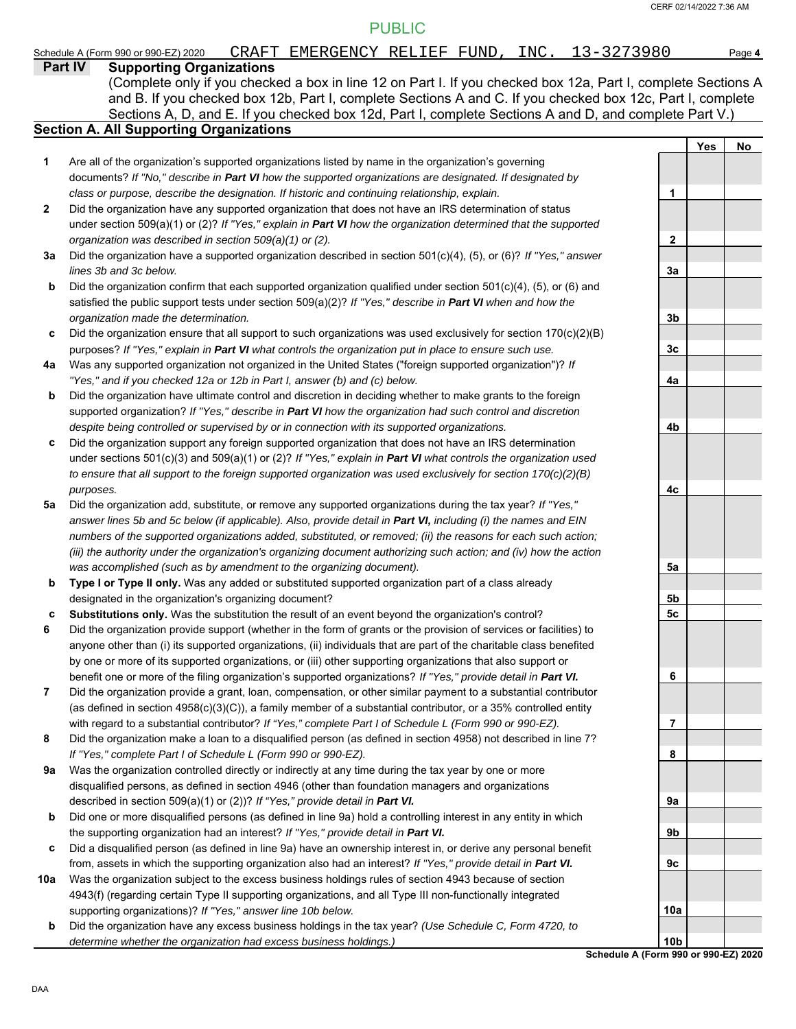PUBLIC

Schedule A (Form 990 or 990-EZ) 2020 CRAFT EMERGENCY RELIEF FUND, INC. 13-3273980 Page **4**

## Part IV Supporting Organizations

(Complete only if you checked a box in line 12 on Part I. If you checked box 12a, Part I, complete Sections A and B. If you checked box 12b, Part I, complete Sections A and C. If you checked box 12c, Part I, complete Sections A, D, and E. If you checked box 12d, Part I, complete Sections A and D, and complete Part V.)

### Section A. All Supporting Organizations

| | | | Yes | No |
|---|---|---|---|---|
| **1** | Are all of the organization's supported organizations listed by name in the organization's governing documents? *If "No," describe in **Part VI** how the supported organizations are designated. If designated by class or purpose, describe the designation. If historic and continuing relationship, explain.* | **1** | | |
| **2** | Did the organization have any supported organization that does not have an IRS determination of status under section 509(a)(1) or (2)? *If "Yes," explain in **Part VI** how the organization determined that the supported organization was described in section 509(a)(1) or (2).* | **2** | | |
| **3a** | Did the organization have a supported organization described in section 501(c)(4), (5), or (6)? *If "Yes," answer lines 3b and 3c below.* | **3a** | | |
| **b** | Did the organization confirm that each supported organization qualified under section 501(c)(4), (5), or (6) and satisfied the public support tests under section 509(a)(2)? *If "Yes," describe in **Part VI** when and how the organization made the determination.* | **3b** | | |
| **c** | Did the organization ensure that all support to such organizations was used exclusively for section 170(c)(2)(B) purposes? *If "Yes," explain in **Part VI** what controls the organization put in place to ensure such use.* | **3c** | | |
| **4a** | Was any supported organization not organized in the United States ("foreign supported organization")? *If "Yes," and if you checked 12a or 12b in Part I, answer (b) and (c) below.* | **4a** | | |
| **b** | Did the organization have ultimate control and discretion in deciding whether to make grants to the foreign supported organization? *If "Yes," describe in **Part VI** how the organization had such control and discretion despite being controlled or supervised by or in connection with its supported organizations.* | **4b** | | |
| **c** | Did the organization support any foreign supported organization that does not have an IRS determination under sections 501(c)(3) and 509(a)(1) or (2)? *If "Yes," explain in **Part VI** what controls the organization used to ensure that all support to the foreign supported organization was used exclusively for section 170(c)(2)(B) purposes.* | **4c** | | |
| **5a** | Did the organization add, substitute, or remove any supported organizations during the tax year? *If "Yes," answer lines 5b and 5c below (if applicable). Also, provide detail in **Part VI,** including (i) the names and EIN numbers of the supported organizations added, substituted, or removed; (ii) the reasons for each such action; (iii) the authority under the organization's organizing document authorizing such action; and (iv) how the action was accomplished (such as by amendment to the organizing document).* | **5a** | | |
| **b** | **Type I or Type II only.** Was any added or substituted supported organization part of a class already designated in the organization's organizing document? | **5b** | | |
| **c** | **Substitutions only.** Was the substitution the result of an event beyond the organization's control? | **5c** | | |
| **6** | Did the organization provide support (whether in the form of grants or the provision of services or facilities) to anyone other than (i) its supported organizations, (ii) individuals that are part of the charitable class benefited by one or more of its supported organizations, or (iii) other supporting organizations that also support or benefit one or more of the filing organization's supported organizations? *If "Yes," provide detail in **Part VI.*** | **6** | | |
| **7** | Did the organization provide a grant, loan, compensation, or other similar payment to a substantial contributor (as defined in section 4958(c)(3)(C)), a family member of a substantial contributor, or a 35% controlled entity with regard to a substantial contributor? *If "Yes," complete Part I of Schedule L (Form 990 or 990-EZ).* | **7** | | |
| **8** | Did the organization make a loan to a disqualified person (as defined in section 4958) not described in line 7? *If "Yes," complete Part I of Schedule L (Form 990 or 990-EZ).* | **8** | | |
| **9a** | Was the organization controlled directly or indirectly at any time during the tax year by one or more disqualified persons, as defined in section 4946 (other than foundation managers and organizations described in section 509(a)(1) or (2))? *If "Yes," provide detail in **Part VI.*** | **9a** | | |
| **b** | Did one or more disqualified persons (as defined in line 9a) hold a controlling interest in any entity in which the supporting organization had an interest? *If "Yes," provide detail in **Part VI.*** | **9b** | | |
| **c** | Did a disqualified person (as defined in line 9a) have an ownership interest in, or derive any personal benefit from, assets in which the supporting organization also had an interest? *If "Yes," provide detail in **Part VI.*** | **9c** | | |
| **10a** | Was the organization subject to the excess business holdings rules of section 4943 because of section 4943(f) (regarding certain Type II supporting organizations, and all Type III non-functionally integrated supporting organizations)? *If "Yes," answer line 10b below.* | **10a** | | |
| **b** | Did the organization have any excess business holdings in the tax year? *(Use Schedule C, Form 4720, to determine whether the organization had excess business holdings.)* | **10b** | | |

**Schedule A (Form 990 or 990-EZ) 2020**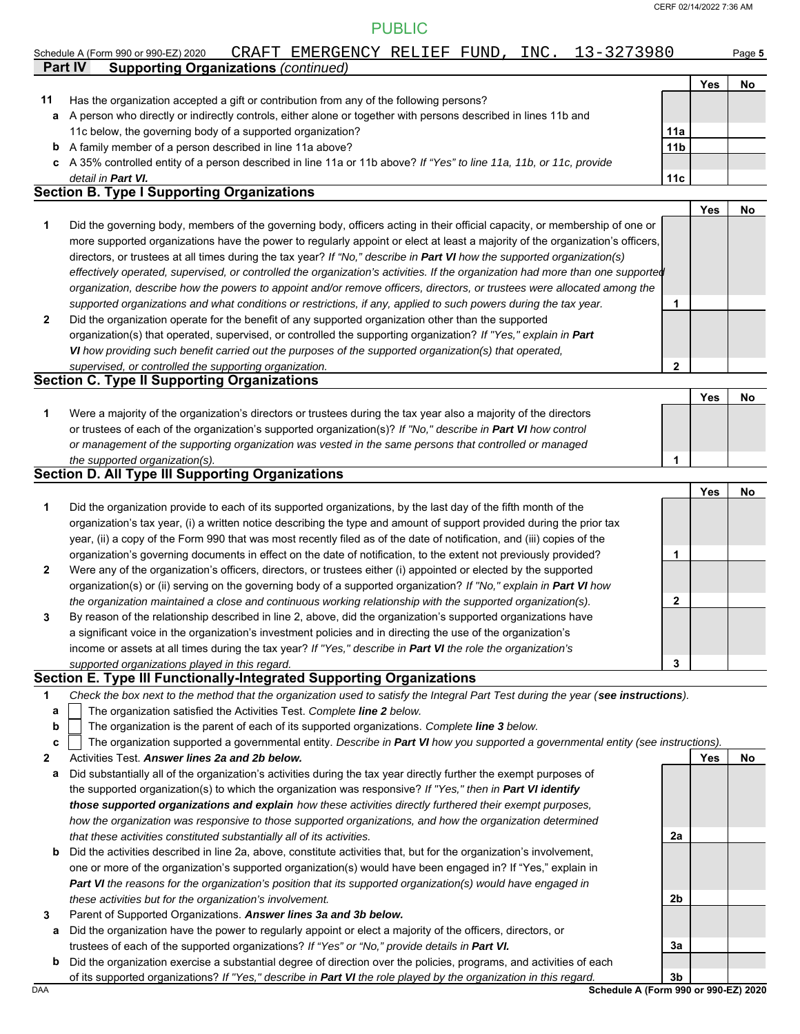PUBLIC

Schedule A (Form 990 or 990-EZ) 2020 CRAFT EMERGENCY RELIEF FUND, INC. 13-3273980 Page 5

**Part IV Supporting Organizations** *(continued)*

| | | | Yes | No |
|---|---|---|---|---|
| **11** | Has the organization accepted a gift or contribution from any of the following persons? | | | |
| **a** | A person who directly or indirectly controls, either alone or together with persons described in lines 11b and 11c below, the governing body of a supported organization? | **11a** | | |
| **b** | A family member of a person described in line 11a above? | **11b** | | |
| **c** | A 35% controlled entity of a person described in line 11a or 11b above? *If "Yes" to line 11a, 11b, or 11c, provide detail in **Part VI.*** | **11c** | | |

## Section B. Type I Supporting Organizations

| | | | Yes | No |
|---|---|---|---|---|
| **1** | Did the governing body, members of the governing body, officers acting in their official capacity, or membership of one or more supported organizations have the power to regularly appoint or elect at least a majority of the organization's officers, directors, or trustees at all times during the tax year? *If "No," describe in **Part VI** how the supported organization(s) effectively operated, supervised, or controlled the organization's activities. If the organization had more than one supported organization, describe how the powers to appoint and/or remove officers, directors, or trustees were allocated among the supported organizations and what conditions or restrictions, if any, applied to such powers during the tax year.* | **1** | | |
| **2** | Did the organization operate for the benefit of any supported organization other than the supported organization(s) that operated, supervised, or controlled the supporting organization? *If "Yes," explain in **Part VI** how providing such benefit carried out the purposes of the supported organization(s) that operated, supervised, or controlled the supporting organization.* | **2** | | |

## Section C. Type II Supporting Organizations

| | | | Yes | No |
|---|---|---|---|---|
| **1** | Were a majority of the organization's directors or trustees during the tax year also a majority of the directors or trustees of each of the organization's supported organization(s)? *If "No," describe in **Part VI** how control or management of the supporting organization was vested in the same persons that controlled or managed the supported organization(s).* | **1** | | |

## Section D. All Type III Supporting Organizations

| | | | Yes | No |
|---|---|---|---|---|
| **1** | Did the organization provide to each of its supported organizations, by the last day of the fifth month of the organization's tax year, (i) a written notice describing the type and amount of support provided during the prior tax year, (ii) a copy of the Form 990 that was most recently filed as of the date of notification, and (iii) copies of the organization's governing documents in effect on the date of notification, to the extent not previously provided? | **1** | | |
| **2** | Were any of the organization's officers, directors, or trustees either (i) appointed or elected by the supported organization(s) or (ii) serving on the governing body of a supported organization? *If "No," explain in **Part VI** how the organization maintained a close and continuous working relationship with the supported organization(s).* | **2** | | |
| **3** | By reason of the relationship described in line 2, above, did the organization's supported organizations have a significant voice in the organization's investment policies and in directing the use of the organization's income or assets at all times during the tax year? *If "Yes," describe in **Part VI** the role the organization's supported organizations played in this regard.* | **3** | | |

## Section E. Type III Functionally-Integrated Supporting Organizations

**1** *Check the box next to the method that the organization used to satisfy the Integral Part Test during the year (**see instructions**).*

- **a** ☐ The organization satisfied the Activities Test. *Complete **line 2** below.*
- **b** ☐ The organization is the parent of each of its supported organizations. *Complete **line 3** below.*
- **c** ☐ The organization supported a governmental entity. *Describe in **Part VI** how you supported a governmental entity (see instructions).*

| | | | Yes | No |
|---|---|---|---|---|
| **2** | Activities Test. ***Answer lines 2a and 2b below.*** | | | |
| **a** | Did substantially all of the organization's activities during the tax year directly further the exempt purposes of the supported organization(s) to which the organization was responsive? *If "Yes," then in **Part VI identify those supported organizations and explain** how these activities directly furthered their exempt purposes, how the organization was responsive to those supported organizations, and how the organization determined that these activities constituted substantially all of its activities.* | **2a** | | |
| **b** | Did the activities described in line 2a, above, constitute activities that, but for the organization's involvement, one or more of the organization's supported organization(s) would have been engaged in? If "Yes," explain in ***Part VI** the reasons for the organization's position that its supported organization(s) would have engaged in these activities but for the organization's involvement.* | **2b** | | |
| **3** | Parent of Supported Organizations. ***Answer lines 3a and 3b below.*** | | | |
| **a** | Did the organization have the power to regularly appoint or elect a majority of the officers, directors, or trustees of each of the supported organizations? *If "Yes" or "No," provide details in **Part VI.*** | **3a** | | |
| **b** | Did the organization exercise a substantial degree of direction over the policies, programs, and activities of each of its supported organizations? *If "Yes," describe in **Part VI** the role played by the organization in this regard.* | **3b** | | |

DAA **Schedule A (Form 990 or 990-EZ) 2020**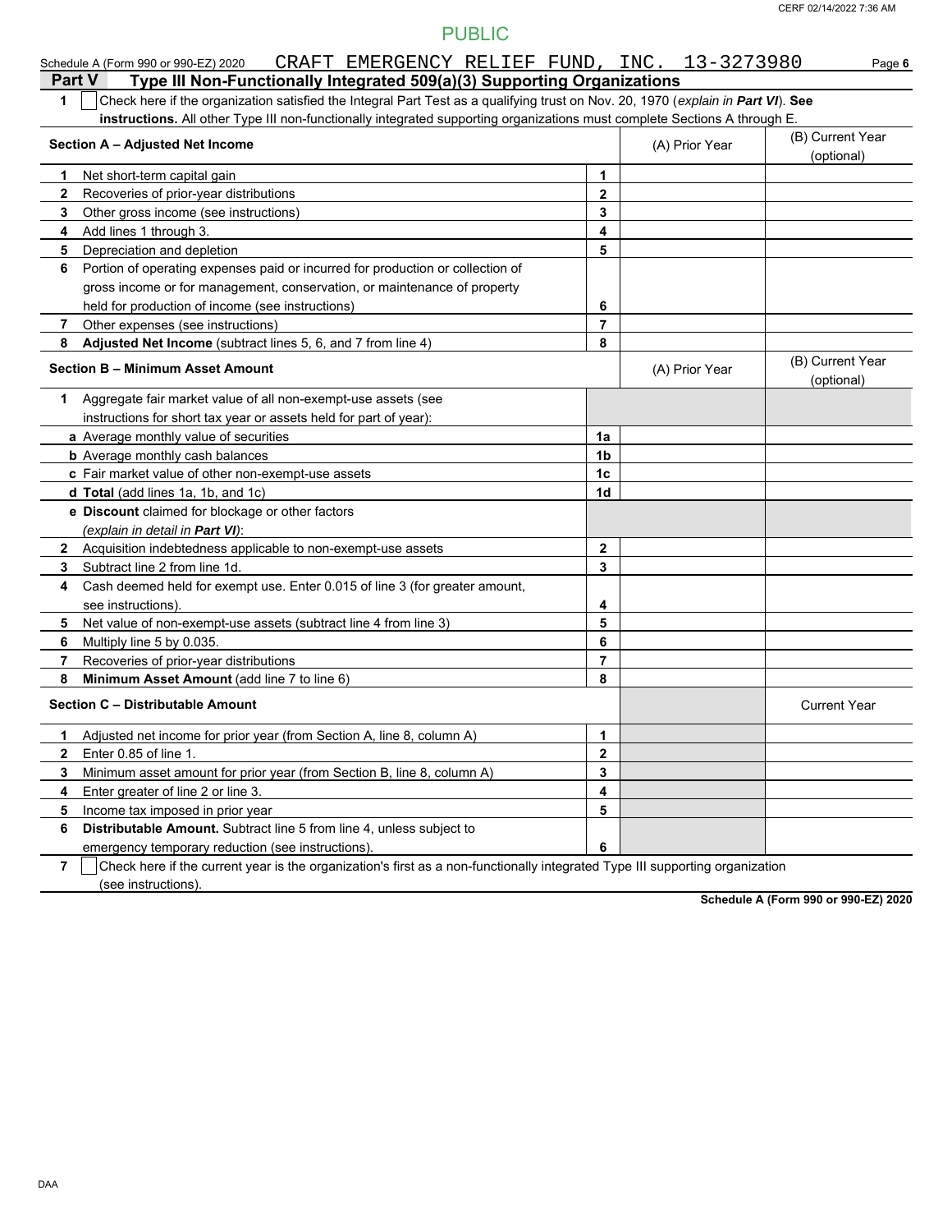PUBLIC

Schedule A (Form 990 or 990-EZ) 2020 CRAFT EMERGENCY RELIEF FUND, INC. 13-3273980 Page **6**

## Part V Type III Non-Functionally Integrated 509(a)(3) Supporting Organizations

**1** ☐ Check here if the organization satisfied the Integral Part Test as a qualifying trust on Nov. 20, 1970 (*explain in **Part VI***). **See instructions.** All other Type III non-functionally integrated supporting organizations must complete Sections A through E.

| **Section A – Adjusted Net Income** | | (A) Prior Year | (B) Current Year (optional) |
|---|---|---|---|
| **1** Net short-term capital gain | **1** | | |
| **2** Recoveries of prior-year distributions | **2** | | |
| **3** Other gross income (see instructions) | **3** | | |
| **4** Add lines 1 through 3. | **4** | | |
| **5** Depreciation and depletion | **5** | | |
| **6** Portion of operating expenses paid or incurred for production or collection of gross income or for management, conservation, or maintenance of property held for production of income (see instructions) | **6** | | |
| **7** Other expenses (see instructions) | **7** | | |
| **8** **Adjusted Net Income** (subtract lines 5, 6, and 7 from line 4) | **8** | | |

| **Section B – Minimum Asset Amount** | | (A) Prior Year | (B) Current Year (optional) |
|---|---|---|---|
| **1** Aggregate fair market value of all non-exempt-use assets (see instructions for short tax year or assets held for part of year): | | | |
| **a** Average monthly value of securities | **1a** | | |
| **b** Average monthly cash balances | **1b** | | |
| **c** Fair market value of other non-exempt-use assets | **1c** | | |
| **d** **Total** (add lines 1a, 1b, and 1c) | **1d** | | |
| **e** **Discount** claimed for blockage or other factors (*explain in detail in **Part VI***): | | | |
| **2** Acquisition indebtedness applicable to non-exempt-use assets | **2** | | |
| **3** Subtract line 2 from line 1d. | **3** | | |
| **4** Cash deemed held for exempt use. Enter 0.015 of line 3 (for greater amount, see instructions). | **4** | | |
| **5** Net value of non-exempt-use assets (subtract line 4 from line 3) | **5** | | |
| **6** Multiply line 5 by 0.035. | **6** | | |
| **7** Recoveries of prior-year distributions | **7** | | |
| **8** **Minimum Asset Amount** (add line 7 to line 6) | **8** | | |

| **Section C – Distributable Amount** | | | Current Year |
|---|---|---|---|
| **1** Adjusted net income for prior year (from Section A, line 8, column A) | **1** | | |
| **2** Enter 0.85 of line 1. | **2** | | |
| **3** Minimum asset amount for prior year (from Section B, line 8, column A) | **3** | | |
| **4** Enter greater of line 2 or line 3. | **4** | | |
| **5** Income tax imposed in prior year | **5** | | |
| **6** **Distributable Amount.** Subtract line 5 from line 4, unless subject to emergency temporary reduction (see instructions). | **6** | | |

**7** ☐ Check here if the current year is the organization's first as a non-functionally integrated Type III supporting organization (see instructions).

**Schedule A (Form 990 or 990-EZ) 2020**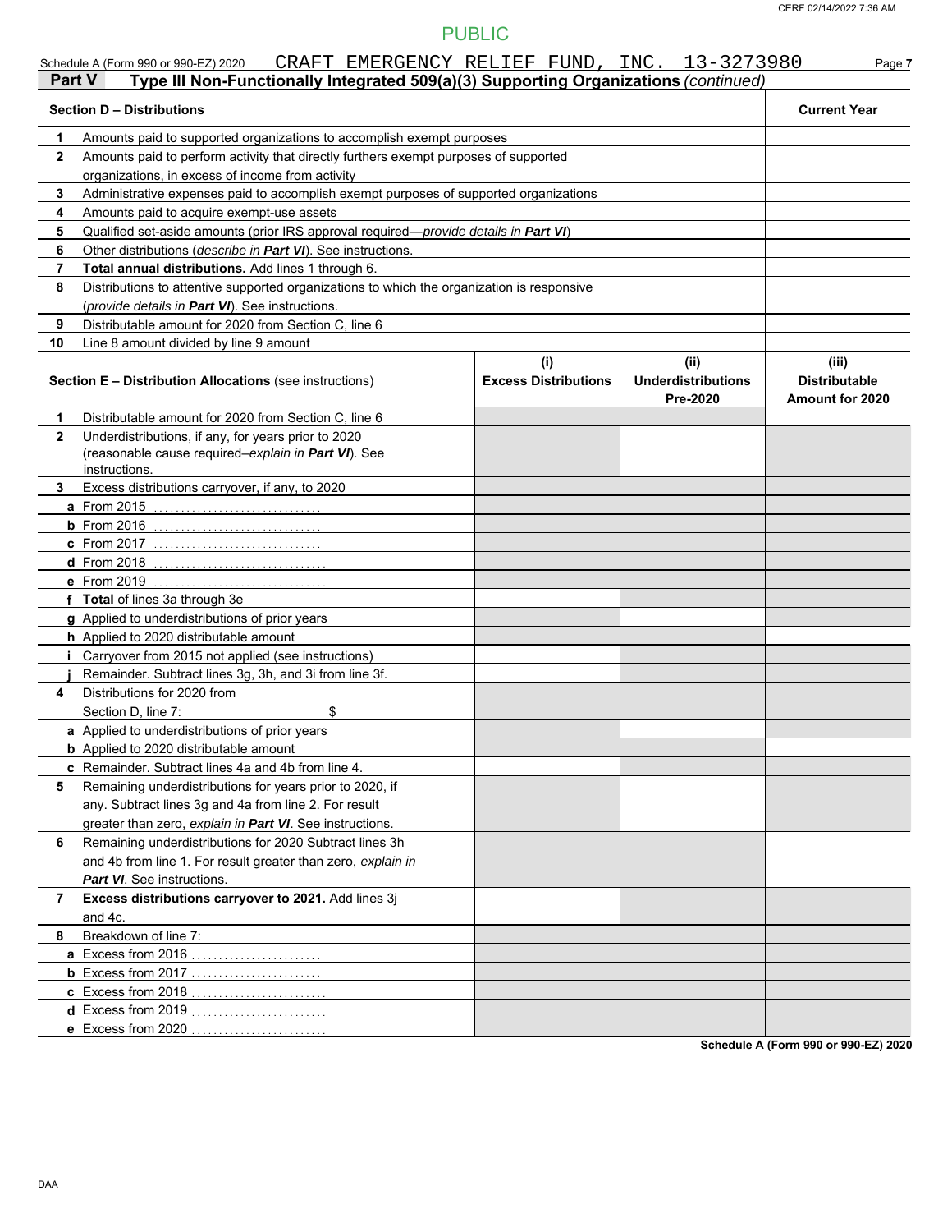PUBLIC

Schedule A (Form 990 or 990-EZ) 2020 CRAFT EMERGENCY RELIEF FUND, INC. 13-3273980

**Part V Type III Non-Functionally Integrated 509(a)(3) Supporting Organizations** *(continued)*

| **Section D – Distributions** | | **Current Year** |
|---|---|---|
| 1 | Amounts paid to supported organizations to accomplish exempt purposes | |
| 2 | Amounts paid to perform activity that directly furthers exempt purposes of supported organizations, in excess of income from activity | |
| 3 | Administrative expenses paid to accomplish exempt purposes of supported organizations | |
| 4 | Amounts paid to acquire exempt-use assets | |
| 5 | Qualified set-aside amounts (prior IRS approval required—*provide details in **Part VI***) | |
| 6 | Other distributions (*describe in **Part VI***). See instructions. | |
| 7 | **Total annual distributions.** Add lines 1 through 6. | |
| 8 | Distributions to attentive supported organizations to which the organization is responsive (*provide details in **Part VI***). See instructions. | |
| 9 | Distributable amount for 2020 from Section C, line 6 | |
| 10 | Line 8 amount divided by line 9 amount | |

| **Section E – Distribution Allocations** (see instructions) | | **(i) Excess Distributions** | **(ii) Underdistributions Pre-2020** | **(iii) Distributable Amount for 2020** |
|---|---|---|---|---|
| 1 | Distributable amount for 2020 from Section C, line 6 | | | |
| 2 | Underdistributions, if any, for years prior to 2020 (reasonable cause required–*explain in **Part VI***). See instructions. | | | |
| 3 | Excess distributions carryover, if any, to 2020 | | | |
| a | From 2015 | | | |
| b | From 2016 | | | |
| c | From 2017 | | | |
| d | From 2018 | | | |
| e | From 2019 | | | |
| f | **Total** of lines 3a through 3e | | | |
| g | Applied to underdistributions of prior years | | | |
| h | Applied to 2020 distributable amount | | | |
| i | Carryover from 2015 not applied (see instructions) | | | |
| j | Remainder. Subtract lines 3g, 3h, and 3i from line 3f. | | | |
| 4 | Distributions for 2020 from Section D, line 7: $ | | | |
| a | Applied to underdistributions of prior years | | | |
| b | Applied to 2020 distributable amount | | | |
| c | Remainder. Subtract lines 4a and 4b from line 4. | | | |
| 5 | Remaining underdistributions for years prior to 2020, if any. Subtract lines 3g and 4a from line 2. For result greater than zero, *explain in **Part VI***. See instructions. | | | |
| 6 | Remaining underdistributions for 2020 Subtract lines 3h and 4b from line 1. For result greater than zero, *explain in **Part VI***. See instructions. | | | |
| 7 | **Excess distributions carryover to 2021.** Add lines 3j and 4c. | | | |
| 8 | Breakdown of line 7: | | | |
| a | Excess from 2016 | | | |
| b | Excess from 2017 | | | |
| c | Excess from 2018 | | | |
| d | Excess from 2019 | | | |
| e | Excess from 2020 | | | |

**Schedule A (Form 990 or 990-EZ) 2020**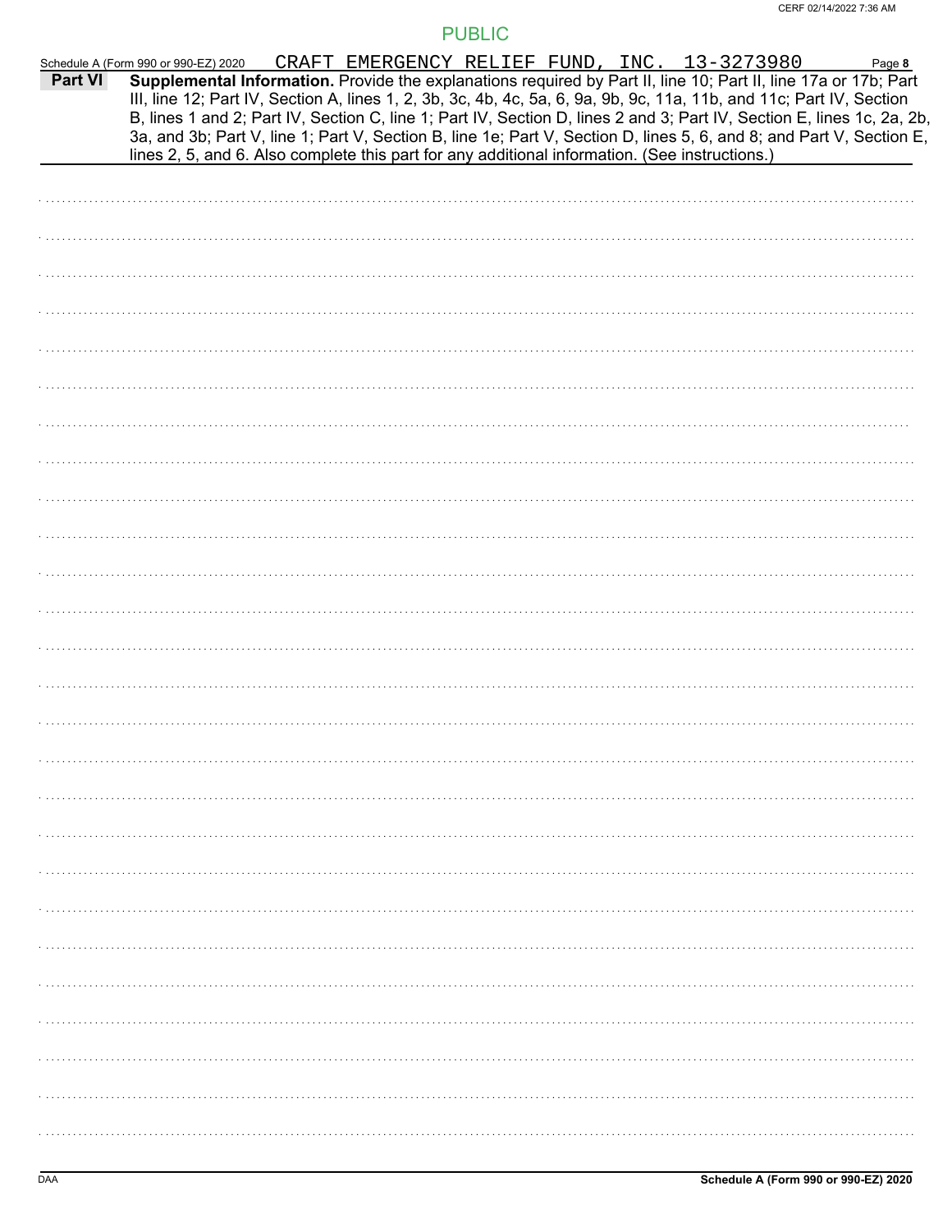PUBLIC

Schedule A (Form 990 or 990-EZ) 2020 CRAFT EMERGENCY RELIEF FUND, INC. 13-3273980

**Part VI** **Supplemental Information.** Provide the explanations required by Part II, line 10; Part II, line 17a or 17b; Part III, line 12; Part IV, Section A, lines 1, 2, 3b, 3c, 4b, 4c, 5a, 6, 9a, 9b, 9c, 11a, 11b, and 11c; Part IV, Section B, lines 1 and 2; Part IV, Section C, line 1; Part IV, Section D, lines 2 and 3; Part IV, Section E, lines 1c, 2a, 2b, 3a, and 3b; Part V, line 1; Part V, Section B, line 1e; Part V, Section D, lines 5, 6, and 8; and Part V, Section E, lines 2, 5, and 6. Also complete this part for any additional information. (See instructions.)

DAA

**Schedule A (Form 990 or 990-EZ) 2020**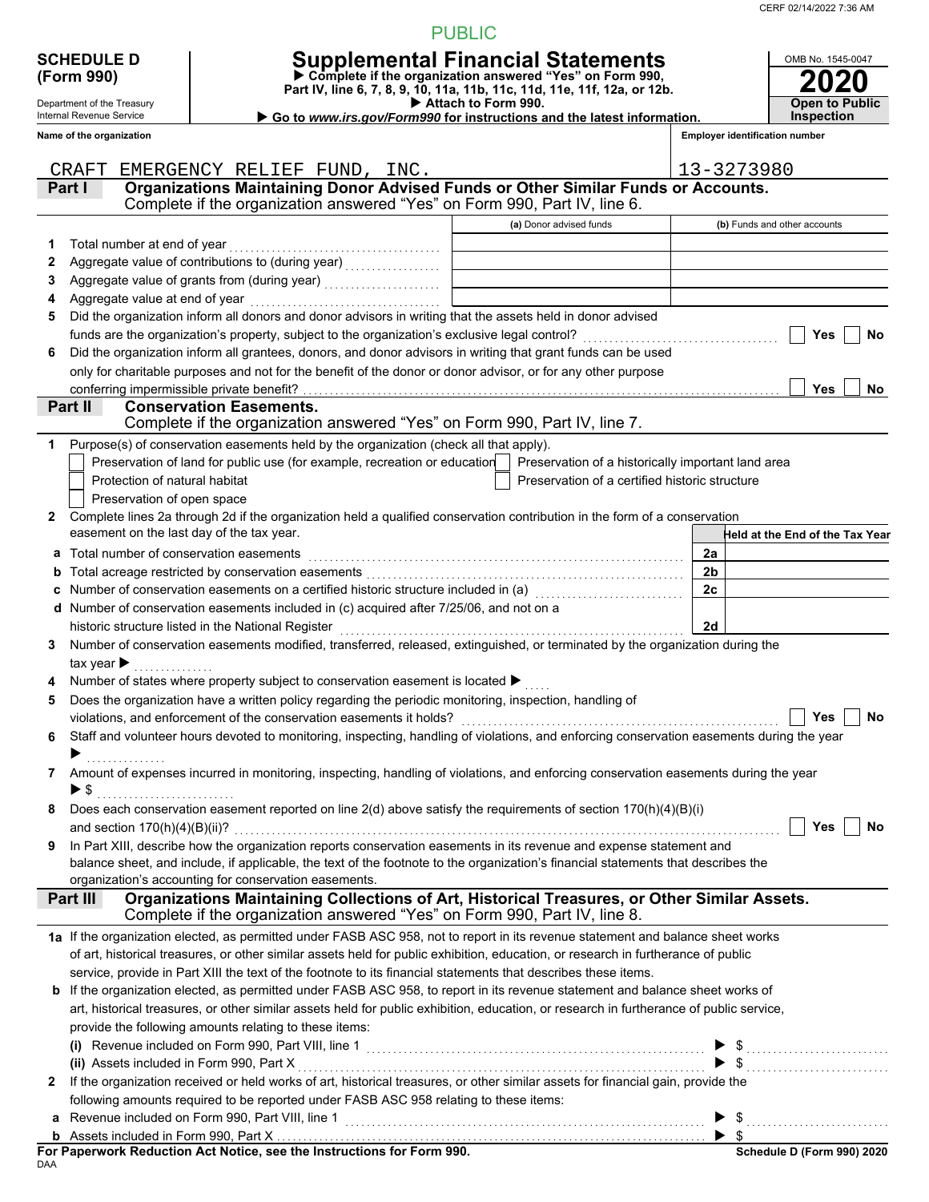PUBLIC

**SCHEDULE D (Form 990)**

Department of the Treasury
Internal Revenue Service

# Supplemental Financial Statements

▶ Complete if the organization answered "Yes" on Form 990, Part IV, line 6, 7, 8, 9, 10, 11a, 11b, 11c, 11d, 11e, 11f, 12a, or 12b.
▶ Attach to Form 990.
▶ Go to *www.irs.gov/Form990* for instructions and the latest information.

OMB No. 1545-0047

**2020**

**Open to Public Inspection**

**Name of the organization**: CRAFT EMERGENCY RELIEF FUND, INC.

**Employer identification number**: 13-3273980

## Part I — Organizations Maintaining Donor Advised Funds or Other Similar Funds or Accounts.
Complete if the organization answered "Yes" on Form 990, Part IV, line 6.

| | | (a) Donor advised funds | (b) Funds and other accounts |
|---|---|---|---|
| 1 | Total number at end of year | | |
| 2 | Aggregate value of contributions to (during year) | | |
| 3 | Aggregate value of grants from (during year) | | |
| 4 | Aggregate value at end of year | | |

5 Did the organization inform all donors and donor advisors in writing that the assets held in donor advised funds are the organization's property, subject to the organization's exclusive legal control? ☐ Yes ☐ No

6 Did the organization inform all grantees, donors, and donor advisors in writing that grant funds can be used only for charitable purposes and not for the benefit of the donor or donor advisor, or for any other purpose conferring impermissible private benefit? ☐ Yes ☐ No

## Part II — Conservation Easements.
Complete if the organization answered "Yes" on Form 990, Part IV, line 7.

1 Purpose(s) of conservation easements held by the organization (check all that apply).

- ☐ Preservation of land for public use (for example, recreation or education)
- ☐ Protection of natural habitat
- ☐ Preservation of open space
- ☐ Preservation of a historically important land area
- ☐ Preservation of a certified historic structure

2 Complete lines 2a through 2d if the organization held a qualified conservation contribution in the form of a conservation easement on the last day of the tax year.

| | | | Held at the End of the Tax Year |
|---|---|---|---|
| a | Total number of conservation easements | 2a | |
| b | Total acreage restricted by conservation easements | 2b | |
| c | Number of conservation easements on a certified historic structure included in (a) | 2c | |
| d | Number of conservation easements included in (c) acquired after 7/25/06, and not on a historic structure listed in the National Register | 2d | |

3 Number of conservation easements modified, transferred, released, extinguished, or terminated by the organization during the tax year ▶

4 Number of states where property subject to conservation easement is located ▶

5 Does the organization have a written policy regarding the periodic monitoring, inspection, handling of violations, and enforcement of the conservation easements it holds? ☐ Yes ☐ No

6 Staff and volunteer hours devoted to monitoring, inspecting, handling of violations, and enforcing conservation easements during the year ▶

7 Amount of expenses incurred in monitoring, inspecting, handling of violations, and enforcing conservation easements during the year ▶ $

8 Does each conservation easement reported on line 2(d) above satisfy the requirements of section 170(h)(4)(B)(i) and section 170(h)(4)(B)(ii)? ☐ Yes ☐ No

9 In Part XIII, describe how the organization reports conservation easements in its revenue and expense statement and balance sheet, and include, if applicable, the text of the footnote to the organization's financial statements that describes the organization's accounting for conservation easements.

## Part III — Organizations Maintaining Collections of Art, Historical Treasures, or Other Similar Assets.
Complete if the organization answered "Yes" on Form 990, Part IV, line 8.

1a If the organization elected, as permitted under FASB ASC 958, not to report in its revenue statement and balance sheet works of art, historical treasures, or other similar assets held for public exhibition, education, or research in furtherance of public service, provide in Part XIII the text of the footnote to its financial statements that describes these items.

b If the organization elected, as permitted under FASB ASC 958, to report in its revenue statement and balance sheet works of art, historical treasures, or other similar assets held for public exhibition, education, or research in furtherance of public service, provide the following amounts relating to these items:

(i) Revenue included on Form 990, Part VIII, line 1 ▶ $

(ii) Assets included in Form 990, Part X ▶ $

2 If the organization received or held works of art, historical treasures, or other similar assets for financial gain, provide the following amounts required to be reported under FASB ASC 958 relating to these items:

a Revenue included on Form 990, Part VIII, line 1 ▶ $

b Assets included in Form 990, Part X ▶ $

**For Paperwork Reduction Act Notice, see the Instructions for Form 990.** **Schedule D (Form 990) 2020**

DAA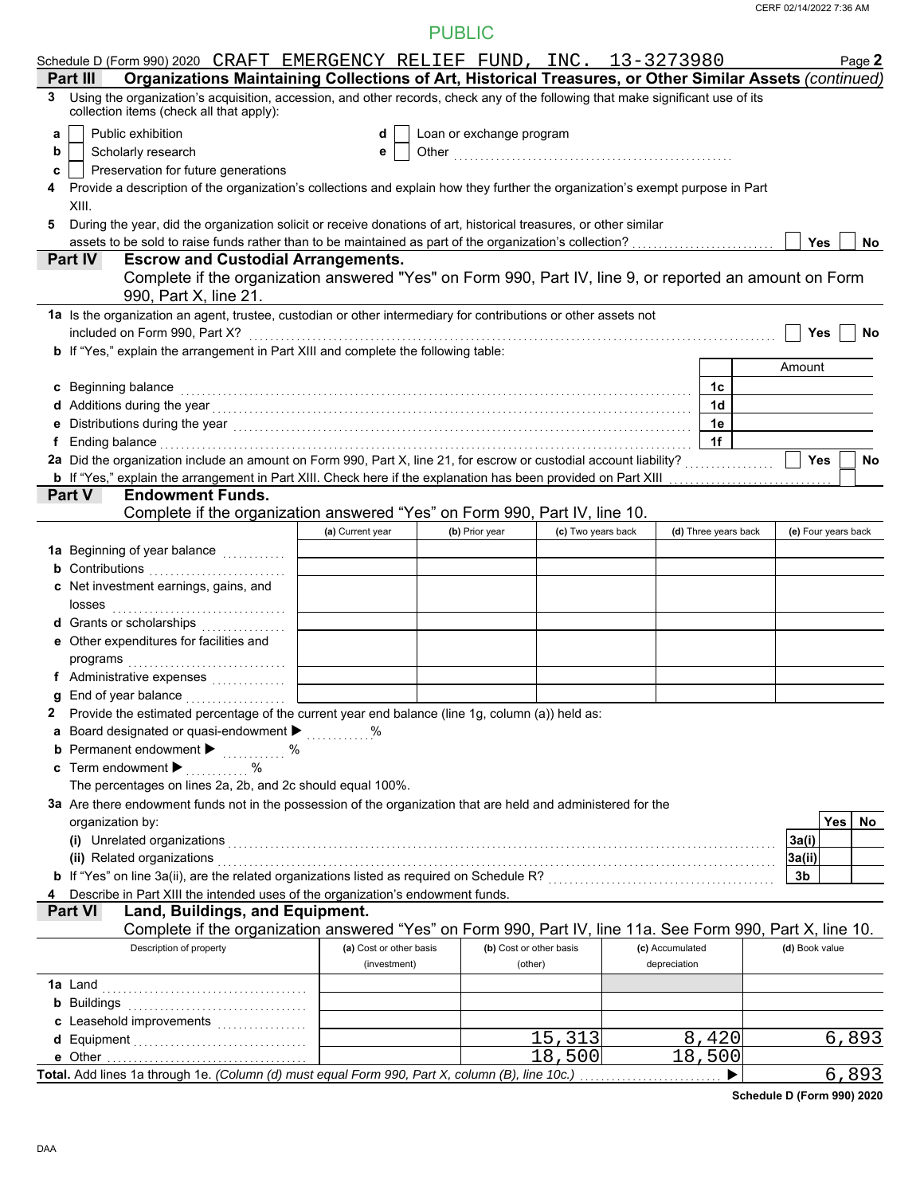PUBLIC

Schedule D (Form 990) 2020 CRAFT EMERGENCY RELIEF FUND, INC. 13-3273980 Page **2**

**Part III Organizations Maintaining Collections of Art, Historical Treasures, or Other Similar Assets** *(continued)*

**3** Using the organization's acquisition, accession, and other records, check any of the following that make significant use of its collection items (check all that apply):

- **a** ☐ Public exhibition
- **b** ☐ Scholarly research
- **c** ☐ Preservation for future generations
- **d** ☐ Loan or exchange program
- **e** ☐ Other ..........

**4** Provide a description of the organization's collections and explain how they further the organization's exempt purpose in Part XIII.

**5** During the year, did the organization solicit or receive donations of art, historical treasures, or other similar assets to be sold to raise funds rather than to be maintained as part of the organization's collection? ☐ Yes ☐ No

**Part IV Escrow and Custodial Arrangements.**
Complete if the organization answered "Yes" on Form 990, Part IV, line 9, or reported an amount on Form 990, Part X, line 21.

**1a** Is the organization an agent, trustee, custodian or other intermediary for contributions or other assets not included on Form 990, Part X? ☐ Yes ☐ No

**b** If "Yes," explain the arrangement in Part XIII and complete the following table:

| | | Amount |
|---|---|---|
| **c** Beginning balance | 1c | |
| **d** Additions during the year | 1d | |
| **e** Distributions during the year | 1e | |
| **f** Ending balance | 1f | |

**2a** Did the organization include an amount on Form 990, Part X, line 21, for escrow or custodial account liability? ☐ Yes ☐ No

**b** If "Yes," explain the arrangement in Part XIII. Check here if the explanation has been provided on Part XIII ☐

**Part V Endowment Funds.**
Complete if the organization answered "Yes" on Form 990, Part IV, line 10.

| | (a) Current year | (b) Prior year | (c) Two years back | (d) Three years back | (e) Four years back |
|---|---|---|---|---|---|
| **1a** Beginning of year balance | | | | | |
| **b** Contributions | | | | | |
| **c** Net investment earnings, gains, and losses | | | | | |
| **d** Grants or scholarships | | | | | |
| **e** Other expenditures for facilities and programs | | | | | |
| **f** Administrative expenses | | | | | |
| **g** End of year balance | | | | | |

**2** Provide the estimated percentage of the current year end balance (line 1g, column (a)) held as:

- **a** Board designated or quasi-endowment ▶ .......... %
- **b** Permanent endowment ▶ .......... %
- **c** Term endowment ▶ .......... %

The percentages on lines 2a, 2b, and 2c should equal 100%.

**3a** Are there endowment funds not in the possession of the organization that are held and administered for the organization by:

| | | Yes | No |
|---|---|---|---|
| **(i)** Unrelated organizations | 3a(i) | | |
| **(ii)** Related organizations | 3a(ii) | | |
| **b** If "Yes" on line 3a(ii), are the related organizations listed as required on Schedule R? | 3b | | |

**4** Describe in Part XIII the intended uses of the organization's endowment funds.

**Part VI Land, Buildings, and Equipment.**
Complete if the organization answered "Yes" on Form 990, Part IV, line 11a. See Form 990, Part X, line 10.

| Description of property | (a) Cost or other basis (investment) | (b) Cost or other basis (other) | (c) Accumulated depreciation | (d) Book value |
|---|---|---|---|---|
| **1a** Land | | | | |
| **b** Buildings | | | | |
| **c** Leasehold improvements | | | | |
| **d** Equipment | | 15,313 | 8,420 | 6,893 |
| **e** Other | | 18,500 | 18,500 | |
| **Total.** Add lines 1a through 1e. *(Column (d) must equal Form 990, Part X, column (B), line 10c.)* ▶ | | | | 6,893 |

**Schedule D (Form 990) 2020**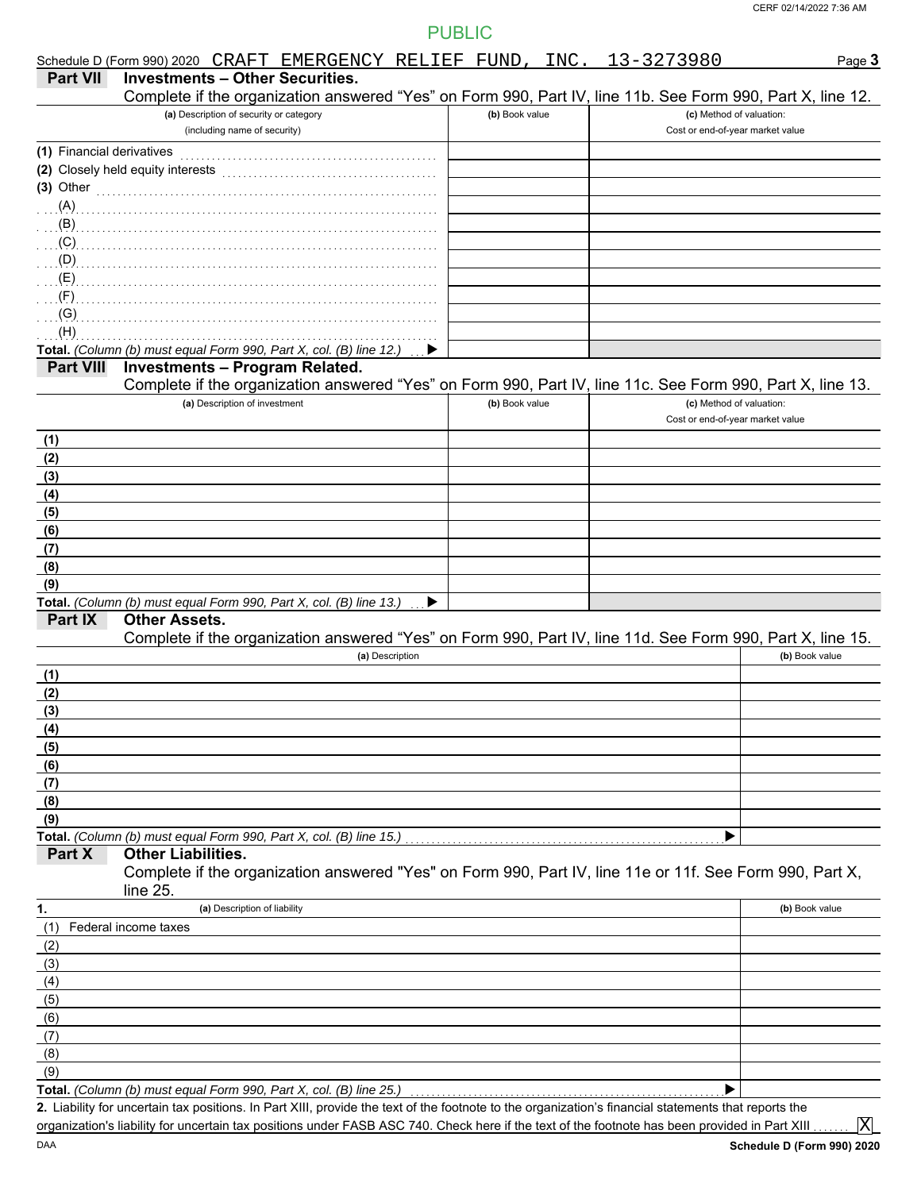PUBLIC

Schedule D (Form 990) 2020 CRAFT EMERGENCY RELIEF FUND, INC. 13-3273980 Page **3**

## Part VII Investments – Other Securities.

Complete if the organization answered "Yes" on Form 990, Part IV, line 11b. See Form 990, Part X, line 12.

| (a) Description of security or category (including name of security) | (b) Book value | (c) Method of valuation: Cost or end-of-year market value |
|---|---|---|
| (1) Financial derivatives | | |
| (2) Closely held equity interests | | |
| (3) Other | | |
| (A) | | |
| (B) | | |
| (C) | | |
| (D) | | |
| (E) | | |
| (F) | | |
| (G) | | |
| (H) | | |
| **Total.** *(Column (b) must equal Form 990, Part X, col. (B) line 12.)* ▶ | | |

## Part VIII Investments – Program Related.

Complete if the organization answered "Yes" on Form 990, Part IV, line 11c. See Form 990, Part X, line 13.

| (a) Description of investment | (b) Book value | (c) Method of valuation: Cost or end-of-year market value |
|---|---|---|
| (1) | | |
| (2) | | |
| (3) | | |
| (4) | | |
| (5) | | |
| (6) | | |
| (7) | | |
| (8) | | |
| (9) | | |
| **Total.** *(Column (b) must equal Form 990, Part X, col. (B) line 13.)* ▶ | | |

## Part IX Other Assets.

Complete if the organization answered "Yes" on Form 990, Part IV, line 11d. See Form 990, Part X, line 15.

| (a) Description | (b) Book value |
|---|---|
| (1) | |
| (2) | |
| (3) | |
| (4) | |
| (5) | |
| (6) | |
| (7) | |
| (8) | |
| (9) | |
| **Total.** *(Column (b) must equal Form 990, Part X, col. (B) line 15.)* ▶ | |

## Part X Other Liabilities.

Complete if the organization answered "Yes" on Form 990, Part IV, line 11e or 11f. See Form 990, Part X, line 25.

| 1. (a) Description of liability | (b) Book value |
|---|---|
| (1) Federal income taxes | |
| (2) | |
| (3) | |
| (4) | |
| (5) | |
| (6) | |
| (7) | |
| (8) | |
| (9) | |
| **Total.** *(Column (b) must equal Form 990, Part X, col. (B) line 25.)* ▶ | |

**2.** Liability for uncertain tax positions. In Part XIII, provide the text of the footnote to the organization's financial statements that reports the organization's liability for uncertain tax positions under FASB ASC 740. Check here if the text of the footnote has been provided in Part XIII ....... [X]

DAA **Schedule D (Form 990) 2020**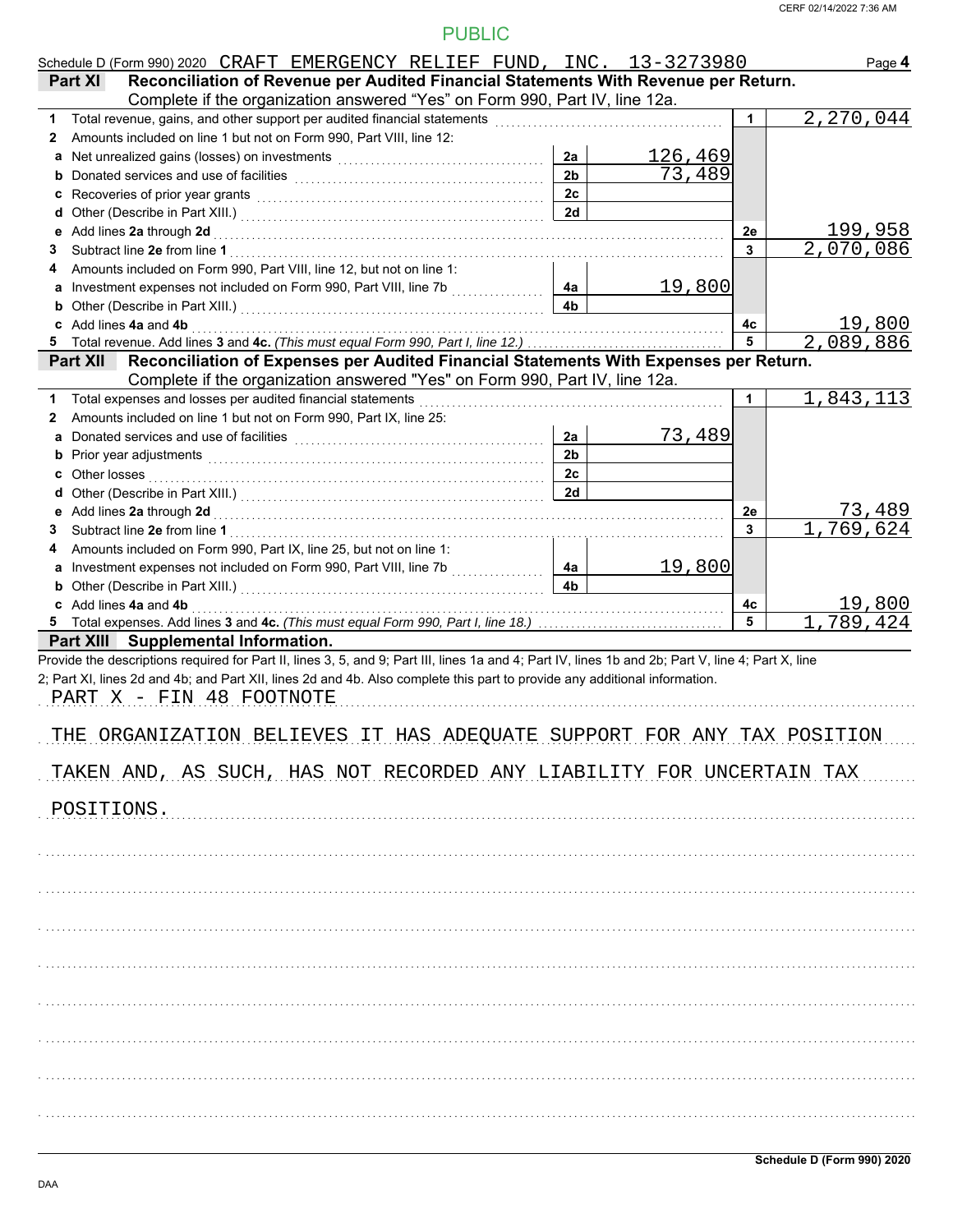Schedule D (Form 990) 2020 CRAFT EMERGENCY RELIEF FUND, INC. 13-3273980

## Part XI Reconciliation of Revenue per Audited Financial Statements With Revenue per Return.

Complete if the organization answered "Yes" on Form 990, Part IV, line 12a.

| | | | | | |
|---|---|---|---|---|---|
| 1 | Total revenue, gains, and other support per audited financial statements | | | 1 | 2,270,044 |
| 2 | Amounts included on line 1 but not on Form 990, Part VIII, line 12: | | | | |
| a | Net unrealized gains (losses) on investments | 2a | 126,469 | | |
| b | Donated services and use of facilities | 2b | 73,489 | | |
| c | Recoveries of prior year grants | 2c | | | |
| d | Other (Describe in Part XIII.) | 2d | | | |
| e | Add lines **2a** through **2d** | | | 2e | 199,958 |
| 3 | Subtract line **2e** from line **1** | | | 3 | 2,070,086 |
| 4 | Amounts included on Form 990, Part VIII, line 12, but not on line 1: | | | | |
| a | Investment expenses not included on Form 990, Part VIII, line 7b | 4a | 19,800 | | |
| b | Other (Describe in Part XIII.) | 4b | | | |
| c | Add lines **4a** and **4b** | | | 4c | 19,800 |
| 5 | Total revenue. Add lines **3** and **4c.** *(This must equal Form 990, Part I, line 12.)* | | | 5 | 2,089,886 |

## Part XII Reconciliation of Expenses per Audited Financial Statements With Expenses per Return.

Complete if the organization answered "Yes" on Form 990, Part IV, line 12a.

| | | | | | |
|---|---|---|---|---|---|
| 1 | Total expenses and losses per audited financial statements | | | 1 | 1,843,113 |
| 2 | Amounts included on line 1 but not on Form 990, Part IX, line 25: | | | | |
| a | Donated services and use of facilities | 2a | 73,489 | | |
| b | Prior year adjustments | 2b | | | |
| c | Other losses | 2c | | | |
| d | Other (Describe in Part XIII.) | 2d | | | |
| e | Add lines **2a** through **2d** | | | 2e | 73,489 |
| 3 | Subtract line **2e** from line **1** | | | 3 | 1,769,624 |
| 4 | Amounts included on Form 990, Part IX, line 25, but not on line 1: | | | | |
| a | Investment expenses not included on Form 990, Part VIII, line 7b | 4a | 19,800 | | |
| b | Other (Describe in Part XIII.) | 4b | | | |
| c | Add lines **4a** and **4b** | | | 4c | 19,800 |
| 5 | Total expenses. Add lines **3** and **4c.** *(This must equal Form 990, Part I, line 18.)* | | | 5 | 1,789,424 |

## Part XIII Supplemental Information.

Provide the descriptions required for Part II, lines 3, 5, and 9; Part III, lines 1a and 4; Part IV, lines 1b and 2b; Part V, line 4; Part X, line 2; Part XI, lines 2d and 4b; and Part XII, lines 2d and 4b. Also complete this part to provide any additional information.

PART X - FIN 48 FOOTNOTE

THE ORGANIZATION BELIEVES IT HAS ADEQUATE SUPPORT FOR ANY TAX POSITION TAKEN AND, AS SUCH, HAS NOT RECORDED ANY LIABILITY FOR UNCERTAIN TAX POSITIONS.

Schedule D (Form 990) 2020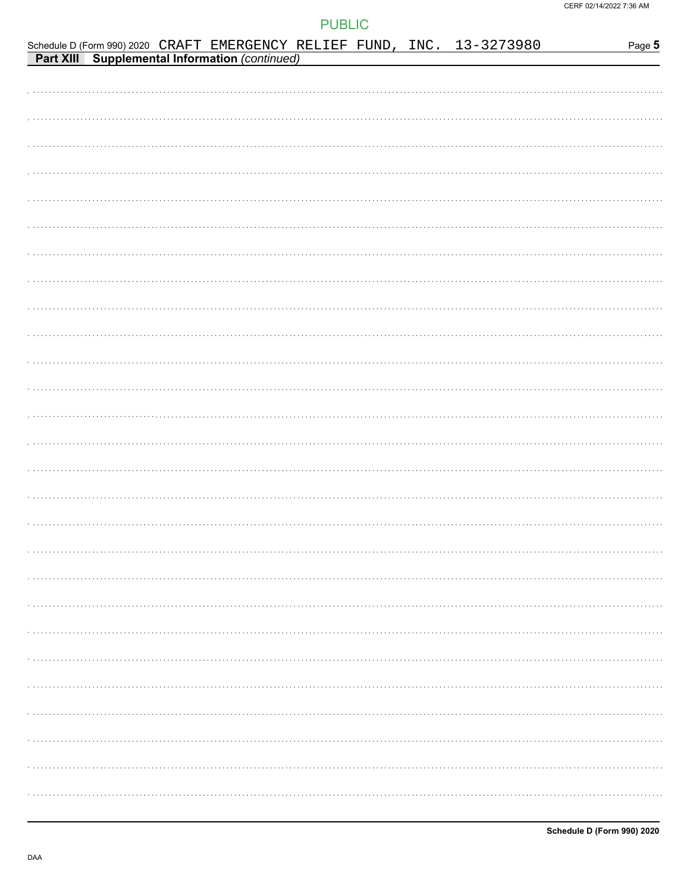PUBLIC

Schedule D (Form 990) 2020 CRAFT EMERGENCY RELIEF FUND, INC. 13-3273980

**Part XIII Supplemental Information** *(continued)*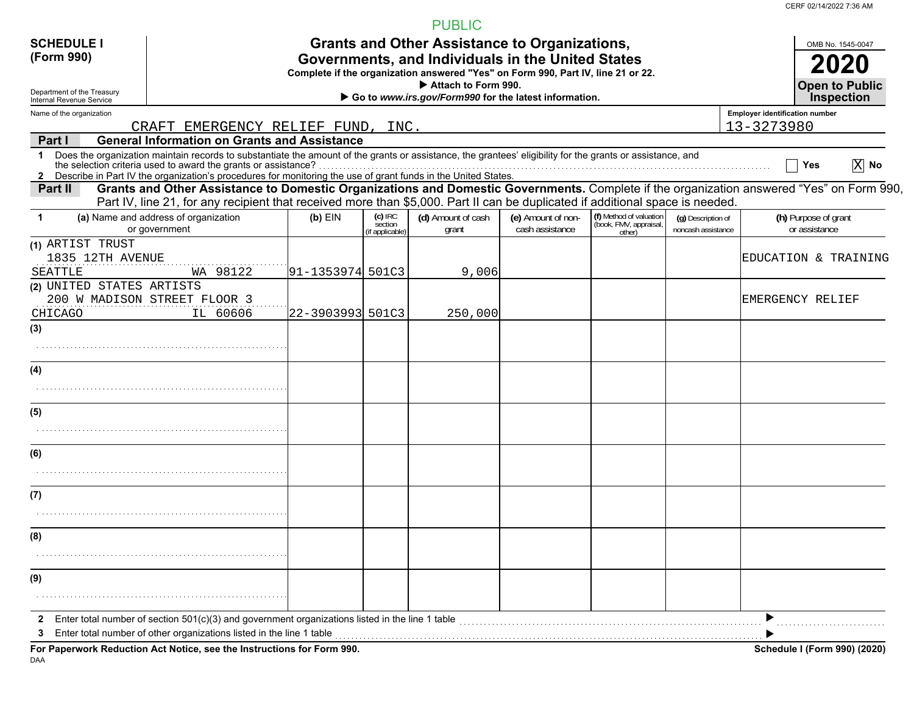PUBLIC

**SCHEDULE I (Form 990)**

Department of the Treasury
Internal Revenue Service

# Grants and Other Assistance to Organizations, Governments, and Individuals in the United States

**Complete if the organization answered "Yes" on Form 990, Part IV, line 21 or 22.**
**▶ Attach to Form 990.**
**▶ Go to *www.irs.gov/Form990* for the latest information.**

OMB No. 1545-0047

**2020**

**Open to Public Inspection**

Name of the organization: CRAFT EMERGENCY RELIEF FUND, INC.

Employer identification number: 13-3273980

## Part I General Information on Grants and Assistance

1 Does the organization maintain records to substantiate the amount of the grants or assistance, the grantees' eligibility for the grants or assistance, and the selection criteria used to award the grants or assistance? ☐ Yes ☒ No

2 Describe in Part IV the organization's procedures for monitoring the use of grant funds in the United States.

## Part II Grants and Other Assistance to Domestic Organizations and Domestic Governments.

Complete if the organization answered "Yes" on Form 990, Part IV, line 21, for any recipient that received more than $5,000. Part II can be duplicated if additional space is needed.

| 1 | (a) Name and address of organization or government | (b) EIN | (c) IRC section (if applicable) | (d) Amount of cash grant | (e) Amount of non-cash assistance | (f) Method of valuation (book, FMV, appraisal, other) | (g) Description of noncash assistance | (h) Purpose of grant or assistance |
|---|---|---|---|---|---|---|---|---|
| (1) | ARTIST TRUST<br>1835 12TH AVENUE<br>SEATTLE WA 98122 | 91-1353974 | 501C3 | 9,006 | | | | EDUCATION & TRAINING |
| (2) | UNITED STATES ARTISTS<br>200 W MADISON STREET FLOOR 3<br>CHICAGO IL 60606 | 22-3903993 | 501C3 | 250,000 | | | | EMERGENCY RELIEF |
| (3) | | | | | | | | |
| (4) | | | | | | | | |
| (5) | | | | | | | | |
| (6) | | | | | | | | |
| (7) | | | | | | | | |
| (8) | | | | | | | | |
| (9) | | | | | | | | |

2 Enter total number of section 501(c)(3) and government organizations listed in the line 1 table ▶

3 Enter total number of other organizations listed in the line 1 table ▶

**For Paperwork Reduction Act Notice, see the Instructions for Form 990.** **Schedule I (Form 990) (2020)**

DAA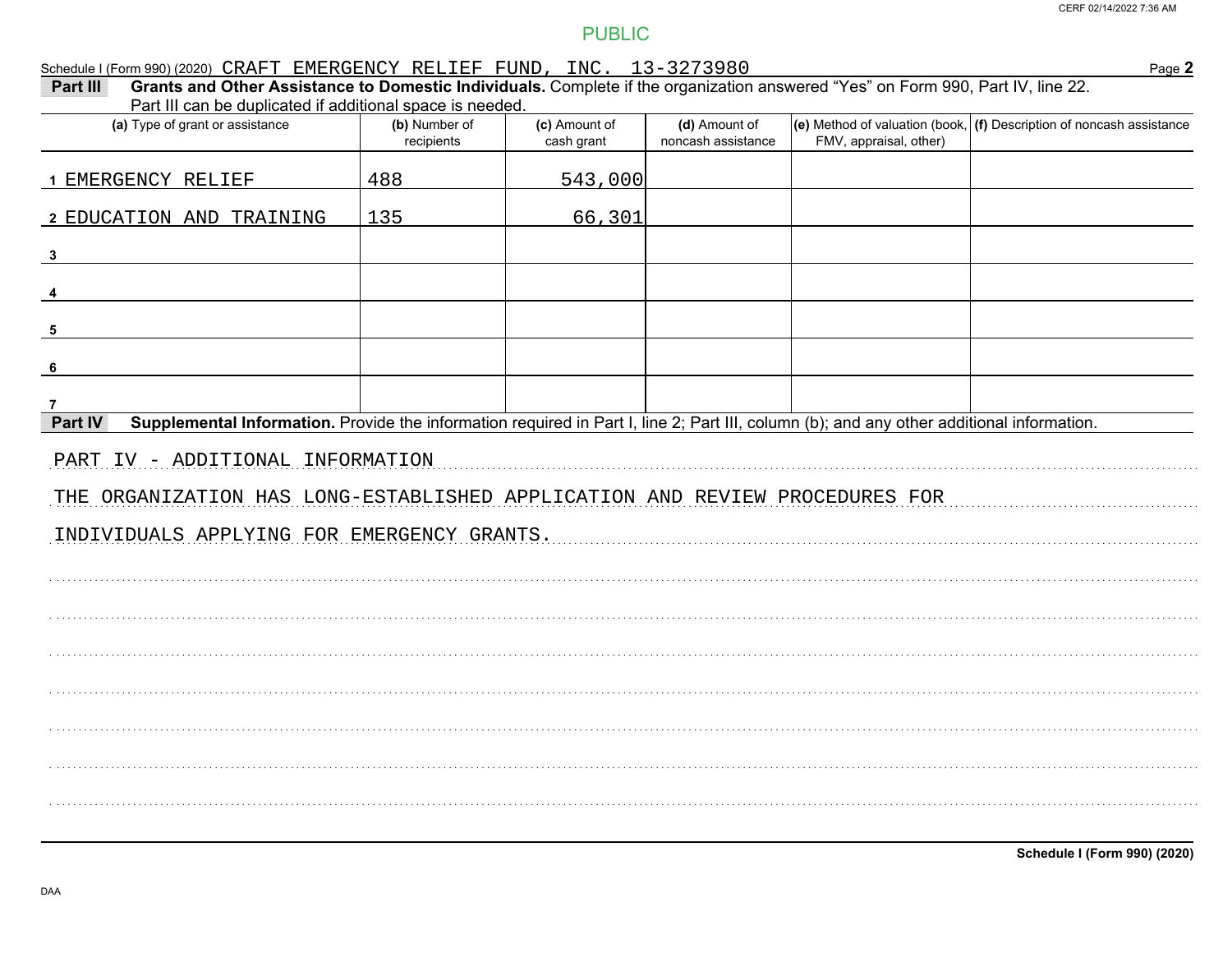PUBLIC

Schedule I (Form 990) (2020) CRAFT EMERGENCY RELIEF FUND, INC. 13-3273980

**Part III** **Grants and Other Assistance to Domestic Individuals.** Complete if the organization answered "Yes" on Form 990, Part IV, line 22. Part III can be duplicated if additional space is needed.

| (a) Type of grant or assistance | (b) Number of recipients | (c) Amount of cash grant | (d) Amount of noncash assistance | (e) Method of valuation (book, FMV, appraisal, other) | (f) Description of noncash assistance |
|---|---|---|---|---|---|
| 1 EMERGENCY RELIEF | 488 | 543,000 | | | |
| 2 EDUCATION AND TRAINING | 135 | 66,301 | | | |
| 3 | | | | | |
| 4 | | | | | |
| 5 | | | | | |
| 6 | | | | | |
| 7 | | | | | |

**Part IV** **Supplemental Information.** Provide the information required in Part I, line 2; Part III, column (b); and any other additional information.

PART IV - ADDITIONAL INFORMATION

THE ORGANIZATION HAS LONG-ESTABLISHED APPLICATION AND REVIEW PROCEDURES FOR INDIVIDUALS APPLYING FOR EMERGENCY GRANTS.

**Schedule I (Form 990) (2020)**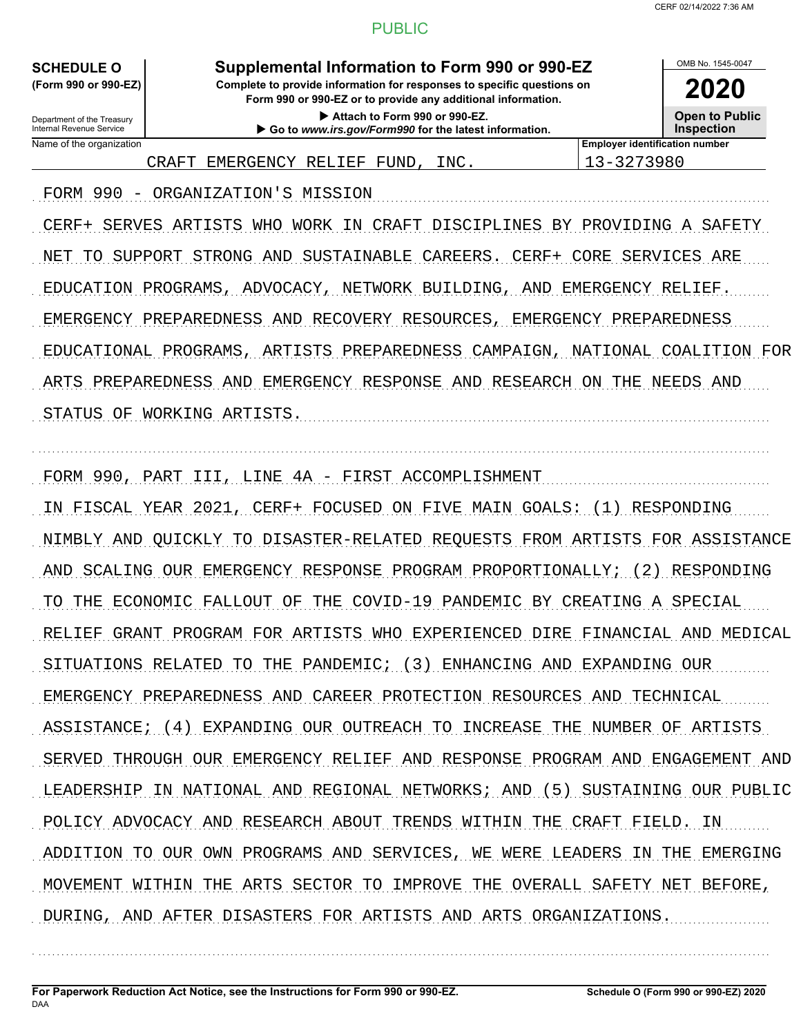PUBLIC

**SCHEDULE O**
**(Form 990 or 990-EZ)**

Department of the Treasury
Internal Revenue Service

# Supplemental Information to Form 990 or 990-EZ

**Complete to provide information for responses to specific questions on Form 990 or 990-EZ or to provide any additional information.**

▶ Attach to Form 990 or 990-EZ.
▶ Go to *www.irs.gov/Form990* for the latest information.

OMB No. 1545-0047

**2020**

**Open to Public Inspection**

| Name of the organization | Employer identification number |
|---|---|
| CRAFT EMERGENCY RELIEF FUND, INC. | 13-3273980 |

FORM 990 - ORGANIZATION'S MISSION

CERF+ SERVES ARTISTS WHO WORK IN CRAFT DISCIPLINES BY PROVIDING A SAFETY NET TO SUPPORT STRONG AND SUSTAINABLE CAREERS. CERF+ CORE SERVICES ARE EDUCATION PROGRAMS, ADVOCACY, NETWORK BUILDING, AND EMERGENCY RELIEF. EMERGENCY PREPAREDNESS AND RECOVERY RESOURCES, EMERGENCY PREPAREDNESS EDUCATIONAL PROGRAMS, ARTISTS PREPAREDNESS CAMPAIGN, NATIONAL COALITION FOR ARTS PREPAREDNESS AND EMERGENCY RESPONSE AND RESEARCH ON THE NEEDS AND STATUS OF WORKING ARTISTS.

FORM 990, PART III, LINE 4A - FIRST ACCOMPLISHMENT

IN FISCAL YEAR 2021, CERF+ FOCUSED ON FIVE MAIN GOALS: (1) RESPONDING NIMBLY AND QUICKLY TO DISASTER-RELATED REQUESTS FROM ARTISTS FOR ASSISTANCE AND SCALING OUR EMERGENCY RESPONSE PROGRAM PROPORTIONALLY; (2) RESPONDING TO THE ECONOMIC FALLOUT OF THE COVID-19 PANDEMIC BY CREATING A SPECIAL RELIEF GRANT PROGRAM FOR ARTISTS WHO EXPERIENCED DIRE FINANCIAL AND MEDICAL SITUATIONS RELATED TO THE PANDEMIC; (3) ENHANCING AND EXPANDING OUR EMERGENCY PREPAREDNESS AND CAREER PROTECTION RESOURCES AND TECHNICAL ASSISTANCE; (4) EXPANDING OUR OUTREACH TO INCREASE THE NUMBER OF ARTISTS SERVED THROUGH OUR EMERGENCY RELIEF AND RESPONSE PROGRAM AND ENGAGEMENT AND LEADERSHIP IN NATIONAL AND REGIONAL NETWORKS; AND (5) SUSTAINING OUR PUBLIC POLICY ADVOCACY AND RESEARCH ABOUT TRENDS WITHIN THE CRAFT FIELD. IN ADDITION TO OUR OWN PROGRAMS AND SERVICES, WE WERE LEADERS IN THE EMERGING MOVEMENT WITHIN THE ARTS SECTOR TO IMPROVE THE OVERALL SAFETY NET BEFORE, DURING, AND AFTER DISASTERS FOR ARTISTS AND ARTS ORGANIZATIONS.

**For Paperwork Reduction Act Notice, see the Instructions for Form 990 or 990-EZ.** **Schedule O (Form 990 or 990-EZ) 2020**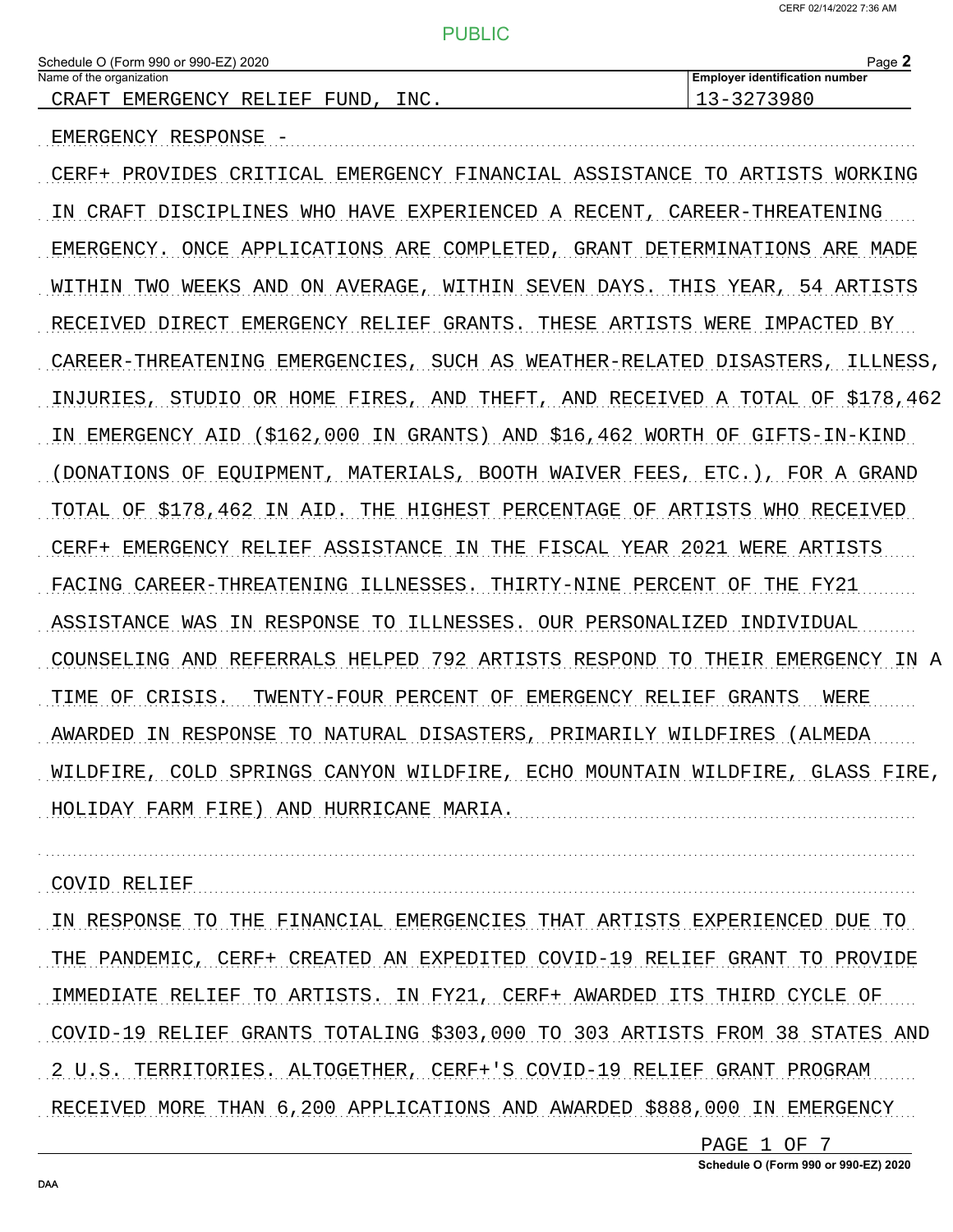Schedule O (Form 990 or 990-EZ) 2020

Name of the organization: CRAFT EMERGENCY RELIEF FUND, INC.

Employer identification number: 13-3273980

EMERGENCY RESPONSE -

CERF+ PROVIDES CRITICAL EMERGENCY FINANCIAL ASSISTANCE TO ARTISTS WORKING IN CRAFT DISCIPLINES WHO HAVE EXPERIENCED A RECENT, CAREER-THREATENING EMERGENCY. ONCE APPLICATIONS ARE COMPLETED, GRANT DETERMINATIONS ARE MADE WITHIN TWO WEEKS AND ON AVERAGE, WITHIN SEVEN DAYS. THIS YEAR, 54 ARTISTS RECEIVED DIRECT EMERGENCY RELIEF GRANTS. THESE ARTISTS WERE IMPACTED BY CAREER-THREATENING EMERGENCIES, SUCH AS WEATHER-RELATED DISASTERS, ILLNESS, INJURIES, STUDIO OR HOME FIRES, AND THEFT, AND RECEIVED A TOTAL OF $178,462 IN EMERGENCY AID ($162,000 IN GRANTS) AND $16,462 WORTH OF GIFTS-IN-KIND (DONATIONS OF EQUIPMENT, MATERIALS, BOOTH WAIVER FEES, ETC.), FOR A GRAND TOTAL OF $178,462 IN AID. THE HIGHEST PERCENTAGE OF ARTISTS WHO RECEIVED CERF+ EMERGENCY RELIEF ASSISTANCE IN THE FISCAL YEAR 2021 WERE ARTISTS FACING CAREER-THREATENING ILLNESSES. THIRTY-NINE PERCENT OF THE FY21 ASSISTANCE WAS IN RESPONSE TO ILLNESSES. OUR PERSONALIZED INDIVIDUAL COUNSELING AND REFERRALS HELPED 792 ARTISTS RESPOND TO THEIR EMERGENCY IN A TIME OF CRISIS. TWENTY-FOUR PERCENT OF EMERGENCY RELIEF GRANTS WERE AWARDED IN RESPONSE TO NATURAL DISASTERS, PRIMARILY WILDFIRES (ALMEDA WILDFIRE, COLD SPRINGS CANYON WILDFIRE, ECHO MOUNTAIN WILDFIRE, GLASS FIRE, HOLIDAY FARM FIRE) AND HURRICANE MARIA.

COVID RELIEF

IN RESPONSE TO THE FINANCIAL EMERGENCIES THAT ARTISTS EXPERIENCED DUE TO THE PANDEMIC, CERF+ CREATED AN EXPEDITED COVID-19 RELIEF GRANT TO PROVIDE IMMEDIATE RELIEF TO ARTISTS. IN FY21, CERF+ AWARDED ITS THIRD CYCLE OF COVID-19 RELIEF GRANTS TOTALING $303,000 TO 303 ARTISTS FROM 38 STATES AND 2 U.S. TERRITORIES. ALTOGETHER, CERF+'S COVID-19 RELIEF GRANT PROGRAM RECEIVED MORE THAN 6,200 APPLICATIONS AND AWARDED $888,000 IN EMERGENCY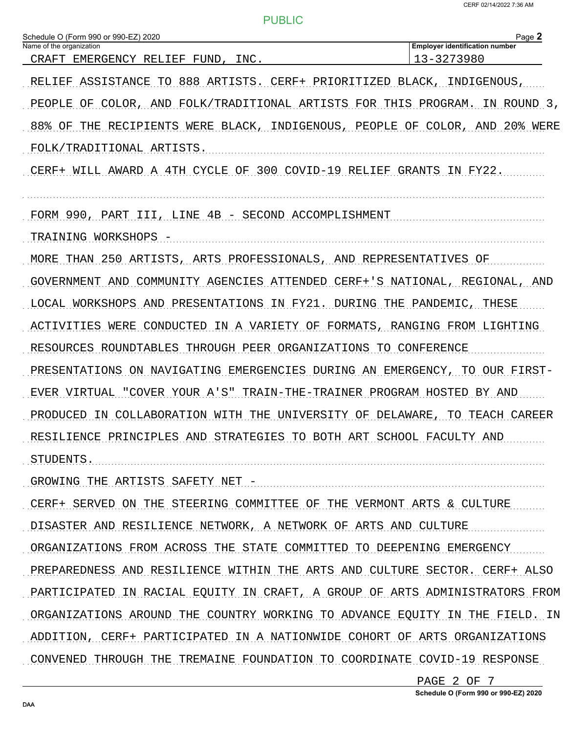Schedule O (Form 990 or 990-EZ) 2020

| Name of the organization | Employer identification number |
| --- | --- |
| CRAFT EMERGENCY RELIEF FUND, INC. | 13-3273980 |

RELIEF ASSISTANCE TO 888 ARTISTS. CERF+ PRIORITIZED BLACK, INDIGENOUS, PEOPLE OF COLOR, AND FOLK/TRADITIONAL ARTISTS FOR THIS PROGRAM. IN ROUND 3, 88% OF THE RECIPIENTS WERE BLACK, INDIGENOUS, PEOPLE OF COLOR, AND 20% WERE FOLK/TRADITIONAL ARTISTS.

CERF+ WILL AWARD A 4TH CYCLE OF 300 COVID-19 RELIEF GRANTS IN FY22.

FORM 990, PART III, LINE 4B - SECOND ACCOMPLISHMENT

TRAINING WORKSHOPS -

MORE THAN 250 ARTISTS, ARTS PROFESSIONALS, AND REPRESENTATIVES OF GOVERNMENT AND COMMUNITY AGENCIES ATTENDED CERF+'S NATIONAL, REGIONAL, AND LOCAL WORKSHOPS AND PRESENTATIONS IN FY21. DURING THE PANDEMIC, THESE ACTIVITIES WERE CONDUCTED IN A VARIETY OF FORMATS, RANGING FROM LIGHTING RESOURCES ROUNDTABLES THROUGH PEER ORGANIZATIONS TO CONFERENCE PRESENTATIONS ON NAVIGATING EMERGENCIES DURING AN EMERGENCY, TO OUR FIRST-EVER VIRTUAL "COVER YOUR A'S" TRAIN-THE-TRAINER PROGRAM HOSTED BY AND PRODUCED IN COLLABORATION WITH THE UNIVERSITY OF DELAWARE, TO TEACH CAREER RESILIENCE PRINCIPLES AND STRATEGIES TO BOTH ART SCHOOL FACULTY AND STUDENTS.

GROWING THE ARTISTS SAFETY NET -

CERF+ SERVED ON THE STEERING COMMITTEE OF THE VERMONT ARTS & CULTURE DISASTER AND RESILIENCE NETWORK, A NETWORK OF ARTS AND CULTURE ORGANIZATIONS FROM ACROSS THE STATE COMMITTED TO DEEPENING EMERGENCY PREPAREDNESS AND RESILIENCE WITHIN THE ARTS AND CULTURE SECTOR. CERF+ ALSO PARTICIPATED IN RACIAL EQUITY IN CRAFT, A GROUP OF ARTS ADMINISTRATORS FROM ORGANIZATIONS AROUND THE COUNTRY WORKING TO ADVANCE EQUITY IN THE FIELD. IN ADDITION, CERF+ PARTICIPATED IN A NATIONWIDE COHORT OF ARTS ORGANIZATIONS CONVENED THROUGH THE TREMAINE FOUNDATION TO COORDINATE COVID-19 RESPONSE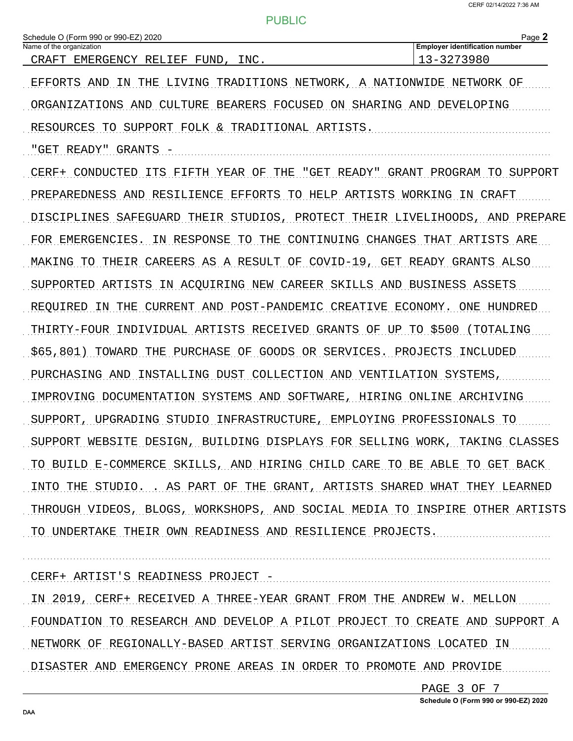Schedule O (Form 990 or 990-EZ) 2020

Name of the organization: CRAFT EMERGENCY RELIEF FUND, INC.

Employer identification number: 13-3273980

EFFORTS AND IN THE LIVING TRADITIONS NETWORK, A NATIONWIDE NETWORK OF ORGANIZATIONS AND CULTURE BEARERS FOCUSED ON SHARING AND DEVELOPING RESOURCES TO SUPPORT FOLK & TRADITIONAL ARTISTS.

"GET READY" GRANTS -

CERF+ CONDUCTED ITS FIFTH YEAR OF THE "GET READY" GRANT PROGRAM TO SUPPORT PREPAREDNESS AND RESILIENCE EFFORTS TO HELP ARTISTS WORKING IN CRAFT DISCIPLINES SAFEGUARD THEIR STUDIOS, PROTECT THEIR LIVELIHOODS, AND PREPARE FOR EMERGENCIES. IN RESPONSE TO THE CONTINUING CHANGES THAT ARTISTS ARE MAKING TO THEIR CAREERS AS A RESULT OF COVID-19, GET READY GRANTS ALSO SUPPORTED ARTISTS IN ACQUIRING NEW CAREER SKILLS AND BUSINESS ASSETS REQUIRED IN THE CURRENT AND POST-PANDEMIC CREATIVE ECONOMY. ONE HUNDRED THIRTY-FOUR INDIVIDUAL ARTISTS RECEIVED GRANTS OF UP TO $500 (TOTALING $65,801) TOWARD THE PURCHASE OF GOODS OR SERVICES. PROJECTS INCLUDED PURCHASING AND INSTALLING DUST COLLECTION AND VENTILATION SYSTEMS, IMPROVING DOCUMENTATION SYSTEMS AND SOFTWARE, HIRING ONLINE ARCHIVING SUPPORT, UPGRADING STUDIO INFRASTRUCTURE, EMPLOYING PROFESSIONALS TO SUPPORT WEBSITE DESIGN, BUILDING DISPLAYS FOR SELLING WORK, TAKING CLASSES TO BUILD E-COMMERCE SKILLS, AND HIRING CHILD CARE TO BE ABLE TO GET BACK INTO THE STUDIO. . AS PART OF THE GRANT, ARTISTS SHARED WHAT THEY LEARNED THROUGH VIDEOS, BLOGS, WORKSHOPS, AND SOCIAL MEDIA TO INSPIRE OTHER ARTISTS TO UNDERTAKE THEIR OWN READINESS AND RESILIENCE PROJECTS.

CERF+ ARTIST'S READINESS PROJECT -

IN 2019, CERF+ RECEIVED A THREE-YEAR GRANT FROM THE ANDREW W. MELLON FOUNDATION TO RESEARCH AND DEVELOP A PILOT PROJECT TO CREATE AND SUPPORT A NETWORK OF REGIONALLY-BASED ARTIST SERVING ORGANIZATIONS LOCATED IN DISASTER AND EMERGENCY PRONE AREAS IN ORDER TO PROMOTE AND PROVIDE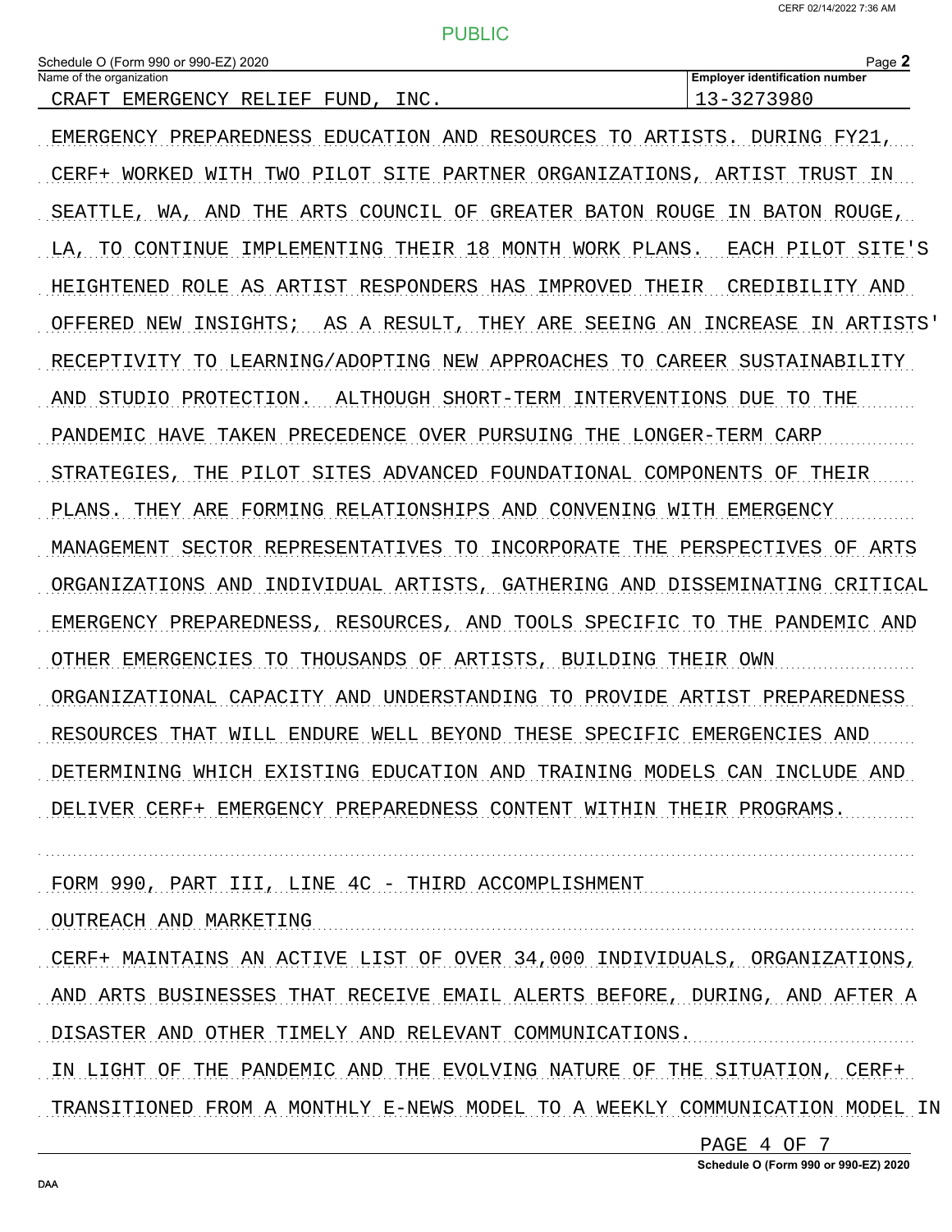Schedule O (Form 990 or 990-EZ) 2020

Name of the organization: CRAFT EMERGENCY RELIEF FUND, INC.

Employer identification number: 13-3273980

EMERGENCY PREPAREDNESS EDUCATION AND RESOURCES TO ARTISTS. DURING FY21, CERF+ WORKED WITH TWO PILOT SITE PARTNER ORGANIZATIONS, ARTIST TRUST IN SEATTLE, WA, AND THE ARTS COUNCIL OF GREATER BATON ROUGE IN BATON ROUGE, LA, TO CONTINUE IMPLEMENTING THEIR 18 MONTH WORK PLANS. EACH PILOT SITE'S HEIGHTENED ROLE AS ARTIST RESPONDERS HAS IMPROVED THEIR CREDIBILITY AND OFFERED NEW INSIGHTS; AS A RESULT, THEY ARE SEEING AN INCREASE IN ARTISTS' RECEPTIVITY TO LEARNING/ADOPTING NEW APPROACHES TO CAREER SUSTAINABILITY AND STUDIO PROTECTION. ALTHOUGH SHORT-TERM INTERVENTIONS DUE TO THE PANDEMIC HAVE TAKEN PRECEDENCE OVER PURSUING THE LONGER-TERM CARP STRATEGIES, THE PILOT SITES ADVANCED FOUNDATIONAL COMPONENTS OF THEIR PLANS. THEY ARE FORMING RELATIONSHIPS AND CONVENING WITH EMERGENCY MANAGEMENT SECTOR REPRESENTATIVES TO INCORPORATE THE PERSPECTIVES OF ARTS ORGANIZATIONS AND INDIVIDUAL ARTISTS, GATHERING AND DISSEMINATING CRITICAL EMERGENCY PREPAREDNESS, RESOURCES, AND TOOLS SPECIFIC TO THE PANDEMIC AND OTHER EMERGENCIES TO THOUSANDS OF ARTISTS, BUILDING THEIR OWN ORGANIZATIONAL CAPACITY AND UNDERSTANDING TO PROVIDE ARTIST PREPAREDNESS RESOURCES THAT WILL ENDURE WELL BEYOND THESE SPECIFIC EMERGENCIES AND DETERMINING WHICH EXISTING EDUCATION AND TRAINING MODELS CAN INCLUDE AND DELIVER CERF+ EMERGENCY PREPAREDNESS CONTENT WITHIN THEIR PROGRAMS.

FORM 990, PART III, LINE 4C - THIRD ACCOMPLISHMENT

OUTREACH AND MARKETING

CERF+ MAINTAINS AN ACTIVE LIST OF OVER 34,000 INDIVIDUALS, ORGANIZATIONS, AND ARTS BUSINESSES THAT RECEIVE EMAIL ALERTS BEFORE, DURING, AND AFTER A DISASTER AND OTHER TIMELY AND RELEVANT COMMUNICATIONS.

IN LIGHT OF THE PANDEMIC AND THE EVOLVING NATURE OF THE SITUATION, CERF+ TRANSITIONED FROM A MONTHLY E-NEWS MODEL TO A WEEKLY COMMUNICATION MODEL IN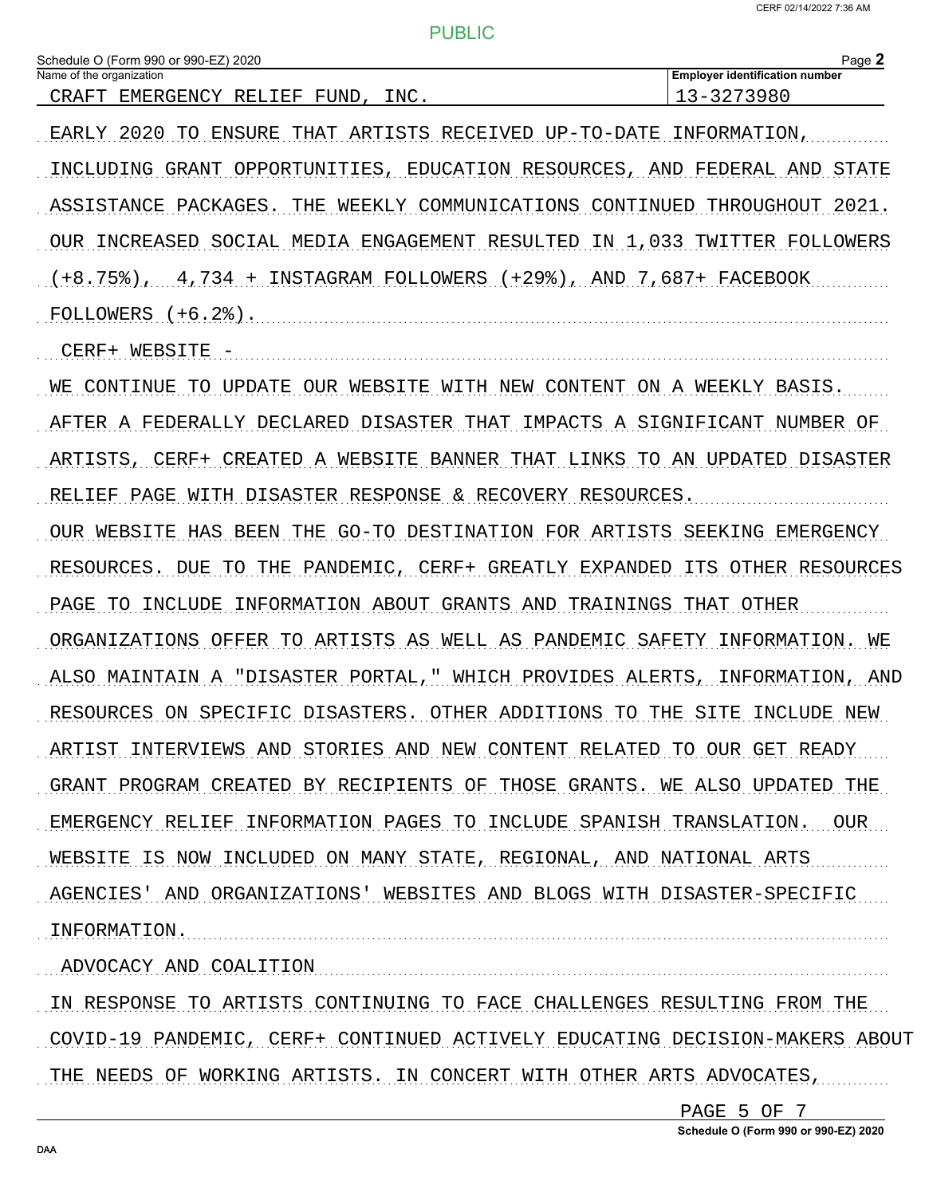Schedule O (Form 990 or 990-EZ) 2020

Name of the organization: CRAFT EMERGENCY RELIEF FUND, INC.

Employer identification number: 13-3273980

EARLY 2020 TO ENSURE THAT ARTISTS RECEIVED UP-TO-DATE INFORMATION, INCLUDING GRANT OPPORTUNITIES, EDUCATION RESOURCES, AND FEDERAL AND STATE ASSISTANCE PACKAGES. THE WEEKLY COMMUNICATIONS CONTINUED THROUGHOUT 2021. OUR INCREASED SOCIAL MEDIA ENGAGEMENT RESULTED IN 1,033 TWITTER FOLLOWERS (+8.75%), 4,734 + INSTAGRAM FOLLOWERS (+29%), AND 7,687+ FACEBOOK FOLLOWERS (+6.2%).

CERF+ WEBSITE -

WE CONTINUE TO UPDATE OUR WEBSITE WITH NEW CONTENT ON A WEEKLY BASIS. AFTER A FEDERALLY DECLARED DISASTER THAT IMPACTS A SIGNIFICANT NUMBER OF ARTISTS, CERF+ CREATED A WEBSITE BANNER THAT LINKS TO AN UPDATED DISASTER RELIEF PAGE WITH DISASTER RESPONSE & RECOVERY RESOURCES.

OUR WEBSITE HAS BEEN THE GO-TO DESTINATION FOR ARTISTS SEEKING EMERGENCY RESOURCES. DUE TO THE PANDEMIC, CERF+ GREATLY EXPANDED ITS OTHER RESOURCES PAGE TO INCLUDE INFORMATION ABOUT GRANTS AND TRAININGS THAT OTHER ORGANIZATIONS OFFER TO ARTISTS AS WELL AS PANDEMIC SAFETY INFORMATION. WE ALSO MAINTAIN A "DISASTER PORTAL," WHICH PROVIDES ALERTS, INFORMATION, AND RESOURCES ON SPECIFIC DISASTERS. OTHER ADDITIONS TO THE SITE INCLUDE NEW ARTIST INTERVIEWS AND STORIES AND NEW CONTENT RELATED TO OUR GET READY GRANT PROGRAM CREATED BY RECIPIENTS OF THOSE GRANTS. WE ALSO UPDATED THE EMERGENCY RELIEF INFORMATION PAGES TO INCLUDE SPANISH TRANSLATION. OUR WEBSITE IS NOW INCLUDED ON MANY STATE, REGIONAL, AND NATIONAL ARTS AGENCIES' AND ORGANIZATIONS' WEBSITES AND BLOGS WITH DISASTER-SPECIFIC INFORMATION.

ADVOCACY AND COALITION

IN RESPONSE TO ARTISTS CONTINUING TO FACE CHALLENGES RESULTING FROM THE COVID-19 PANDEMIC, CERF+ CONTINUED ACTIVELY EDUCATING DECISION-MAKERS ABOUT THE NEEDS OF WORKING ARTISTS. IN CONCERT WITH OTHER ARTS ADVOCATES,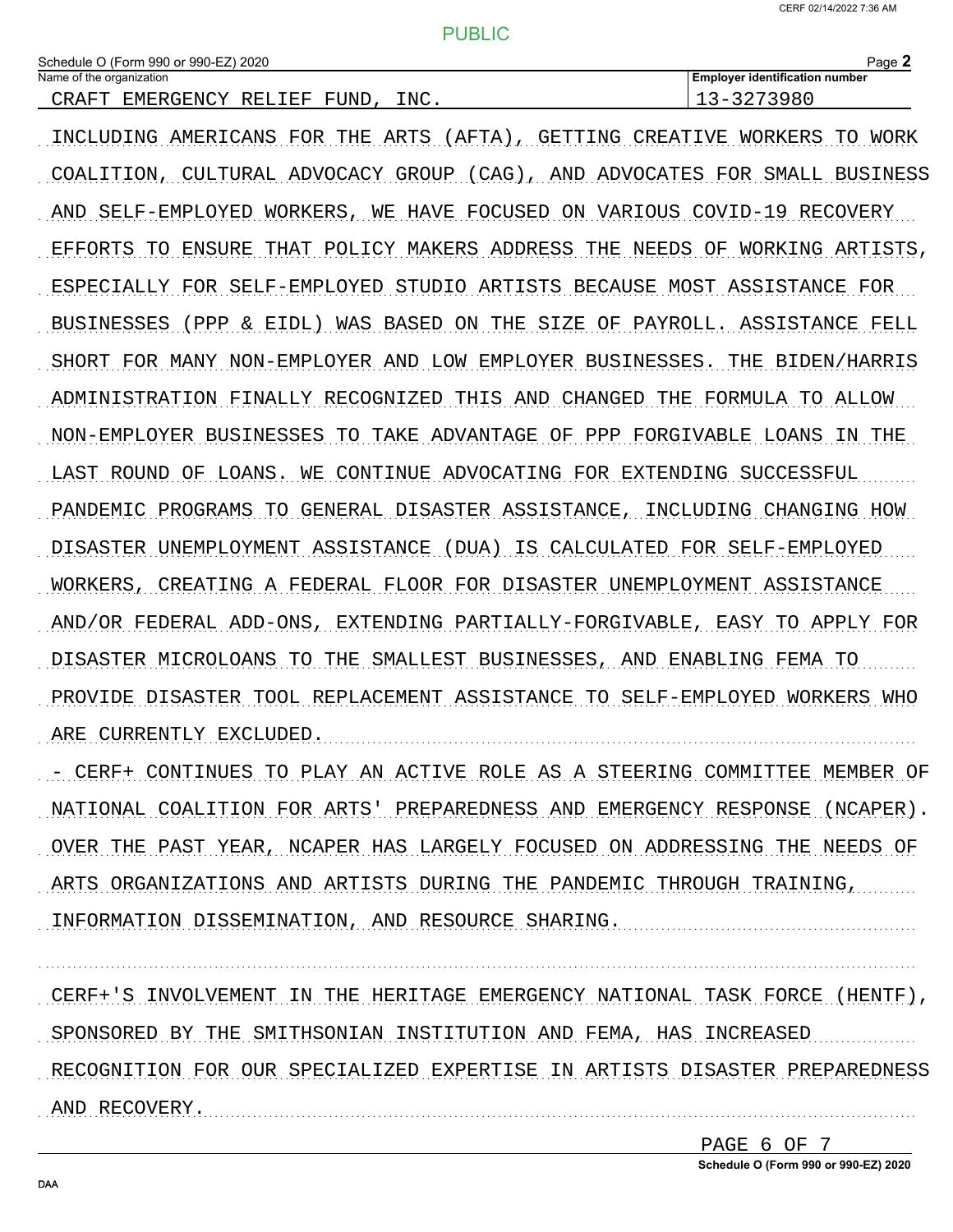Schedule O (Form 990 or 990-EZ) 2020

Name of the organization: CRAFT EMERGENCY RELIEF FUND, INC.

Employer identification number: 13-3273980

INCLUDING AMERICANS FOR THE ARTS (AFTA), GETTING CREATIVE WORKERS TO WORK COALITION, CULTURAL ADVOCACY GROUP (CAG), AND ADVOCATES FOR SMALL BUSINESS AND SELF-EMPLOYED WORKERS, WE HAVE FOCUSED ON VARIOUS COVID-19 RECOVERY EFFORTS TO ENSURE THAT POLICY MAKERS ADDRESS THE NEEDS OF WORKING ARTISTS, ESPECIALLY FOR SELF-EMPLOYED STUDIO ARTISTS BECAUSE MOST ASSISTANCE FOR BUSINESSES (PPP & EIDL) WAS BASED ON THE SIZE OF PAYROLL. ASSISTANCE FELL SHORT FOR MANY NON-EMPLOYER AND LOW EMPLOYER BUSINESSES. THE BIDEN/HARRIS ADMINISTRATION FINALLY RECOGNIZED THIS AND CHANGED THE FORMULA TO ALLOW NON-EMPLOYER BUSINESSES TO TAKE ADVANTAGE OF PPP FORGIVABLE LOANS IN THE LAST ROUND OF LOANS. WE CONTINUE ADVOCATING FOR EXTENDING SUCCESSFUL PANDEMIC PROGRAMS TO GENERAL DISASTER ASSISTANCE, INCLUDING CHANGING HOW DISASTER UNEMPLOYMENT ASSISTANCE (DUA) IS CALCULATED FOR SELF-EMPLOYED WORKERS, CREATING A FEDERAL FLOOR FOR DISASTER UNEMPLOYMENT ASSISTANCE AND/OR FEDERAL ADD-ONS, EXTENDING PARTIALLY-FORGIVABLE, EASY TO APPLY FOR DISASTER MICROLOANS TO THE SMALLEST BUSINESSES, AND ENABLING FEMA TO PROVIDE DISASTER TOOL REPLACEMENT ASSISTANCE TO SELF-EMPLOYED WORKERS WHO ARE CURRENTLY EXCLUDED.

- CERF+ CONTINUES TO PLAY AN ACTIVE ROLE AS A STEERING COMMITTEE MEMBER OF NATIONAL COALITION FOR ARTS' PREPAREDNESS AND EMERGENCY RESPONSE (NCAPER). OVER THE PAST YEAR, NCAPER HAS LARGELY FOCUSED ON ADDRESSING THE NEEDS OF ARTS ORGANIZATIONS AND ARTISTS DURING THE PANDEMIC THROUGH TRAINING, INFORMATION DISSEMINATION, AND RESOURCE SHARING.

CERF+'S INVOLVEMENT IN THE HERITAGE EMERGENCY NATIONAL TASK FORCE (HENTF), SPONSORED BY THE SMITHSONIAN INSTITUTION AND FEMA, HAS INCREASED RECOGNITION FOR OUR SPECIALIZED EXPERTISE IN ARTISTS DISASTER PREPAREDNESS AND RECOVERY.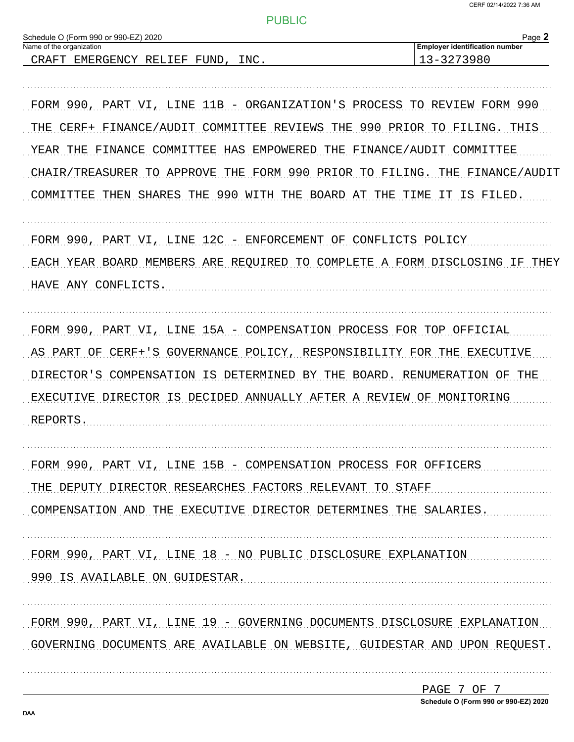Schedule O (Form 990 or 990-EZ) 2020

| Name of the organization | Employer identification number |
|---|---|
| CRAFT EMERGENCY RELIEF FUND, INC. | 13-3273980 |

FORM 990, PART VI, LINE 11B - ORGANIZATION'S PROCESS TO REVIEW FORM 990

THE CERF+ FINANCE/AUDIT COMMITTEE REVIEWS THE 990 PRIOR TO FILING. THIS YEAR THE FINANCE COMMITTEE HAS EMPOWERED THE FINANCE/AUDIT COMMITTEE CHAIR/TREASURER TO APPROVE THE FORM 990 PRIOR TO FILING. THE FINANCE/AUDIT COMMITTEE THEN SHARES THE 990 WITH THE BOARD AT THE TIME IT IS FILED.

FORM 990, PART VI, LINE 12C - ENFORCEMENT OF CONFLICTS POLICY

EACH YEAR BOARD MEMBERS ARE REQUIRED TO COMPLETE A FORM DISCLOSING IF THEY HAVE ANY CONFLICTS.

FORM 990, PART VI, LINE 15A - COMPENSATION PROCESS FOR TOP OFFICIAL

AS PART OF CERF+'S GOVERNANCE POLICY, RESPONSIBILITY FOR THE EXECUTIVE DIRECTOR'S COMPENSATION IS DETERMINED BY THE BOARD. RENUMERATION OF THE EXECUTIVE DIRECTOR IS DECIDED ANNUALLY AFTER A REVIEW OF MONITORING REPORTS.

FORM 990, PART VI, LINE 15B - COMPENSATION PROCESS FOR OFFICERS

THE DEPUTY DIRECTOR RESEARCHES FACTORS RELEVANT TO STAFF COMPENSATION AND THE EXECUTIVE DIRECTOR DETERMINES THE SALARIES.

FORM 990, PART VI, LINE 18 - NO PUBLIC DISCLOSURE EXPLANATION

990 IS AVAILABLE ON GUIDESTAR.

FORM 990, PART VI, LINE 19 - GOVERNING DOCUMENTS DISCLOSURE EXPLANATION

GOVERNING DOCUMENTS ARE AVAILABLE ON WEBSITE, GUIDESTAR AND UPON REQUEST.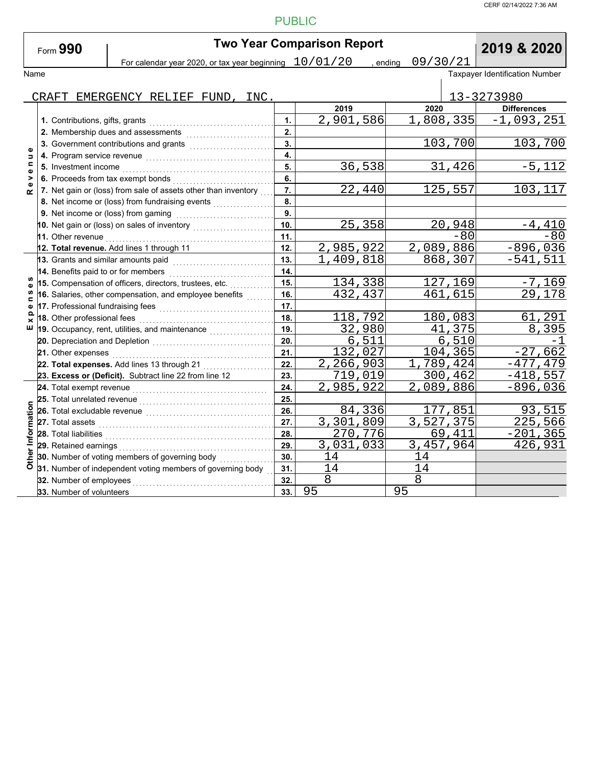PUBLIC

# Form 990 Two Year Comparison Report — 2019 & 2020

For calendar year 2020, or tax year beginning 10/01/20 , ending 09/30/21

| Name | Taxpayer Identification Number |
|---|---|
| CRAFT EMERGENCY RELIEF FUND, INC. | 13-3273980 |

| Section | Item | Line | 2019 | 2020 | Differences |
|---|---|---|---|---|---|
| Revenue | 1. Contributions, gifts, grants | 1. | 2,901,586 | 1,808,335 | -1,093,251 |
| | 2. Membership dues and assessments | 2. | | | |
| | 3. Government contributions and grants | 3. | | 103,700 | 103,700 |
| | 4. Program service revenue | 4. | | | |
| | 5. Investment income | 5. | 36,538 | 31,426 | -5,112 |
| | 6. Proceeds from tax exempt bonds | 6. | | | |
| | 7. Net gain or (loss) from sale of assets other than inventory | 7. | 22,440 | 125,557 | 103,117 |
| | 8. Net income or (loss) from fundraising events | 8. | | | |
| | 9. Net income or (loss) from gaming | 9. | | | |
| | 10. Net gain or (loss) on sales of inventory | 10. | 25,358 | 20,948 | -4,410 |
| | 11. Other revenue | 11. | | -80 | -80 |
| | **12. Total revenue.** Add lines 1 through 11 | 12. | 2,985,922 | 2,089,886 | -896,036 |
| Expenses | 13. Grants and similar amounts paid | 13. | 1,409,818 | 868,307 | -541,511 |
| | 14. Benefits paid to or for members | 14. | | | |
| | 15. Compensation of officers, directors, trustees, etc. | 15. | 134,338 | 127,169 | -7,169 |
| | 16. Salaries, other compensation, and employee benefits | 16. | 432,437 | 461,615 | 29,178 |
| | 17. Professional fundraising fees | 17. | | | |
| | 18. Other professional fees | 18. | 118,792 | 180,083 | 61,291 |
| | 19. Occupancy, rent, utilities, and maintenance | 19. | 32,980 | 41,375 | 8,395 |
| | 20. Depreciation and Depletion | 20. | 6,511 | 6,510 | -1 |
| | 21. Other expenses | 21. | 132,027 | 104,365 | -27,662 |
| | **22. Total expenses.** Add lines 13 through 21 | 22. | 2,266,903 | 1,789,424 | -477,479 |
| | **23. Excess or (Deficit).** Subtract line 22 from line 12 | 23. | 719,019 | 300,462 | -418,557 |
| Other Information | 24. Total exempt revenue | 24. | 2,985,922 | 2,089,886 | -896,036 |
| | 25. Total unrelated revenue | 25. | | | |
| | 26. Total excludable revenue | 26. | 84,336 | 177,851 | 93,515 |
| | 27. Total assets | 27. | 3,301,809 | 3,527,375 | 225,566 |
| | 28. Total liabilities | 28. | 270,776 | 69,411 | -201,365 |
| | 29. Retained earnings | 29. | 3,031,033 | 3,457,964 | 426,931 |
| | 30. Number of voting members of governing body | 30. | 14 | 14 | |
| | 31. Number of independent voting members of governing body | 31. | 14 | 14 | |
| | 32. Number of employees | 32. | 8 | 8 | |
| | 33. Number of volunteers | 33. | 95 | 95 | |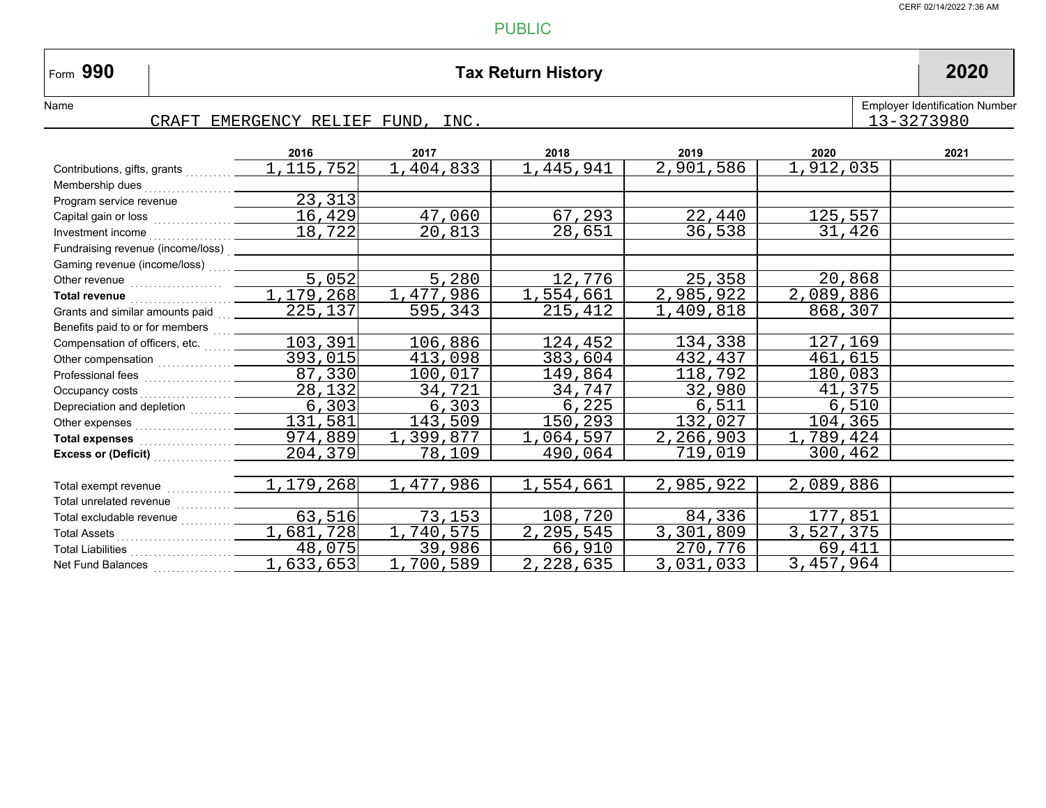PUBLIC

Form **990**

# Tax Return History

**2020**

Name: CRAFT EMERGENCY RELIEF FUND, INC.

Employer Identification Number: 13-3273980

| | 2016 | 2017 | 2018 | 2019 | 2020 | 2021 |
|---|---|---|---|---|---|---|
| Contributions, gifts, grants | 1,115,752 | 1,404,833 | 1,445,941 | 2,901,586 | 1,912,035 | |
| Membership dues | | | | | | |
| Program service revenue | 23,313 | | | | | |
| Capital gain or loss | 16,429 | 47,060 | 67,293 | 22,440 | 125,557 | |
| Investment income | 18,722 | 20,813 | 28,651 | 36,538 | 31,426 | |
| Fundraising revenue (income/loss) | | | | | | |
| Gaming revenue (income/loss) | | | | | | |
| Other revenue | 5,052 | 5,280 | 12,776 | 25,358 | 20,868 | |
| **Total revenue** | 1,179,268 | 1,477,986 | 1,554,661 | 2,985,922 | 2,089,886 | |
| Grants and similar amounts paid | 225,137 | 595,343 | 215,412 | 1,409,818 | 868,307 | |
| Benefits paid to or for members | | | | | | |
| Compensation of officers, etc. | 103,391 | 106,886 | 124,452 | 134,338 | 127,169 | |
| Other compensation | 393,015 | 413,098 | 383,604 | 432,437 | 461,615 | |
| Professional fees | 87,330 | 100,017 | 149,864 | 118,792 | 180,083 | |
| Occupancy costs | 28,132 | 34,721 | 34,747 | 32,980 | 41,375 | |
| Depreciation and depletion | 6,303 | 6,303 | 6,225 | 6,511 | 6,510 | |
| Other expenses | 131,581 | 143,509 | 150,293 | 132,027 | 104,365 | |
| **Total expenses** | 974,889 | 1,399,877 | 1,064,597 | 2,266,903 | 1,789,424 | |
| **Excess or (Deficit)** | 204,379 | 78,109 | 490,064 | 719,019 | 300,462 | |
| | | | | | | |
| Total exempt revenue | 1,179,268 | 1,477,986 | 1,554,661 | 2,985,922 | 2,089,886 | |
| Total unrelated revenue | | | | | | |
| Total excludable revenue | 63,516 | 73,153 | 108,720 | 84,336 | 177,851 | |
| Total Assets | 1,681,728 | 1,740,575 | 2,295,545 | 3,301,809 | 3,527,375 | |
| Total Liabilities | 48,075 | 39,986 | 66,910 | 270,776 | 69,411 | |
| Net Fund Balances | 1,633,653 | 1,700,589 | 2,228,635 | 3,031,033 | 3,457,964 | |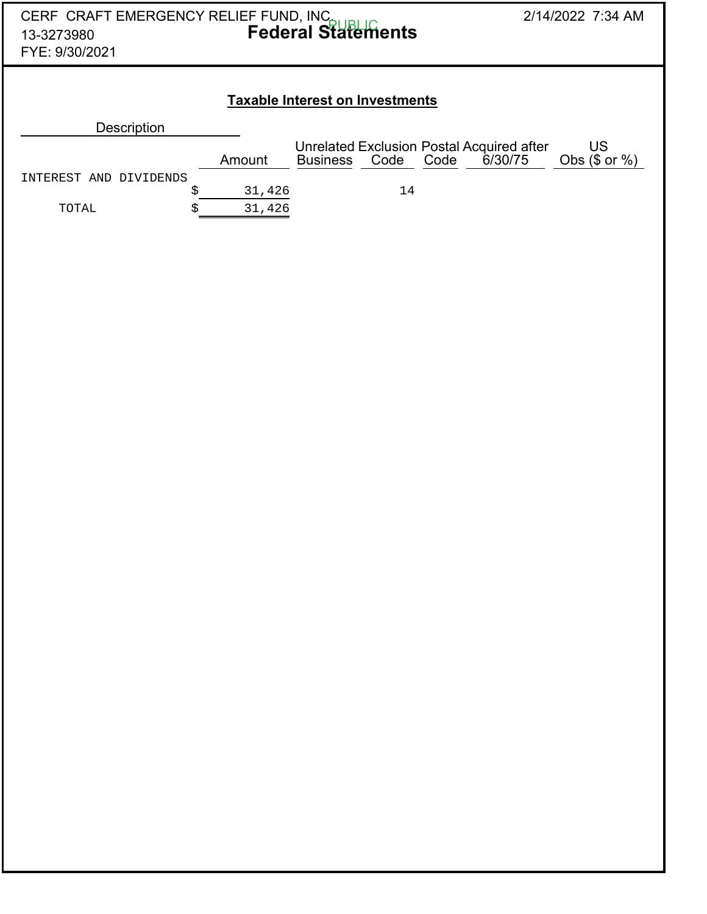CERF CRAFT EMERGENCY RELIEF FUND, INC
13-3273980
FYE: 9/30/2021

PUBLIC

**Federal Statements**

2/14/2022 7:34 AM

## Taxable Interest on Investments

| Description | Amount | Unrelated Business Code | Exclusion Code | Postal Code | Acquired after 6/30/75 | US Obs ($ or %) |
|---|---|---|---|---|---|---|
| INTEREST AND DIVIDENDS | $ 31,426 | | 14 | | | |
| TOTAL | $ 31,426 | | | | | |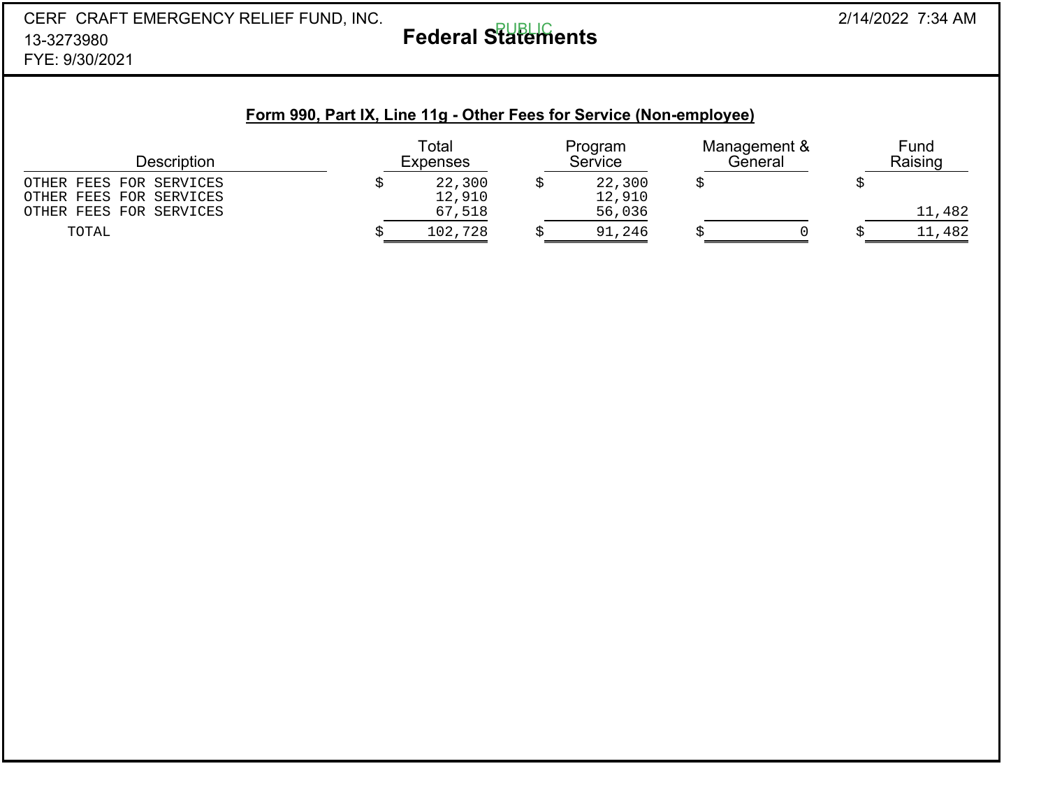CERF CRAFT EMERGENCY RELIEF FUND, INC.
13-3273980
FYE: 9/30/2021

## Federal Statements

2/14/2022 7:34 AM

### Form 990, Part IX, Line 11g - Other Fees for Service (Non-employee)

| Description | Total Expenses | Program Service | Management & General | Fund Raising |
|---|---|---|---|---|
| OTHER FEES FOR SERVICES | $ 22,300 | $ 22,300 | $ | $ |
| OTHER FEES FOR SERVICES | 12,910 | 12,910 | | |
| OTHER FEES FOR SERVICES | 67,518 | 56,036 | | 11,482 |
| TOTAL | $ 102,728 | $ 91,246 | $ 0 | $ 11,482 |